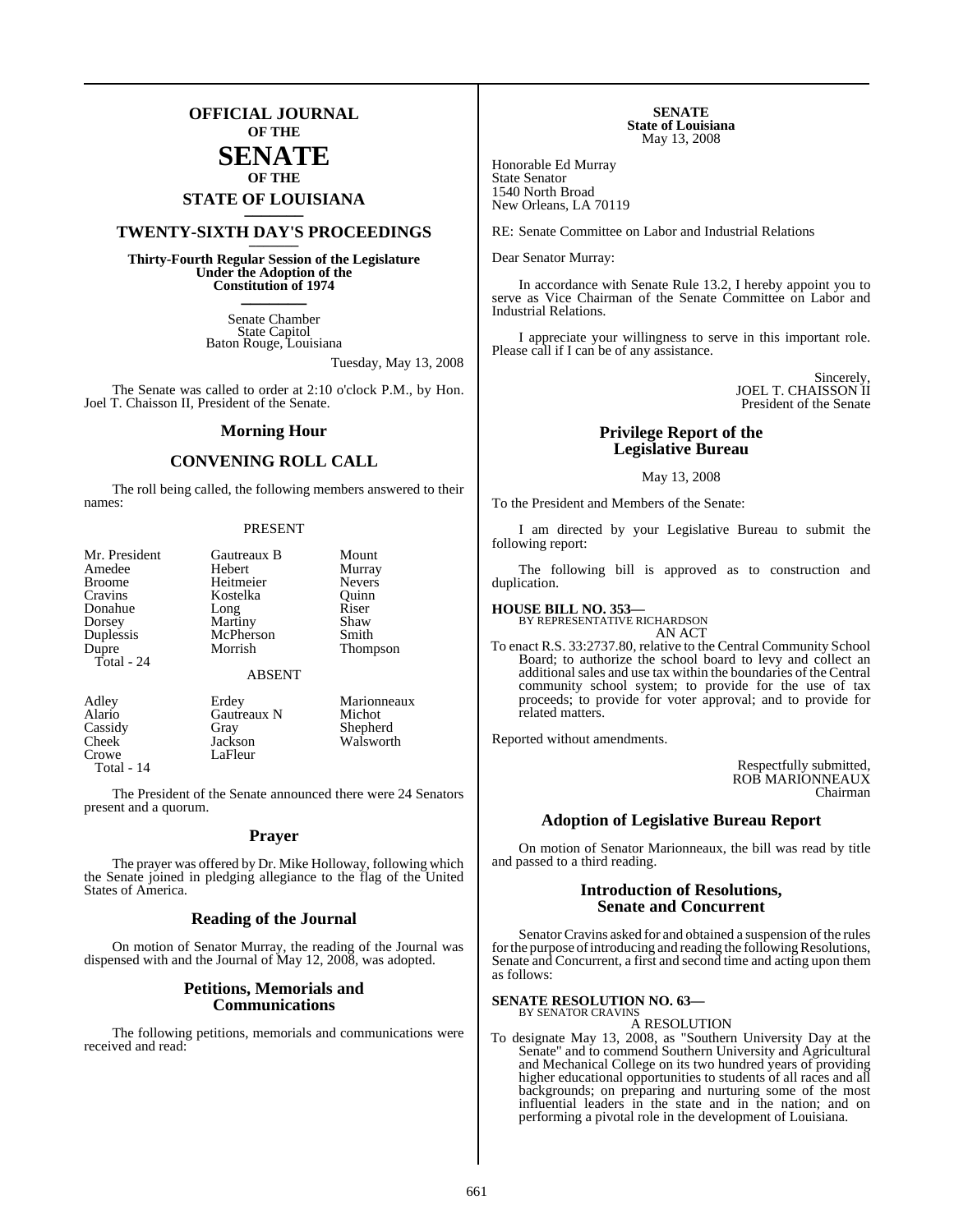# OFFICIAL JOURNAL
## OF THE
# SENATE
## OF THE
## STATE OF LOUISIANA

## TWENTY-SIXTH DAY'S PROCEEDINGS

**Thirty-Fourth Regular Session of the Legislature Under the Adoption of the Constitution of 1974**

Senate Chamber
State Capitol
Baton Rouge, Louisiana

Tuesday, May 13, 2008

The Senate was called to order at 2:10 o'clock P.M., by Hon. Joel T. Chaisson II, President of the Senate.

## Morning Hour

## CONVENING ROLL CALL

The roll being called, the following members answered to their names:

PRESENT

| | | |
|---|---|---|
| Mr. President | Gautreaux B | Mount |
| Amedee | Hebert | Murray |
| Broome | Heitmeier | Nevers |
| Cravins | Kostelka | Quinn |
| Donahue | Long | Riser |
| Dorsey | Martiny | Shaw |
| Duplessis | McPherson | Smith |
| Dupre | Morrish | Thompson |
| Total - 24 | | |

ABSENT

| | | |
|---|---|---|
| Adley | Erdey | Marionneaux |
| Alario | Gautreaux N | Michot |
| Cassidy | Gray | Shepherd |
| Cheek | Jackson | Walsworth |
| Crowe | LaFleur | |
| Total - 14 | | |

The President of the Senate announced there were 24 Senators present and a quorum.

## Prayer

The prayer was offered by Dr. Mike Holloway, following which the Senate joined in pledging allegiance to the flag of the United States of America.

## Reading of the Journal

On motion of Senator Murray, the reading of the Journal was dispensed with and the Journal of May 12, 2008, was adopted.

## Petitions, Memorials and Communications

The following petitions, memorials and communications were received and read:

**SENATE**
**State of Louisiana**
May 13, 2008

Honorable Ed Murray
State Senator
1540 North Broad
New Orleans, LA 70119

RE: Senate Committee on Labor and Industrial Relations

Dear Senator Murray:

In accordance with Senate Rule 13.2, I hereby appoint you to serve as Vice Chairman of the Senate Committee on Labor and Industrial Relations.

I appreciate your willingness to serve in this important role. Please call if I can be of any assistance.

Sincerely,
JOEL T. CHAISSON II
President of the Senate

## Privilege Report of the Legislative Bureau

May 13, 2008

To the President and Members of the Senate:

I am directed by your Legislative Bureau to submit the following report:

The following bill is approved as to construction and duplication.

**HOUSE BILL NO. 353—**
BY REPRESENTATIVE RICHARDSON
AN ACT

To enact R.S. 33:2737.80, relative to the Central Community School Board; to authorize the school board to levy and collect an additional sales and use tax within the boundaries of the Central community school system; to provide for the use of tax proceeds; to provide for voter approval; and to provide for related matters.

Reported without amendments.

Respectfully submitted,
ROB MARIONNEAUX
Chairman

## Adoption of Legislative Bureau Report

On motion of Senator Marionneaux, the bill was read by title and passed to a third reading.

## Introduction of Resolutions, Senate and Concurrent

Senator Cravins asked for and obtained a suspension of the rules for the purpose of introducing and reading the following Resolutions, Senate and Concurrent, a first and second time and acting upon them as follows:

**SENATE RESOLUTION NO. 63—**
BY SENATOR CRAVINS
A RESOLUTION

To designate May 13, 2008, as "Southern University Day at the Senate" and to commend Southern University and Agricultural and Mechanical College on its two hundred years of providing higher educational opportunities to students of all races and all backgrounds; on preparing and nurturing some of the most influential leaders in the state and in the nation; and on performing a pivotal role in the development of Louisiana.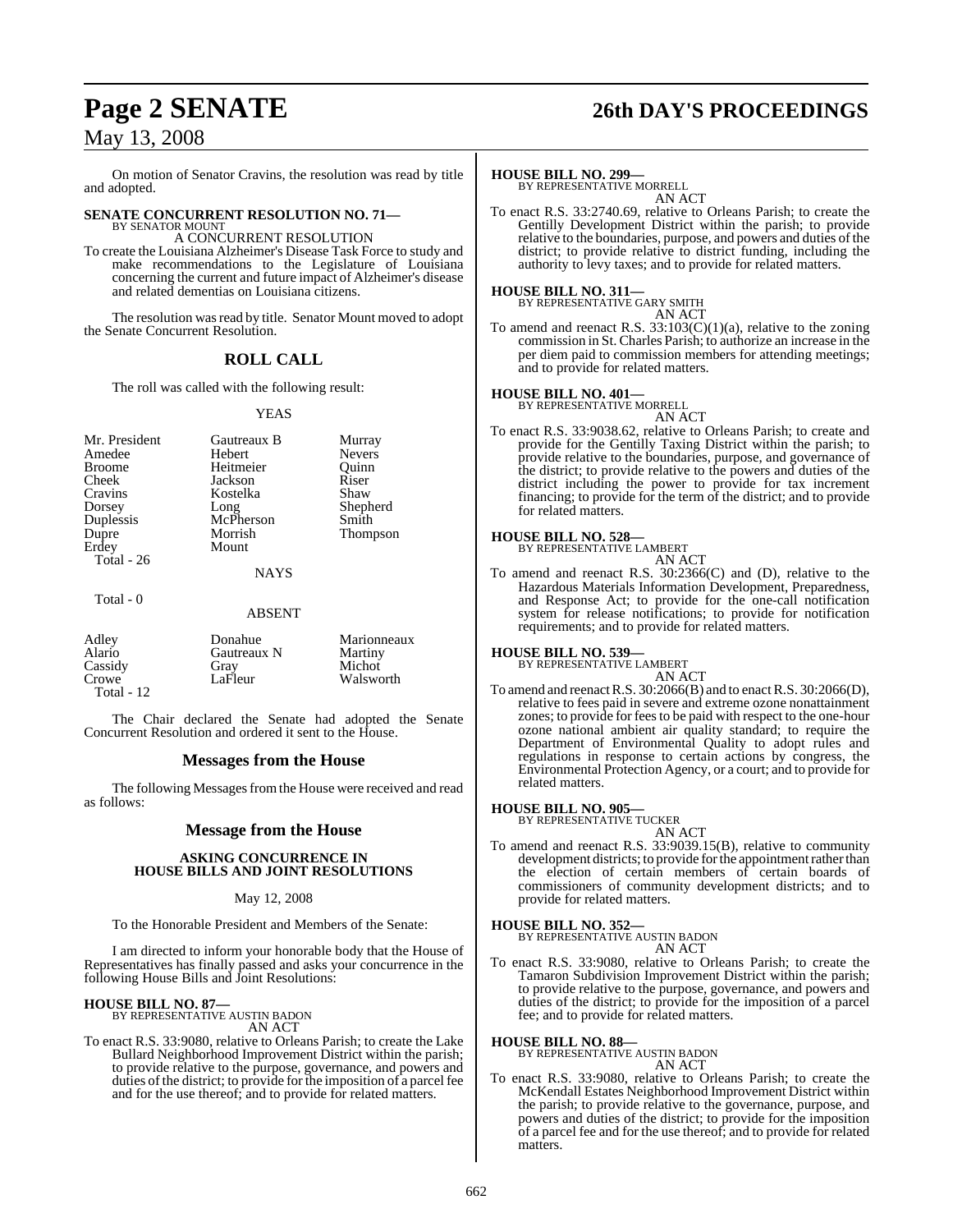On motion of Senator Cravins, the resolution was read by title and adopted.

**SENATE CONCURRENT RESOLUTION NO. 71—**
BY SENATOR MOUNT

A CONCURRENT RESOLUTION

To create the Louisiana Alzheimer's Disease Task Force to study and make recommendations to the Legislature of Louisiana concerning the current and future impact of Alzheimer's disease and related dementias on Louisiana citizens.

The resolution was read by title. Senator Mount moved to adopt the Senate Concurrent Resolution.

## ROLL CALL

The roll was called with the following result:

YEAS

| | | |
|---|---|---|
| Mr. President | Gautreaux B | Murray |
| Amedee | Hebert | Nevers |
| Broome | Heitmeier | Quinn |
| Cheek | Jackson | Riser |
| Cravins | Kostelka | Shaw |
| Dorsey | Long | Shepherd |
| Duplessis | McPherson | Smith |
| Dupre | Morrish | Thompson |
| Erdey | Mount | |
| Total - 26 | | |

NAYS

Total - 0

ABSENT

| | | |
|---|---|---|
| Adley | Donahue | Marionneaux |
| Alario | Gautreaux N | Martiny |
| Cassidy | Gray | Michot |
| Crowe | LaFleur | Walsworth |
| Total - 12 | | |

The Chair declared the Senate had adopted the Senate Concurrent Resolution and ordered it sent to the House.

## Messages from the House

The following Messages from the House were received and read as follows:

## Message from the House

**ASKING CONCURRENCE IN HOUSE BILLS AND JOINT RESOLUTIONS**

May 12, 2008

To the Honorable President and Members of the Senate:

I am directed to inform your honorable body that the House of Representatives has finally passed and asks your concurrence in the following House Bills and Joint Resolutions:

**HOUSE BILL NO. 87—**
BY REPRESENTATIVE AUSTIN BADON

AN ACT

To enact R.S. 33:9080, relative to Orleans Parish; to create the Lake Bullard Neighborhood Improvement District within the parish; to provide relative to the purpose, governance, and powers and duties of the district; to provide for the imposition of a parcel fee and for the use thereof; and to provide for related matters.

**HOUSE BILL NO. 299—**
BY REPRESENTATIVE MORRELL

AN ACT

To enact R.S. 33:2740.69, relative to Orleans Parish; to create the Gentilly Development District within the parish; to provide relative to the boundaries, purpose, and powers and duties of the district; to provide relative to district funding, including the authority to levy taxes; and to provide for related matters.

**HOUSE BILL NO. 311—**
BY REPRESENTATIVE GARY SMITH

AN ACT

To amend and reenact R.S. 33:103(C)(1)(a), relative to the zoning commission in St. Charles Parish; to authorize an increase in the per diem paid to commission members for attending meetings; and to provide for related matters.

**HOUSE BILL NO. 401—**
BY REPRESENTATIVE MORRELL

AN ACT

To enact R.S. 33:9038.62, relative to Orleans Parish; to create and provide for the Gentilly Taxing District within the parish; to provide relative to the boundaries, purpose, and governance of the district; to provide relative to the powers and duties of the district including the power to provide for tax increment financing; to provide for the term of the district; and to provide for related matters.

**HOUSE BILL NO. 528—**
BY REPRESENTATIVE LAMBERT

AN ACT

To amend and reenact R.S. 30:2366(C) and (D), relative to the Hazardous Materials Information Development, Preparedness, and Response Act; to provide for the one-call notification system for release notifications; to provide for notification requirements; and to provide for related matters.

**HOUSE BILL NO. 539—**
BY REPRESENTATIVE LAMBERT

AN ACT

To amend and reenact R.S. 30:2066(B) and to enact R.S. 30:2066(D), relative to fees paid in severe and extreme ozone nonattainment zones; to provide for fees to be paid with respect to the one-hour ozone national ambient air quality standard; to require the Department of Environmental Quality to adopt rules and regulations in response to certain actions by congress, the Environmental Protection Agency, or a court; and to provide for related matters.

**HOUSE BILL NO. 905—**
BY REPRESENTATIVE TUCKER

AN ACT

To amend and reenact R.S. 33:9039.15(B), relative to community development districts; to provide for the appointment rather than the election of certain members of certain boards of commissioners of community development districts; and to provide for related matters.

**HOUSE BILL NO. 352—**
BY REPRESENTATIVE AUSTIN BADON

AN ACT

To enact R.S. 33:9080, relative to Orleans Parish; to create the Tamaron Subdivision Improvement District within the parish; to provide relative to the purpose, governance, and powers and duties of the district; to provide for the imposition of a parcel fee; and to provide for related matters.

**HOUSE BILL NO. 88—**
BY REPRESENTATIVE AUSTIN BADON

AN ACT

To enact R.S. 33:9080, relative to Orleans Parish; to create the McKendall Estates Neighborhood Improvement District within the parish; to provide relative to the governance, purpose, and powers and duties of the district; to provide for the imposition of a parcel fee and for the use thereof; and to provide for related matters.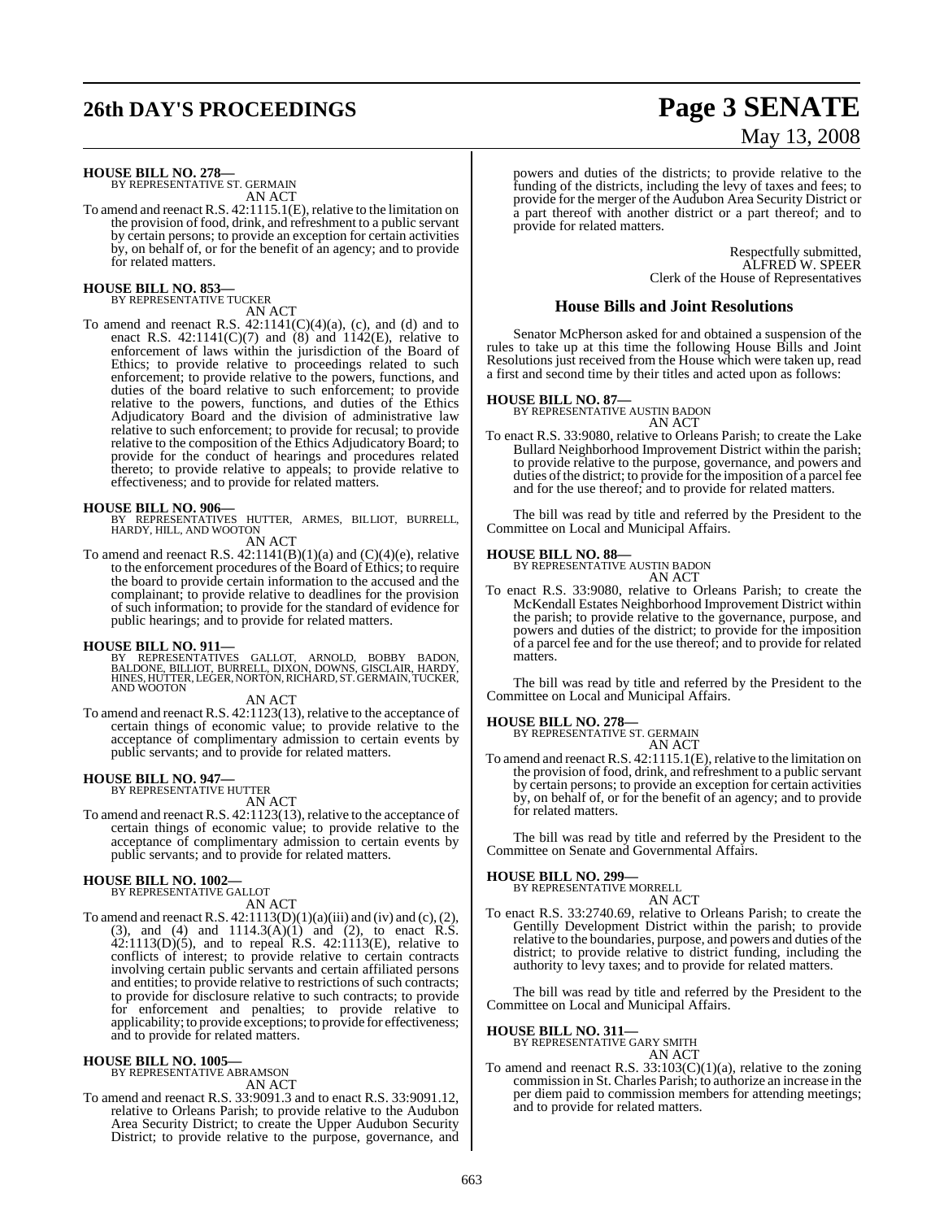**HOUSE BILL NO. 278—**
BY REPRESENTATIVE ST. GERMAIN
AN ACT

To amend and reenact R.S. 42:1115.1(E), relative to the limitation on the provision of food, drink, and refreshment to a public servant by certain persons; to provide an exception for certain activities by, on behalf of, or for the benefit of an agency; and to provide for related matters.

**HOUSE BILL NO. 853—**
BY REPRESENTATIVE TUCKER
AN ACT

To amend and reenact R.S. 42:1141(C)(4)(a), (c), and (d) and to enact R.S. 42:1141(C)(7) and (8) and 1142(E), relative to enforcement of laws within the jurisdiction of the Board of Ethics; to provide relative to proceedings related to such enforcement; to provide relative to the powers, functions, and duties of the board relative to such enforcement; to provide relative to the powers, functions, and duties of the Ethics Adjudicatory Board and the division of administrative law relative to such enforcement; to provide for recusal; to provide relative to the composition of the Ethics Adjudicatory Board; to provide for the conduct of hearings and procedures related thereto; to provide relative to appeals; to provide relative to effectiveness; and to provide for related matters.

**HOUSE BILL NO. 906—**
BY REPRESENTATIVES HUTTER, ARMES, BILLIOT, BURRELL, HARDY, HILL, AND WOOTON
AN ACT

To amend and reenact R.S. 42:1141(B)(1)(a) and (C)(4)(e), relative to the enforcement procedures of the Board of Ethics; to require the board to provide certain information to the accused and the complainant; to provide relative to deadlines for the provision of such information; to provide for the standard of evidence for public hearings; and to provide for related matters.

**HOUSE BILL NO. 911—**
BY REPRESENTATIVES GALLOT, ARNOLD, BOBBY BADON, BALDONE, BILLIOT, BURRELL, DIXON, DOWNS, GISCLAIR, HARDY, HINES, HUTTER, LEGER, NORTON, RICHARD, ST. GERMAIN, TUCKER, AND WOOTON
AN ACT

To amend and reenact R.S. 42:1123(13), relative to the acceptance of certain things of economic value; to provide relative to the acceptance of complimentary admission to certain events by public servants; and to provide for related matters.

**HOUSE BILL NO. 947—**
BY REPRESENTATIVE HUTTER
AN ACT

To amend and reenact R.S. 42:1123(13), relative to the acceptance of certain things of economic value; to provide relative to the acceptance of complimentary admission to certain events by public servants; and to provide for related matters.

**HOUSE BILL NO. 1002—**
BY REPRESENTATIVE GALLOT
AN ACT

To amend and reenact R.S. 42:1113(D)(1)(a)(iii) and (iv) and (c), (2), (3), and (4) and 1114.3(A)(1) and (2), to enact R.S. 42:1113(D)(5), and to repeal R.S. 42:1113(E), relative to conflicts of interest; to provide relative to certain contracts involving certain public servants and certain affiliated persons and entities; to provide relative to restrictions of such contracts; to provide for disclosure relative to such contracts; to provide for enforcement and penalties; to provide relative to applicability; to provide exceptions; to provide for effectiveness; and to provide for related matters.

**HOUSE BILL NO. 1005—**
BY REPRESENTATIVE ABRAMSON
AN ACT

To amend and reenact R.S. 33:9091.3 and to enact R.S. 33:9091.12, relative to Orleans Parish; to provide relative to the Audubon Area Security District; to create the Upper Audubon Security District; to provide relative to the purpose, governance, and powers and duties of the districts; to provide relative to the funding of the districts, including the levy of taxes and fees; to provide for the merger of the Audubon Area Security District or a part thereof with another district or a part thereof; and to provide for related matters.

Respectfully submitted,
ALFRED W. SPEER
Clerk of the House of Representatives

## House Bills and Joint Resolutions

Senator McPherson asked for and obtained a suspension of the rules to take up at this time the following House Bills and Joint Resolutions just received from the House which were taken up, read a first and second time by their titles and acted upon as follows:

**HOUSE BILL NO. 87—**
BY REPRESENTATIVE AUSTIN BADON
AN ACT

To enact R.S. 33:9080, relative to Orleans Parish; to create the Lake Bullard Neighborhood Improvement District within the parish; to provide relative to the purpose, governance, and powers and duties of the district; to provide for the imposition of a parcel fee and for the use thereof; and to provide for related matters.

The bill was read by title and referred by the President to the Committee on Local and Municipal Affairs.

**HOUSE BILL NO. 88—**
BY REPRESENTATIVE AUSTIN BADON
AN ACT

To enact R.S. 33:9080, relative to Orleans Parish; to create the McKendall Estates Neighborhood Improvement District within the parish; to provide relative to the governance, purpose, and powers and duties of the district; to provide for the imposition of a parcel fee and for the use thereof; and to provide for related matters.

The bill was read by title and referred by the President to the Committee on Local and Municipal Affairs.

**HOUSE BILL NO. 278—**
BY REPRESENTATIVE ST. GERMAIN
AN ACT

To amend and reenact R.S. 42:1115.1(E), relative to the limitation on the provision of food, drink, and refreshment to a public servant by certain persons; to provide an exception for certain activities by, on behalf of, or for the benefit of an agency; and to provide for related matters.

The bill was read by title and referred by the President to the Committee on Senate and Governmental Affairs.

**HOUSE BILL NO. 299—**
BY REPRESENTATIVE MORRELL
AN ACT

To enact R.S. 33:2740.69, relative to Orleans Parish; to create the Gentilly Development District within the parish; to provide relative to the boundaries, purpose, and powers and duties of the district; to provide relative to district funding, including the authority to levy taxes; and to provide for related matters.

The bill was read by title and referred by the President to the Committee on Local and Municipal Affairs.

**HOUSE BILL NO. 311—**
BY REPRESENTATIVE GARY SMITH
AN ACT

To amend and reenact R.S. 33:103(C)(1)(a), relative to the zoning commission in St. Charles Parish; to authorize an increase in the per diem paid to commission members for attending meetings; and to provide for related matters.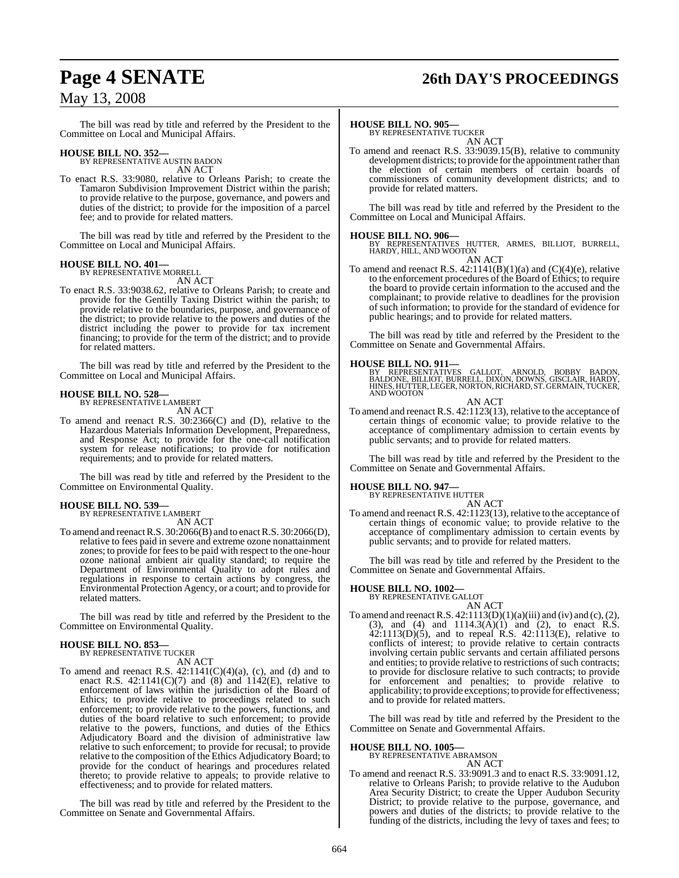The bill was read by title and referred by the President to the Committee on Local and Municipal Affairs.

**HOUSE BILL NO. 352—**
BY REPRESENTATIVE AUSTIN BADON

AN ACT

To enact R.S. 33:9080, relative to Orleans Parish; to create the Tamaron Subdivision Improvement District within the parish; to provide relative to the purpose, governance, and powers and duties of the district; to provide for the imposition of a parcel fee; and to provide for related matters.

The bill was read by title and referred by the President to the Committee on Local and Municipal Affairs.

**HOUSE BILL NO. 401—**
BY REPRESENTATIVE MORRELL

AN ACT

To enact R.S. 33:9038.62, relative to Orleans Parish; to create and provide for the Gentilly Taxing District within the parish; to provide relative to the boundaries, purpose, and governance of the district; to provide relative to the powers and duties of the district including the power to provide for tax increment financing; to provide for the term of the district; and to provide for related matters.

The bill was read by title and referred by the President to the Committee on Local and Municipal Affairs.

**HOUSE BILL NO. 528—**
BY REPRESENTATIVE LAMBERT

AN ACT

To amend and reenact R.S. 30:2366(C) and (D), relative to the Hazardous Materials Information Development, Preparedness, and Response Act; to provide for the one-call notification system for release notifications; to provide for notification requirements; and to provide for related matters.

The bill was read by title and referred by the President to the Committee on Environmental Quality.

**HOUSE BILL NO. 539—**
BY REPRESENTATIVE LAMBERT

AN ACT

To amend and reenact R.S. 30:2066(B) and to enact R.S. 30:2066(D), relative to fees paid in severe and extreme ozone nonattainment zones; to provide for fees to be paid with respect to the one-hour ozone national ambient air quality standard; to require the Department of Environmental Quality to adopt rules and regulations in response to certain actions by congress, the Environmental Protection Agency, or a court; and to provide for related matters.

The bill was read by title and referred by the President to the Committee on Environmental Quality.

**HOUSE BILL NO. 853—**
BY REPRESENTATIVE TUCKER

AN ACT

To amend and reenact R.S. 42:1141(C)(4)(a), (c), and (d) and to enact R.S. 42:1141(C)(7) and (8) and 1142(E), relative to enforcement of laws within the jurisdiction of the Board of Ethics; to provide relative to proceedings related to such enforcement; to provide relative to the powers, functions, and duties of the board relative to such enforcement; to provide relative to the powers, functions, and duties of the Ethics Adjudicatory Board and the division of administrative law relative to such enforcement; to provide for recusal; to provide relative to the composition of the Ethics Adjudicatory Board; to provide for the conduct of hearings and procedures related thereto; to provide relative to appeals; to provide relative to effectiveness; and to provide for related matters.

The bill was read by title and referred by the President to the Committee on Senate and Governmental Affairs.

**HOUSE BILL NO. 905—**
BY REPRESENTATIVE TUCKER

AN ACT

To amend and reenact R.S. 33:9039.15(B), relative to community development districts; to provide for the appointment rather than the election of certain members of certain boards of commissioners of community development districts; and to provide for related matters.

The bill was read by title and referred by the President to the Committee on Local and Municipal Affairs.

**HOUSE BILL NO. 906—**
BY REPRESENTATIVES HUTTER, ARMES, BILLIOT, BURRELL, HARDY, HILL, AND WOOTON

AN ACT

To amend and reenact R.S. 42:1141(B)(1)(a) and (C)(4)(e), relative to the enforcement procedures of the Board of Ethics; to require the board to provide certain information to the accused and the complainant; to provide relative to deadlines for the provision of such information; to provide for the standard of evidence for public hearings; and to provide for related matters.

The bill was read by title and referred by the President to the Committee on Senate and Governmental Affairs.

**HOUSE BILL NO. 911—**
BY REPRESENTATIVES GALLOT, ARNOLD, BOBBY BADON, BALDONE, BILLIOT, BURRELL, DIXON, DOWNS, GISCLAIR, HARDY, HINES, HUTTER, LEGER, NORTON, RICHARD, ST. GERMAIN, TUCKER, AND WOOTON

AN ACT

To amend and reenact R.S. 42:1123(13), relative to the acceptance of certain things of economic value; to provide relative to the acceptance of complimentary admission to certain events by public servants; and to provide for related matters.

The bill was read by title and referred by the President to the Committee on Senate and Governmental Affairs.

**HOUSE BILL NO. 947—**
BY REPRESENTATIVE HUTTER

AN ACT

To amend and reenact R.S. 42:1123(13), relative to the acceptance of certain things of economic value; to provide relative to the acceptance of complimentary admission to certain events by public servants; and to provide for related matters.

The bill was read by title and referred by the President to the Committee on Senate and Governmental Affairs.

**HOUSE BILL NO. 1002—**
BY REPRESENTATIVE GALLOT

AN ACT

To amend and reenact R.S. 42:1113(D)(1)(a)(iii) and (iv) and (c), (2), (3), and (4) and 1114.3(A)(1) and (2), to enact R.S. 42:1113(D)(5), and to repeal R.S. 42:1113(E), relative to conflicts of interest; to provide relative to certain contracts involving certain public servants and certain affiliated persons and entities; to provide relative to restrictions of such contracts; to provide for disclosure relative to such contracts; to provide for enforcement and penalties; to provide relative to applicability; to provide exceptions; to provide for effectiveness; and to provide for related matters.

The bill was read by title and referred by the President to the Committee on Senate and Governmental Affairs.

**HOUSE BILL NO. 1005—**
BY REPRESENTATIVE ABRAMSON

AN ACT

To amend and reenact R.S. 33:9091.3 and to enact R.S. 33:9091.12, relative to Orleans Parish; to provide relative to the Audubon Area Security District; to create the Upper Audubon Security District; to provide relative to the purpose, governance, and powers and duties of the districts; to provide relative to the funding of the districts, including the levy of taxes and fees; to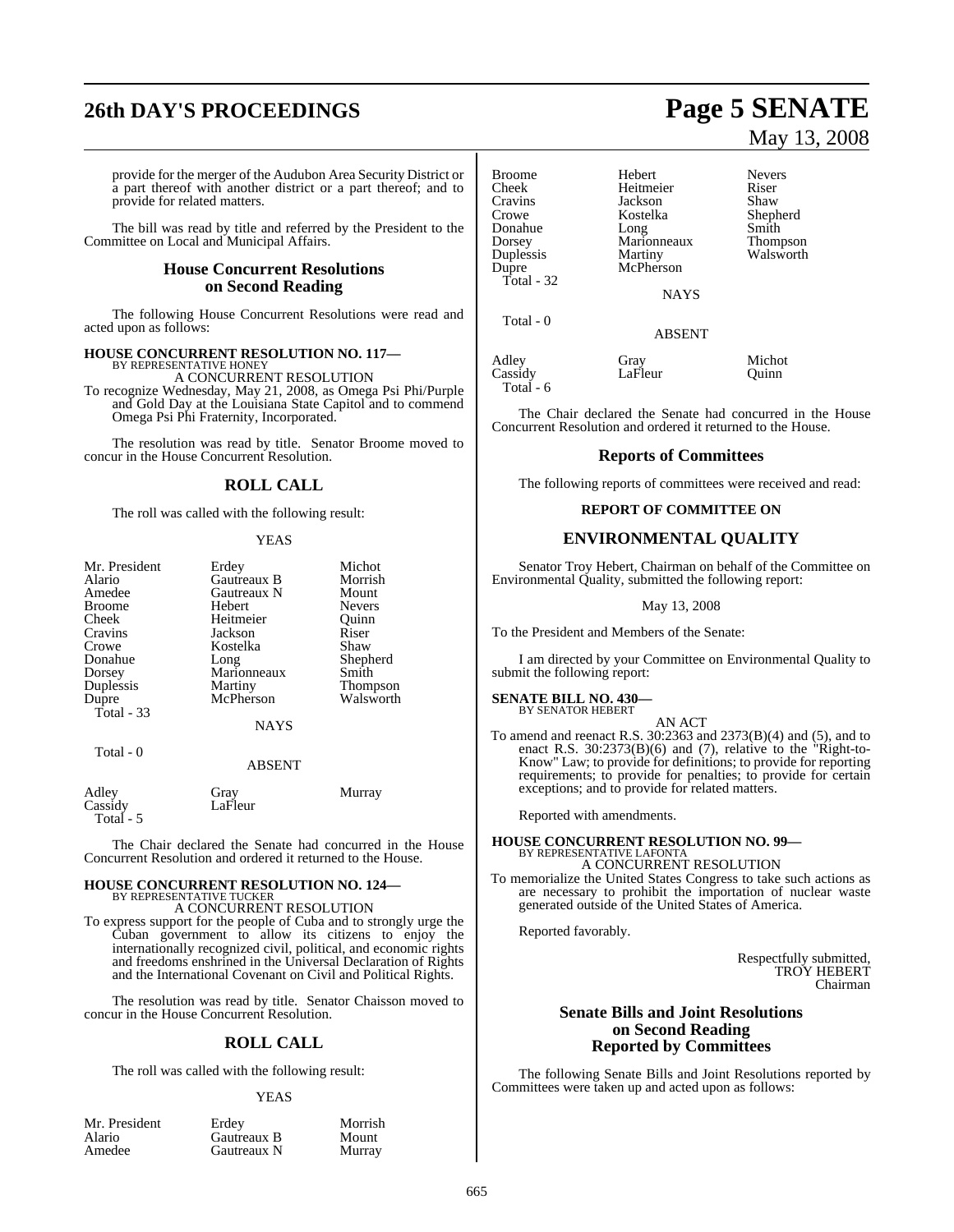provide for the merger of the Audubon Area Security District or a part thereof with another district or a part thereof; and to provide for related matters.

The bill was read by title and referred by the President to the Committee on Local and Municipal Affairs.

## House Concurrent Resolutions on Second Reading

The following House Concurrent Resolutions were read and acted upon as follows:

**HOUSE CONCURRENT RESOLUTION NO. 117—**
BY REPRESENTATIVE HONEY
A CONCURRENT RESOLUTION
To recognize Wednesday, May 21, 2008, as Omega Psi Phi/Purple and Gold Day at the Louisiana State Capitol and to commend Omega Psi Phi Fraternity, Incorporated.

The resolution was read by title. Senator Broome moved to concur in the House Concurrent Resolution.

## ROLL CALL

The roll was called with the following result:

YEAS

| | | |
|---|---|---|
| Mr. President | Erdey | Michot |
| Alario | Gautreaux B | Morrish |
| Amedee | Gautreaux N | Mount |
| Broome | Hebert | Nevers |
| Cheek | Heitmeier | Quinn |
| Cravins | Jackson | Riser |
| Crowe | Kostelka | Shaw |
| Donahue | Long | Shepherd |
| Dorsey | Marionneaux | Smith |
| Duplessis | Martiny | Thompson |
| Dupre | McPherson | Walsworth |
| Total - 33 | | |

NAYS

Total - 0

ABSENT

| | | |
|---|---|---|
| Adley | Gray | Murray |
| Cassidy | LaFleur | |
| Total - 5 | | |

The Chair declared the Senate had concurred in the House Concurrent Resolution and ordered it returned to the House.

**HOUSE CONCURRENT RESOLUTION NO. 124—**
BY REPRESENTATIVE TUCKER
A CONCURRENT RESOLUTION
To express support for the people of Cuba and to strongly urge the Cuban government to allow its citizens to enjoy the internationally recognized civil, political, and economic rights and freedoms enshrined in the Universal Declaration of Rights and the International Covenant on Civil and Political Rights.

The resolution was read by title. Senator Chaisson moved to concur in the House Concurrent Resolution.

## ROLL CALL

The roll was called with the following result:

YEAS

| | | |
|---|---|---|
| Mr. President | Erdey | Morrish |
| Alario | Gautreaux B | Mount |
| Amedee | Gautreaux N | Murray |
| Broome | Hebert | Nevers |
| Cheek | Heitmeier | Riser |
| Cravins | Jackson | Shaw |
| Crowe | Kostelka | Shepherd |
| Donahue | Long | Smith |
| Dorsey | Marionneaux | Thompson |
| Duplessis | Martiny | Walsworth |
| Dupre | McPherson | |
| Total - 32 | | |

NAYS

Total - 0

ABSENT

| | | |
|---|---|---|
| Adley | Gray | Michot |
| Cassidy | LaFleur | Quinn |
| Total - 6 | | |

The Chair declared the Senate had concurred in the House Concurrent Resolution and ordered it returned to the House.

## Reports of Committees

The following reports of committees were received and read:

### REPORT OF COMMITTEE ON

## ENVIRONMENTAL QUALITY

Senator Troy Hebert, Chairman on behalf of the Committee on Environmental Quality, submitted the following report:

May 13, 2008

To the President and Members of the Senate:

I am directed by your Committee on Environmental Quality to submit the following report:

**SENATE BILL NO. 430—**
BY SENATOR HEBERT
AN ACT
To amend and reenact R.S. 30:2363 and 2373(B)(4) and (5), and to enact R.S. 30:2373(B)(6) and (7), relative to the "Right-to-Know" Law; to provide for definitions; to provide for reporting requirements; to provide for penalties; to provide for certain exceptions; and to provide for related matters.

Reported with amendments.

**HOUSE CONCURRENT RESOLUTION NO. 99—**
BY REPRESENTATIVE LAFONTA
A CONCURRENT RESOLUTION
To memorialize the United States Congress to take such actions as are necessary to prohibit the importation of nuclear waste generated outside of the United States of America.

Reported favorably.

Respectfully submitted,
TROY HEBERT
Chairman

## Senate Bills and Joint Resolutions on Second Reading Reported by Committees

The following Senate Bills and Joint Resolutions reported by Committees were taken up and acted upon as follows: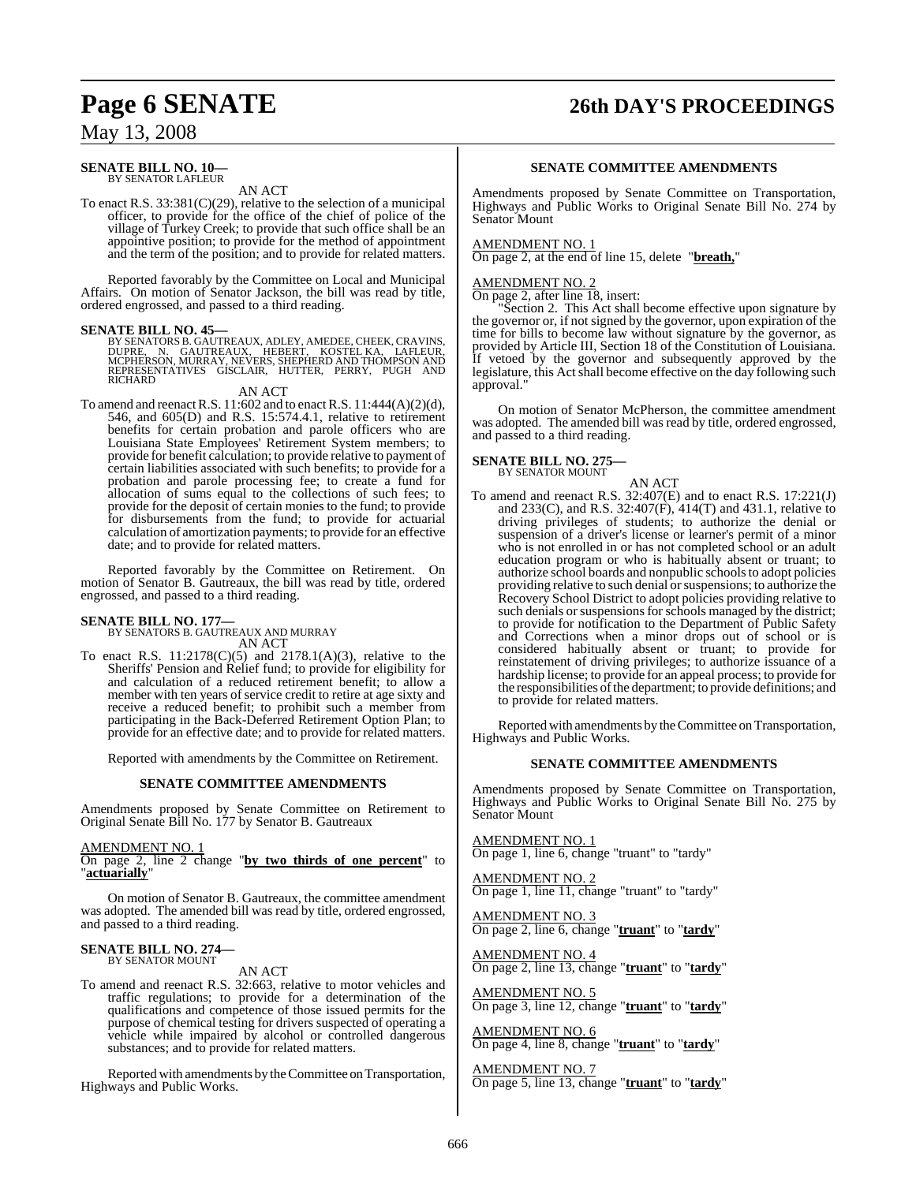**SENATE BILL NO. 10—**
BY SENATOR LAFLEUR

AN ACT

To enact R.S. 33:381(C)(29), relative to the selection of a municipal officer, to provide for the office of the chief of police of the village of Turkey Creek; to provide that such office shall be an appointive position; to provide for the method of appointment and the term of the position; and to provide for related matters.

Reported favorably by the Committee on Local and Municipal Affairs. On motion of Senator Jackson, the bill was read by title, ordered engrossed, and passed to a third reading.

**SENATE BILL NO. 45—**
BY SENATORS B. GAUTREAUX, ADLEY, AMEDEE, CHEEK, CRAVINS, DUPRE, N. GAUTREAUX, HEBERT, KOSTELKA, LAFLEUR, MCPHERSON, MURRAY, NEVERS, SHEPHERD AND THOMPSON AND REPRESENTATIVES GISCLAIR, HUTTER, PERRY, PUGH AND RICHARD

AN ACT

To amend and reenact R.S. 11:602 and to enact R.S. 11:444(A)(2)(d), 546, and 605(D) and R.S. 15:574.4.1, relative to retirement benefits for certain probation and parole officers who are Louisiana State Employees' Retirement System members; to provide for benefit calculation; to provide relative to payment of certain liabilities associated with such benefits; to provide for a probation and parole processing fee; to create a fund for allocation of sums equal to the collections of such fees; to provide for the deposit of certain monies to the fund; to provide for disbursements from the fund; to provide for actuarial calculation of amortization payments; to provide for an effective date; and to provide for related matters.

Reported favorably by the Committee on Retirement. On motion of Senator B. Gautreaux, the bill was read by title, ordered engrossed, and passed to a third reading.

**SENATE BILL NO. 177—**
BY SENATORS B. GAUTREAUX AND MURRAY

AN ACT

To enact R.S. 11:2178(C)(5) and 2178.1(A)(3), relative to the Sheriffs' Pension and Relief fund; to provide for eligibility for and calculation of a reduced retirement benefit; to allow a member with ten years of service credit to retire at age sixty and receive a reduced benefit; to prohibit such a member from participating in the Back-Deferred Retirement Option Plan; to provide for an effective date; and to provide for related matters.

Reported with amendments by the Committee on Retirement.

**SENATE COMMITTEE AMENDMENTS**

Amendments proposed by Senate Committee on Retirement to Original Senate Bill No. 177 by Senator B. Gautreaux

AMENDMENT NO. 1
On page 2, line 2 change "**by two thirds of one percent**" to "**actuarially**"

On motion of Senator B. Gautreaux, the committee amendment was adopted. The amended bill was read by title, ordered engrossed, and passed to a third reading.

**SENATE BILL NO. 274—**
BY SENATOR MOUNT

AN ACT

To amend and reenact R.S. 32:663, relative to motor vehicles and traffic regulations; to provide for a determination of the qualifications and competence of those issued permits for the purpose of chemical testing for drivers suspected of operating a vehicle while impaired by alcohol or controlled dangerous substances; and to provide for related matters.

Reported with amendments by the Committee on Transportation, Highways and Public Works.

**SENATE COMMITTEE AMENDMENTS**

Amendments proposed by Senate Committee on Transportation, Highways and Public Works to Original Senate Bill No. 274 by Senator Mount

AMENDMENT NO. 1
On page 2, at the end of line 15, delete "**breath,**"

AMENDMENT NO. 2
On page 2, after line 18, insert:

"Section 2. This Act shall become effective upon signature by the governor or, if not signed by the governor, upon expiration of the time for bills to become law without signature by the governor, as provided by Article III, Section 18 of the Constitution of Louisiana. If vetoed by the governor and subsequently approved by the legislature, this Act shall become effective on the day following such approval."

On motion of Senator McPherson, the committee amendment was adopted. The amended bill was read by title, ordered engrossed, and passed to a third reading.

**SENATE BILL NO. 275—**
BY SENATOR MOUNT

AN ACT

To amend and reenact R.S. 32:407(E) and to enact R.S. 17:221(J) and 233(C), and R.S. 32:407(F), 414(T) and 431.1, relative to driving privileges of students; to authorize the denial or suspension of a driver's license or learner's permit of a minor who is not enrolled in or has not completed school or an adult education program or who is habitually absent or truant; to authorize school boards and nonpublic schools to adopt policies providing relative to such denial or suspensions; to authorize the Recovery School District to adopt policies providing relative to such denials or suspensions for schools managed by the district; to provide for notification to the Department of Public Safety and Corrections when a minor drops out of school or is considered habitually absent or truant; to provide for reinstatement of driving privileges; to authorize issuance of a hardship license; to provide for an appeal process; to provide for the responsibilities of the department; to provide definitions; and to provide for related matters.

Reported with amendments by the Committee on Transportation, Highways and Public Works.

**SENATE COMMITTEE AMENDMENTS**

Amendments proposed by Senate Committee on Transportation, Highways and Public Works to Original Senate Bill No. 275 by Senator Mount

AMENDMENT NO. 1
On page 1, line 6, change "truant" to "tardy"

AMENDMENT NO. 2
On page 1, line 11, change "truant" to "tardy"

AMENDMENT NO. 3
On page 2, line 6, change "**truant**" to "**tardy**"

AMENDMENT NO. 4
On page 2, line 13, change "**truant**" to "**tardy**"

AMENDMENT NO. 5
On page 3, line 12, change "**truant**" to "**tardy**"

AMENDMENT NO. 6
On page 4, line 8, change "**truant**" to "**tardy**"

AMENDMENT NO. 7
On page 5, line 13, change "**truant**" to "**tardy**"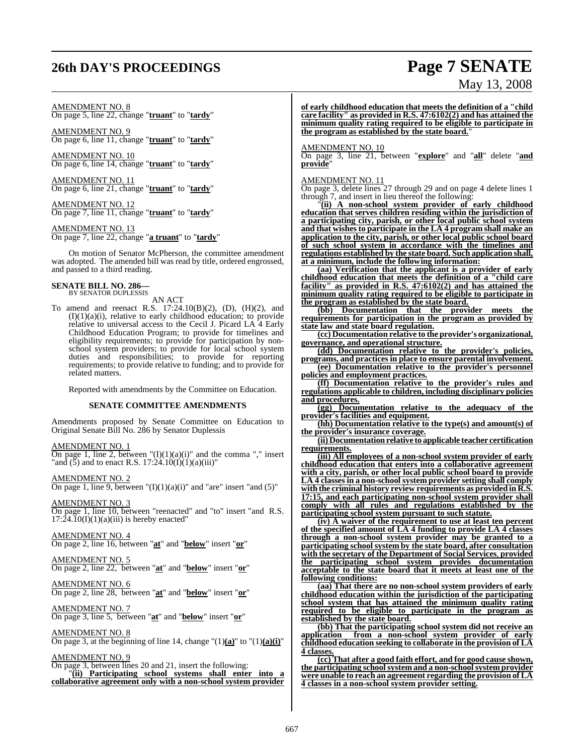AMENDMENT NO. 8
On page 5, line 22, change "**truant**" to "**tardy**"

AMENDMENT NO. 9
On page 6, line 11, change "**truant**" to "**tardy**"

AMENDMENT NO. 10
On page 6, line 14, change "**truant**" to "**tardy**"

AMENDMENT NO. 11
On page 6, line 21, change "**truant**" to "**tardy**"

AMENDMENT NO. 12
On page 7, line 11, change "**truant**" to "**tardy**"

AMENDMENT NO. 13
On page 7, line 22, change "**a truant**" to "**tardy**"

On motion of Senator McPherson, the committee amendment was adopted. The amended bill was read by title, ordered engrossed, and passed to a third reading.

**SENATE BILL NO. 286—**
BY SENATOR DUPLESSIS

AN ACT

To amend and reenact R.S. 17:24.10(B)(2), (D), (H)(2), and (I)(1)(a)(i), relative to early childhood education; to provide relative to universal access to the Cecil J. Picard LA 4 Early Childhood Education Program; to provide for timelines and eligibility requirements; to provide for participation by non-school system providers; to provide for local school system duties and responsibilities; to provide for reporting requirements; to provide relative to funding; and to provide for related matters.

Reported with amendments by the Committee on Education.

**SENATE COMMITTEE AMENDMENTS**

Amendments proposed by Senate Committee on Education to Original Senate Bill No. 286 by Senator Duplessis

AMENDMENT NO. 1
On page 1, line 2, between "(I)(1)(a)(i)" and the comma "," insert "and (5) and to enact R.S. 17:24.10(I)(1)(a)(iii)"

AMENDMENT NO. 2
On page 1, line 9, between "(I)(1)(a)(i)" and "are" insert "and (5)"

AMENDMENT NO. 3
On page 1, line 10, between "reenacted" and "to" insert "and R.S. 17:24.10(I)(1)(a)(iii) is hereby enacted"

AMENDMENT NO. 4
On page 2, line 16, between "**at**" and "**below**" insert "**or**"

AMENDMENT NO. 5
On page 2, line 22, between "**at**" and "**below**" insert "**or**"

AMENDMENT NO. 6
On page 2, line 28, between "**at**" and "**below**" insert "**or**"

AMENDMENT NO. 7
On page 3, line 5, between "**at**" and "**below**" insert "**or**"

AMENDMENT NO. 8
On page 3, at the beginning of line 14, change "(1)**(a)**" to "(1)**(a)(i)**"

AMENDMENT NO. 9
On page 3, between lines 20 and 21, insert the following:

"**(ii) Participating school systems shall enter into a collaborative agreement only with a non-school system provider of early childhood education that meets the definition of a "child care facility" as provided in R.S. 47:6102(2) and has attained the minimum quality rating required to be eligible to participate in the program as established by the state board.**"

AMENDMENT NO. 10
On page 3, line 21, between "**explore**" and "**all**" delete "**and provide**"

AMENDMENT NO. 11
On page 3, delete lines 27 through 29 and on page 4 delete lines 1 through 7, and insert in lieu thereof the following:

"**(ii) A non-school system provider of early childhood education that serves children residing within the jurisdiction of a participating city, parish, or other local public school system and that wishes to participate in the LA 4 program shall make an application to the city, parish, or other local public school board of such school system in accordance with the timelines and regulations established by the state board. Such application shall, at a minimum, include the following information:**

**(aa) Verification that the applicant is a provider of early childhood education that meets the definition of a "child care facility" as provided in R.S. 47:6102(2) and has attained the minimum quality rating required to be eligible to participate in the program as established by the state board.**

**(bb) Documentation that the provider meets the requirements for participation in the program as provided by state law and state board regulation.**

**(cc) Documentation relative to the provider's organizational, governance, and operational structure.**

**(dd) Documentation relative to the provider's policies, programs, and practices in place to ensure parental involvement.**

**(ee) Documentation relative to the provider's personnel policies and employment practices.**

**(ff) Documentation relative to the provider's rules and regulations applicable to children, including disciplinary policies and procedures.**

**(gg) Documentation relative to the adequacy of the provider's facilities and equipment.**

**(hh) Documentation relative to the type(s) and amount(s) of the provider's insurance coverage.**

**(ii) Documentation relative to applicable teacher certification requirements.**

**(iii) All employees of a non-school system provider of early childhood education that enters into a collaborative agreement with a city, parish, or other local public school board to provide LA 4 classes in a non-school system provider setting shall comply with the criminal history review requirements as provided in R.S. 17:15, and each participating non-school system provider shall comply with all rules and regulations established by the participating school system pursuant to such statute.**

**(iv) A waiver of the requirement to use at least ten percent of the specified amount of LA 4 funding to provide LA 4 classes through a non-school system provider may be granted to a participating school system by the state board, after consultation with the secretary of the Department of Social Services, provided the participating school system provides documentation acceptable to the state board that it meets at least one of the following conditions:**

**(aa) That there are no non-school system providers of early childhood education within the jurisdiction of the participating school system that has attained the minimum quality rating required to be eligible to participate in the program as established by the state board.**

**(bb) That the participating school system did not receive an application from a non-school system provider of early childhood education seeking to collaborate in the provision of LA 4 classes.**

**(cc) That after a good faith effort, and for good cause shown, the participating school system and a non-school system provider were unable to reach an agreement regarding the provision of LA 4 classes in a non-school system provider setting.**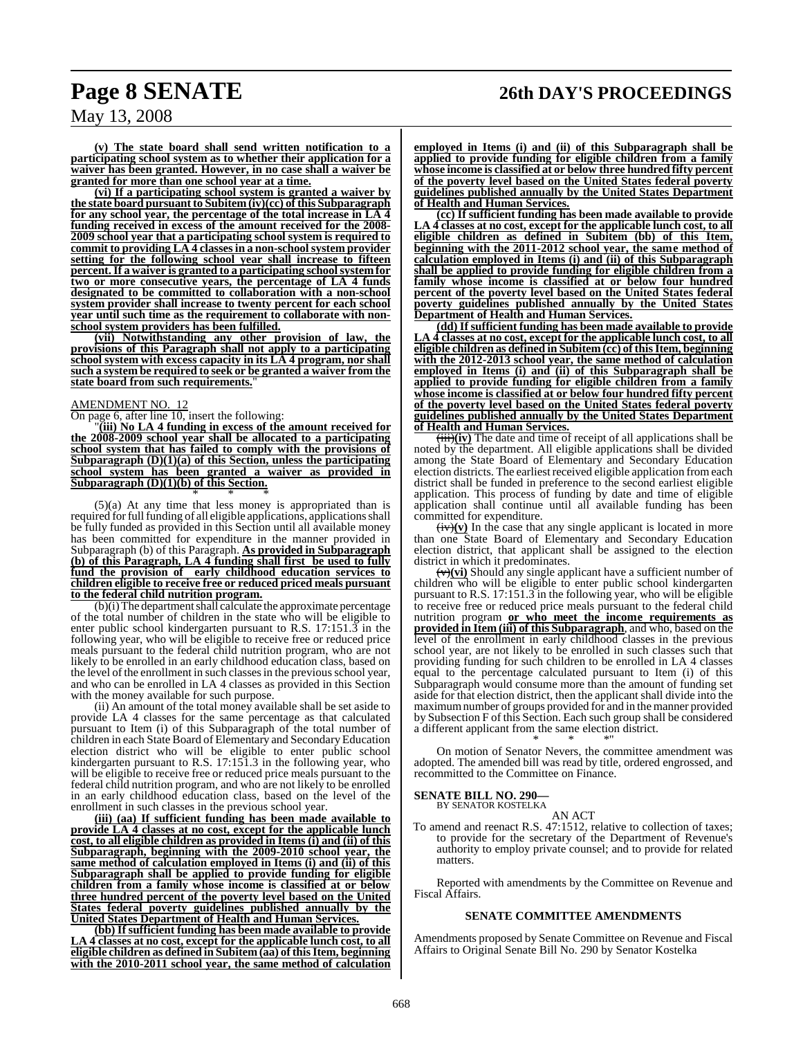**(v) The state board shall send written notification to a participating school system as to whether their application for a waiver has been granted. However, in no case shall a waiver be granted for more than one school year at a time.**

**(vi) If a participating school system is granted a waiver by the state board pursuant to Subitem (iv)(cc) of this Subparagraph for any school year, the percentage of the total increase in LA 4 funding received in excess of the amount received for the 2008-2009 school year that a participating school system is required to commit to providing LA 4 classes in a non-school system provider setting for the following school year shall increase to fifteen percent. If a waiver is granted to a participating school system for two or more consecutive years, the percentage of LA 4 funds designated to be committed to collaboration with a non-school system provider shall increase to twenty percent for each school year until such time as the requirement to collaborate with non-school system providers has been fulfilled.**

**(vii) Notwithstanding any other provision of law, the provisions of this Paragraph shall not apply to a participating school system with excess capacity in its LA 4 program, nor shall such a system be required to seek or be granted a waiver from the state board from such requirements.**"

AMENDMENT NO. 12

On page 6, after line 10, insert the following:

"**(iii) No LA 4 funding in excess of the amount received for the 2008-2009 school year shall be allocated to a participating school system that has failed to comply with the provisions of Subparagraph (D)(1)(a) of this Section, unless the participating school system has been granted a waiver as provided in Subparagraph (D)(1)(b) of this Section.**

\* \* \*

(5)(a) At any time that less money is appropriated than is required for full funding of all eligible applications, applications shall be fully funded as provided in this Section until all available money has been committed for expenditure in the manner provided in Subparagraph (b) of this Paragraph. **As provided in Subparagraph (b) of this Paragraph, LA 4 funding shall first be used to fully fund the provision of early childhood education services to children eligible to receive free or reduced priced meals pursuant to the federal child nutrition program.**

(b)(i) The department shall calculate the approximate percentage of the total number of children in the state who will be eligible to enter public school kindergarten pursuant to R.S. 17:151.3 in the following year, who will be eligible to receive free or reduced price meals pursuant to the federal child nutrition program, who are not likely to be enrolled in an early childhood education class, based on the level of the enrollment in such classes in the previous school year, and who can be enrolled in LA 4 classes as provided in this Section with the money available for such purpose.

(ii) An amount of the total money available shall be set aside to provide LA 4 classes for the same percentage as that calculated pursuant to Item (i) of this Subparagraph of the total number of children in each State Board of Elementary and Secondary Education election district who will be eligible to enter public school kindergarten pursuant to R.S. 17:151.3 in the following year, who will be eligible to receive free or reduced price meals pursuant to the federal child nutrition program, and who are not likely to be enrolled in an early childhood education class, based on the level of the enrollment in such classes in the previous school year.

**(iii) (aa) If sufficient funding has been made available to provide LA 4 classes at no cost, except for the applicable lunch cost, to all eligible children as provided in Items (i) and (ii) of this Subparagraph, beginning with the 2009-2010 school year, the same method of calculation employed in Items (i) and (ii) of this Subparagraph shall be applied to provide funding for eligible children from a family whose income is classified at or below three hundred percent of the poverty level based on the United States federal poverty guidelines published annually by the United States Department of Health and Human Services.**

**(bb) If sufficient funding has been made available to provide LA 4 classes at no cost, except for the applicable lunch cost, to all eligible children as defined in Subitem (aa) of this Item, beginning with the 2010-2011 school year, the same method of calculation employed in Items (i) and (ii) of this Subparagraph shall be applied to provide funding for eligible children from a family whose income is classified at or below three hundred fifty percent of the poverty level based on the United States federal poverty guidelines published annually by the United States Department of Health and Human Services.**

**(cc) If sufficient funding has been made available to provide LA 4 classes at no cost, except for the applicable lunch cost, to all eligible children as defined in Subitem (bb) of this Item, beginning with the 2011-2012 school year, the same method of calculation employed in Items (i) and (ii) of this Subparagraph shall be applied to provide funding for eligible children from a family whose income is classified at or below four hundred percent of the poverty level based on the United States federal poverty guidelines published annually by the United States Department of Health and Human Services.**

**(dd) If sufficient funding has been made available to provide LA 4 classes at no cost, except for the applicable lunch cost, to all eligible children as defined in Subitem (cc) of this Item, beginning with the 2012-2013 school year, the same method of calculation employed in Items (i) and (ii) of this Subparagraph shall be applied to provide funding for eligible children from a family whose income is classified at or below four hundred fifty percent of the poverty level based on the United States federal poverty guidelines published annually by the United States Department of Health and Human Services.**

~~(iii)~~**(iv)** The date and time of receipt of all applications shall be noted by the department. All eligible applications shall be divided among the State Board of Elementary and Secondary Education election districts. The earliest received eligible application from each district shall be funded in preference to the second earliest eligible application. This process of funding by date and time of eligible application shall continue until all available funding has been committed for expenditure.

~~(iv)~~**(v)** In the case that any single applicant is located in more than one State Board of Elementary and Secondary Education election district, that applicant shall be assigned to the election district in which it predominates.

~~(v)~~**(vi)** Should any single applicant have a sufficient number of children who will be eligible to enter public school kindergarten pursuant to R.S. 17:151.3 in the following year, who will be eligible to receive free or reduced price meals pursuant to the federal child nutrition program **or who meet the income requirements as provided in Item (iii) of this Subparagraph**, and who, based on the level of the enrollment in early childhood classes in the previous school year, are not likely to be enrolled in such classes such that providing funding for such children to be enrolled in LA 4 classes equal to the percentage calculated pursuant to Item (i) of this Subparagraph would consume more than the amount of funding set aside for that election district, then the applicant shall divide into the maximum number of groups provided for and in the manner provided by Subsection F of this Section. Each such group shall be considered a different applicant from the same election district.

\* \* \*"

On motion of Senator Nevers, the committee amendment was adopted. The amended bill was read by title, ordered engrossed, and recommitted to the Committee on Finance.

**SENATE BILL NO. 290—**
BY SENATOR KOSTELKA

AN ACT

To amend and reenact R.S. 47:1512, relative to collection of taxes; to provide for the secretary of the Department of Revenue's authority to employ private counsel; and to provide for related matters.

Reported with amendments by the Committee on Revenue and Fiscal Affairs.

## SENATE COMMITTEE AMENDMENTS

Amendments proposed by Senate Committee on Revenue and Fiscal Affairs to Original Senate Bill No. 290 by Senator Kostelka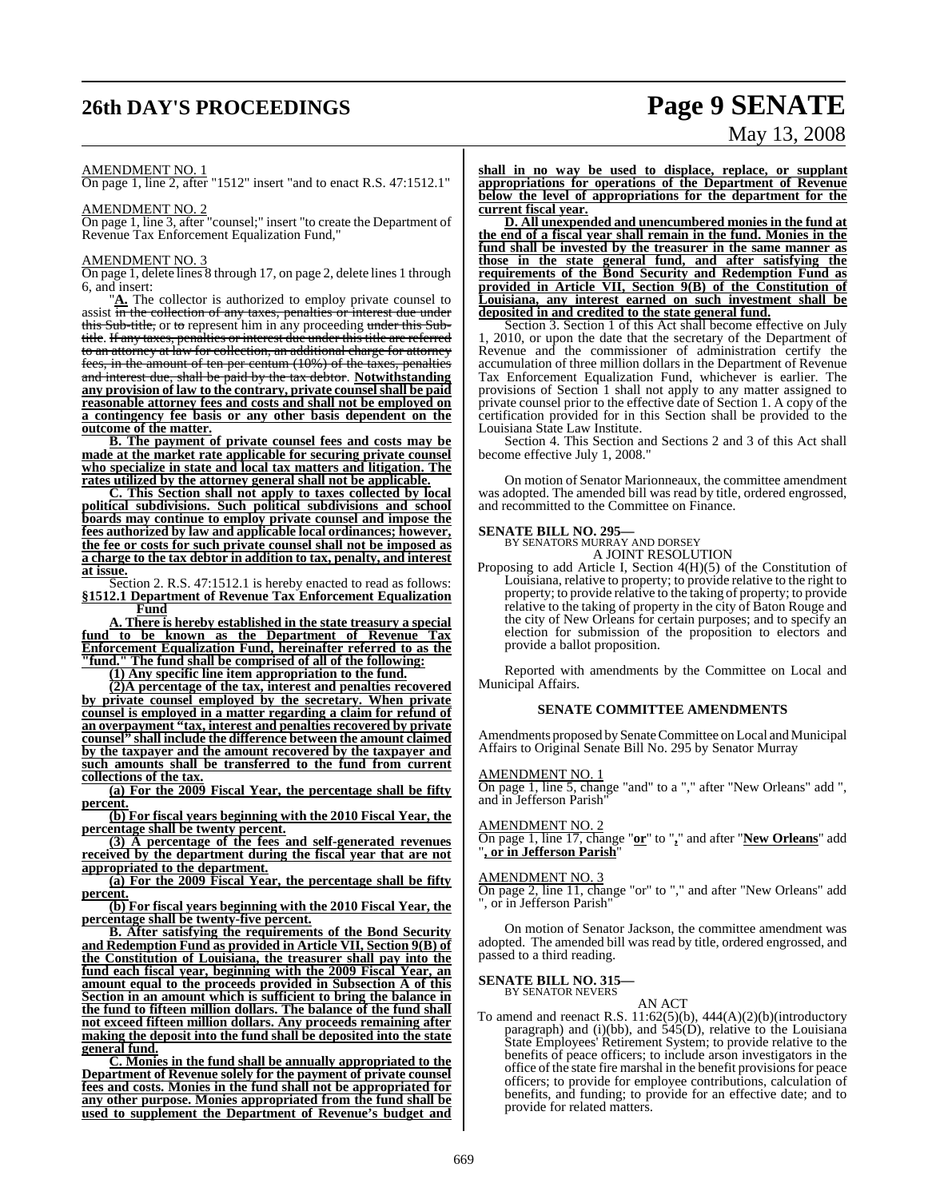AMENDMENT NO. 1

On page 1, line 2, after "1512" insert "and to enact R.S. 47:1512.1"

AMENDMENT NO. 2

On page 1, line 3, after "counsel;" insert "to create the Department of Revenue Tax Enforcement Equalization Fund,"

AMENDMENT NO. 3

On page 1, delete lines 8 through 17, on page 2, delete lines 1 through 6, and insert:

"**A.** The collector is authorized to employ private counsel to assist ~~in the collection of any taxes, penalties or interest due under this Sub-title,~~ or ~~to~~ represent him in any proceeding ~~under this Sub-title. If any taxes, penalties or interest due under this title are referred to an attorney at law for collection, an additional charge for attorney fees, in the amount of ten per centum (10%) of the taxes, penalties and interest due, shall be paid by the tax debtor.~~ **Notwithstanding any provision of law to the contrary, private counsel shall be paid reasonable attorney fees and costs and shall not be employed on a contingency fee basis or any other basis dependent on the outcome of the matter.**

**B. The payment of private counsel fees and costs may be made at the market rate applicable for securing private counsel who specialize in state and local tax matters and litigation. The rates utilized by the attorney general shall not be applicable.**

**C. This Section shall not apply to taxes collected by local political subdivisions. Such political subdivisions and school boards may continue to employ private counsel and impose the fees authorized by law and applicable local ordinances; however, the fee or costs for such private counsel shall not be imposed as a charge to the tax debtor in addition to tax, penalty, and interest at issue.**

Section 2. R.S. 47:1512.1 is hereby enacted to read as follows:

**§1512.1 Department of Revenue Tax Enforcement Equalization Fund**

**A. There is hereby established in the state treasury a special fund to be known as the Department of Revenue Tax Enforcement Equalization Fund, hereinafter referred to as the "fund." The fund shall be comprised of all of the following:**

**(1) Any specific line item appropriation to the fund.**

**(2)A percentage of the tax, interest and penalties recovered by private counsel employed by the secretary. When private counsel is employed in a matter regarding a claim for refund of an overpayment "tax, interest and penalties recovered by private counsel" shall include the difference between the amount claimed by the taxpayer and the amount recovered by the taxpayer and such amounts shall be transferred to the fund from current collections of the tax.**

**(a) For the 2009 Fiscal Year, the percentage shall be fifty percent.**

**(b) For fiscal years beginning with the 2010 Fiscal Year, the percentage shall be twenty percent.**

**(3) A percentage of the fees and self-generated revenues received by the department during the fiscal year that are not appropriated to the department.**

**(a) For the 2009 Fiscal Year, the percentage shall be fifty percent.**

**(b) For fiscal years beginning with the 2010 Fiscal Year, the percentage shall be twenty-five percent.**

**B. After satisfying the requirements of the Bond Security and Redemption Fund as provided in Article VII, Section 9(B) of the Constitution of Louisiana, the treasurer shall pay into the fund each fiscal year, beginning with the 2009 Fiscal Year, an amount equal to the proceeds provided in Subsection A of this Section in an amount which is sufficient to bring the balance in the fund to fifteen million dollars. The balance of the fund shall not exceed fifteen million dollars. Any proceeds remaining after making the deposit into the fund shall be deposited into the state general fund.**

**C. Monies in the fund shall be annually appropriated to the Department of Revenue solely for the payment of private counsel fees and costs. Monies in the fund shall not be appropriated for any other purpose. Monies appropriated from the fund shall be used to supplement the Department of Revenue's budget and shall in no way be used to displace, replace, or supplant appropriations for operations of the Department of Revenue below the level of appropriations for the department for the current fiscal year.**

**D. All unexpended and unencumbered monies in the fund at the end of a fiscal year shall remain in the fund. Monies in the fund shall be invested by the treasurer in the same manner as those in the state general fund, and after satisfying the requirements of the Bond Security and Redemption Fund as provided in Article VII, Section 9(B) of the Constitution of Louisiana, any interest earned on such investment shall be deposited in and credited to the state general fund.**

Section 3. Section 1 of this Act shall become effective on July 1, 2010, or upon the date that the secretary of the Department of Revenue and the commissioner of administration certify the accumulation of three million dollars in the Department of Revenue Tax Enforcement Equalization Fund, whichever is earlier. The provisions of Section 1 shall not apply to any matter assigned to private counsel prior to the effective date of Section 1. A copy of the certification provided for in this Section shall be provided to the Louisiana State Law Institute.

Section 4. This Section and Sections 2 and 3 of this Act shall become effective July 1, 2008."

On motion of Senator Marionneaux, the committee amendment was adopted. The amended bill was read by title, ordered engrossed, and recommitted to the Committee on Finance.

**SENATE BILL NO. 295—**
BY SENATORS MURRAY AND DORSEY

A JOINT RESOLUTION

Proposing to add Article I, Section 4(H)(5) of the Constitution of Louisiana, relative to property; to provide relative to the right to property; to provide relative to the taking of property; to provide relative to the taking of property in the city of Baton Rouge and the city of New Orleans for certain purposes; and to specify an election for submission of the proposition to electors and provide a ballot proposition.

Reported with amendments by the Committee on Local and Municipal Affairs.

**SENATE COMMITTEE AMENDMENTS**

Amendments proposed by Senate Committee on Local and Municipal Affairs to Original Senate Bill No. 295 by Senator Murray

AMENDMENT NO. 1

On page 1, line 5, change "and" to a "," after "New Orleans" add ", and in Jefferson Parish"

AMENDMENT NO. 2

On page 1, line 17, change "**or**" to "**,**" and after "**New Orleans**" add "**, or in Jefferson Parish**"

AMENDMENT NO. 3

On page 2, line 11, change "or" to "," and after "New Orleans" add ", or in Jefferson Parish"

On motion of Senator Jackson, the committee amendment was adopted. The amended bill was read by title, ordered engrossed, and passed to a third reading.

**SENATE BILL NO. 315—**
BY SENATOR NEVERS

AN ACT

To amend and reenact R.S. 11:62(5)(b), 444(A)(2)(b)(introductory paragraph) and (i)(bb), and 545(D), relative to the Louisiana State Employees' Retirement System; to provide relative to the benefits of peace officers; to include arson investigators in the office of the state fire marshal in the benefit provisions for peace officers; to provide for employee contributions, calculation of benefits, and funding; to provide for an effective date; and to provide for related matters.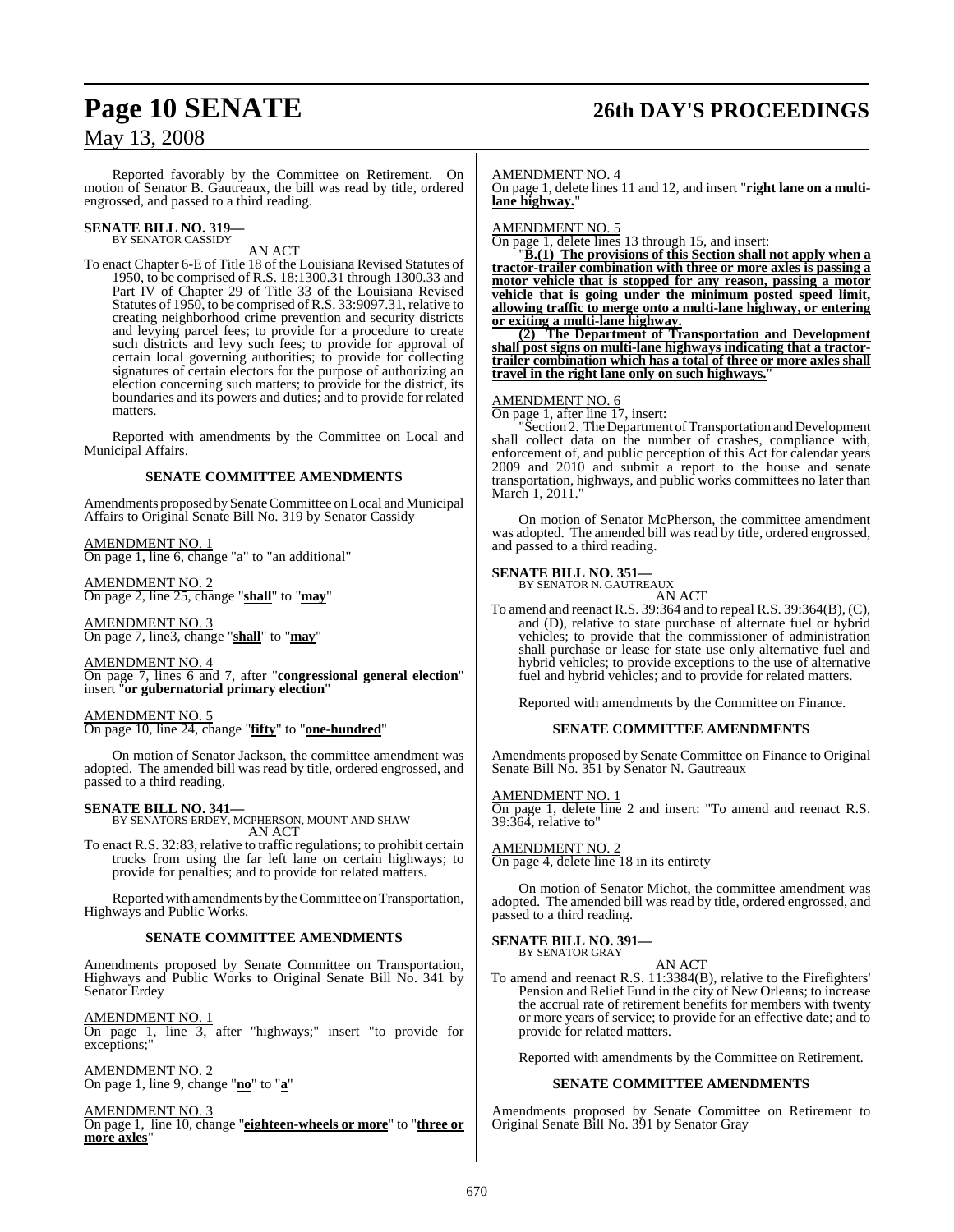Reported favorably by the Committee on Retirement. On motion of Senator B. Gautreaux, the bill was read by title, ordered engrossed, and passed to a third reading.

**SENATE BILL NO. 319—**
BY SENATOR CASSIDY

AN ACT

To enact Chapter 6-E of Title 18 of the Louisiana Revised Statutes of 1950, to be comprised of R.S. 18:1300.31 through 1300.33 and Part IV of Chapter 29 of Title 33 of the Louisiana Revised Statutes of 1950, to be comprised of R.S. 33:9097.31, relative to creating neighborhood crime prevention and security districts and levying parcel fees; to provide for a procedure to create such districts and levy such fees; to provide for approval of certain local governing authorities; to provide for collecting signatures of certain electors for the purpose of authorizing an election concerning such matters; to provide for the district, its boundaries and its powers and duties; and to provide for related matters.

Reported with amendments by the Committee on Local and Municipal Affairs.

**SENATE COMMITTEE AMENDMENTS**

Amendments proposed by Senate Committee on Local and Municipal Affairs to Original Senate Bill No. 319 by Senator Cassidy

AMENDMENT NO. 1
On page 1, line 6, change "a" to "an additional"

AMENDMENT NO. 2
On page 2, line 25, change "**shall**" to "**may**"

AMENDMENT NO. 3
On page 7, line3, change "**shall**" to "**may**"

AMENDMENT NO. 4
On page 7, lines 6 and 7, after "**congressional general election**" insert "**or gubernatorial primary election**"

AMENDMENT NO. 5
On page 10, line 24, change "**fifty**" to "**one-hundred**"

On motion of Senator Jackson, the committee amendment was adopted. The amended bill was read by title, ordered engrossed, and passed to a third reading.

**SENATE BILL NO. 341—**
BY SENATORS ERDEY, MCPHERSON, MOUNT AND SHAW

AN ACT

To enact R.S. 32:83, relative to traffic regulations; to prohibit certain trucks from using the far left lane on certain highways; to provide for penalties; and to provide for related matters.

Reported with amendments by the Committee on Transportation, Highways and Public Works.

**SENATE COMMITTEE AMENDMENTS**

Amendments proposed by Senate Committee on Transportation, Highways and Public Works to Original Senate Bill No. 341 by Senator Erdey

AMENDMENT NO. 1
On page 1, line 3, after "highways;" insert "to provide for exceptions;"

AMENDMENT NO. 2
On page 1, line 9, change "**no**" to "**a**"

AMENDMENT NO. 3
On page 1, line 10, change "**eighteen-wheels or more**" to "**three or more axles**"

AMENDMENT NO. 4
On page 1, delete lines 11 and 12, and insert "**right lane on a multi-lane highway.**"

AMENDMENT NO. 5
On page 1, delete lines 13 through 15, and insert:

"**B.(1) The provisions of this Section shall not apply when a tractor-trailer combination with three or more axles is passing a motor vehicle that is stopped for any reason, passing a motor vehicle that is going under the minimum posted speed limit, allowing traffic to merge onto a multi-lane highway, or entering or exiting a multi-lane highway.**

**(2) The Department of Transportation and Development shall post signs on multi-lane highways indicating that a tractor-trailer combination which has a total of three or more axles shall travel in the right lane only on such highways.**"

AMENDMENT NO. 6
On page 1, after line 17, insert:

"Section 2. The Department of Transportation and Development shall collect data on the number of crashes, compliance with, enforcement of, and public perception of this Act for calendar years 2009 and 2010 and submit a report to the house and senate transportation, highways, and public works committees no later than March 1, 2011."

On motion of Senator McPherson, the committee amendment was adopted. The amended bill was read by title, ordered engrossed, and passed to a third reading.

**SENATE BILL NO. 351—**
BY SENATOR N. GAUTREAUX

AN ACT

To amend and reenact R.S. 39:364 and to repeal R.S. 39:364(B), (C), and (D), relative to state purchase of alternate fuel or hybrid vehicles; to provide that the commissioner of administration shall purchase or lease for state use only alternative fuel and hybrid vehicles; to provide exceptions to the use of alternative fuel and hybrid vehicles; and to provide for related matters.

Reported with amendments by the Committee on Finance.

**SENATE COMMITTEE AMENDMENTS**

Amendments proposed by Senate Committee on Finance to Original Senate Bill No. 351 by Senator N. Gautreaux

AMENDMENT NO. 1
On page 1, delete line 2 and insert: "To amend and reenact R.S. 39:364, relative to"

AMENDMENT NO. 2
On page 4, delete line 18 in its entirety

On motion of Senator Michot, the committee amendment was adopted. The amended bill was read by title, ordered engrossed, and passed to a third reading.

**SENATE BILL NO. 391—**
BY SENATOR GRAY

AN ACT

To amend and reenact R.S. 11:3384(B), relative to the Firefighters' Pension and Relief Fund in the city of New Orleans; to increase the accrual rate of retirement benefits for members with twenty or more years of service; to provide for an effective date; and to provide for related matters.

Reported with amendments by the Committee on Retirement.

**SENATE COMMITTEE AMENDMENTS**

Amendments proposed by Senate Committee on Retirement to Original Senate Bill No. 391 by Senator Gray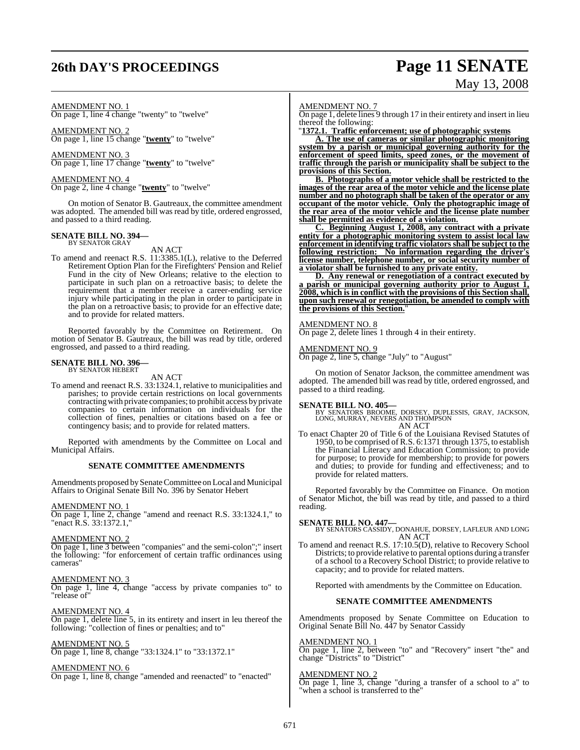AMENDMENT NO. 1
On page 1, line 4 change "twenty" to "twelve"

AMENDMENT NO. 2
On page 1, line 15 change "**twenty**" to "twelve"

AMENDMENT NO. 3
On page 1, line 17 change "**twenty**" to "twelve"

AMENDMENT NO. 4
On page 2, line 4 change "**twenty**" to "twelve"

On motion of Senator B. Gautreaux, the committee amendment was adopted. The amended bill was read by title, ordered engrossed, and passed to a third reading.

**SENATE BILL NO. 394—**
BY SENATOR GRAY

AN ACT

To amend and reenact R.S. 11:3385.1(L), relative to the Deferred Retirement Option Plan for the Firefighters' Pension and Relief Fund in the city of New Orleans; relative to the election to participate in such plan on a retroactive basis; to delete the requirement that a member receive a career-ending service injury while participating in the plan in order to participate in the plan on a retroactive basis; to provide for an effective date; and to provide for related matters.

Reported favorably by the Committee on Retirement. On motion of Senator B. Gautreaux, the bill was read by title, ordered engrossed, and passed to a third reading.

**SENATE BILL NO. 396—**
BY SENATOR HEBERT

AN ACT

To amend and reenact R.S. 33:1324.1, relative to municipalities and parishes; to provide certain restrictions on local governments contracting with private companies; to prohibit access by private companies to certain information on individuals for the collection of fines, penalties or citations based on a fee or contingency basis; and to provide for related matters.

Reported with amendments by the Committee on Local and Municipal Affairs.

**SENATE COMMITTEE AMENDMENTS**

Amendments proposed by Senate Committee on Local and Municipal Affairs to Original Senate Bill No. 396 by Senator Hebert

AMENDMENT NO. 1
On page 1, line 2, change "amend and reenact R.S. 33:1324.1," to "enact R.S. 33:1372.1,"

AMENDMENT NO. 2
On page 1, line 3 between "companies" and the semi-colon";" insert the following: "for enforcement of certain traffic ordinances using cameras"

AMENDMENT NO. 3
On page 1, line 4, change "access by private companies to" to "release of"

AMENDMENT NO. 4
On page 1, delete line 5, in its entirety and insert in leu thereof the following: "collection of fines or penalties; and to"

AMENDMENT NO. 5
On page 1, line 8, change "33:1324.1" to "33:1372.1"

AMENDMENT NO. 6
On page 1, line 8, change "amended and reenacted" to "enacted"

AMENDMENT NO. 7
On page 1, delete lines 9 through 17 in their entirety and insert in lieu thereof the following:

"**1372.1. Traffic enforcement; use of photographic systems**

**A. The use of cameras or similar photographic monitoring system by a parish or municipal governing authority for the enforcement of speed limits, speed zones, or the movement of traffic through the parish or municipality shall be subject to the provisions of this Section.**

**B. Photographs of a motor vehicle shall be restricted to the images of the rear area of the motor vehicle and the license plate number and no photograph shall be taken of the operator or any occupant of the motor vehicle. Only the photographic image of the rear area of the motor vehicle and the license plate number shall be permitted as evidence of a violation.**

**C. Beginning August 1, 2008, any contract with a private entity for a photographic monitoring system to assist local law enforcement in identifying traffic violators shall be subject to the following restriction: No information regarding the driver's license number, telephone number, or social security number of a violator shall be furnished to any private entity.**

**D. Any renewal or renegotiation of a contract executed by a parish or municipal governing authority prior to August 1, 2008, which is in conflict with the provisions of this Section shall, upon such renewal or renegotiation, be amended to comply with the provisions of this Section.**"

AMENDMENT NO. 8
On page 2, delete lines 1 through 4 in their entirety.

AMENDMENT NO. 9
On page 2, line 5, change "July" to "August"

On motion of Senator Jackson, the committee amendment was adopted. The amended bill was read by title, ordered engrossed, and passed to a third reading.

**SENATE BILL NO. 405—**
BY SENATORS BROOME, DORSEY, DUPLESSIS, GRAY, JACKSON, LONG, MURRAY, NEVERS AND THOMPSON

AN ACT

To enact Chapter 20 of Title 6 of the Louisiana Revised Statutes of 1950, to be comprised of R.S. 6:1371 through 1375, to establish the Financial Literacy and Education Commission; to provide for purpose; to provide for membership; to provide for powers and duties; to provide for funding and effectiveness; and to provide for related matters.

Reported favorably by the Committee on Finance. On motion of Senator Michot, the bill was read by title, and passed to a third reading.

**SENATE BILL NO. 447—**
BY SENATORS CASSIDY, DONAHUE, DORSEY, LAFLEUR AND LONG

AN ACT

To amend and reenact R.S. 17:10.5(D), relative to Recovery School Districts; to provide relative to parental options during a transfer of a school to a Recovery School District; to provide relative to capacity; and to provide for related matters.

Reported with amendments by the Committee on Education.

**SENATE COMMITTEE AMENDMENTS**

Amendments proposed by Senate Committee on Education to Original Senate Bill No. 447 by Senator Cassidy

AMENDMENT NO. 1
On page 1, line 2, between "to" and "Recovery" insert "the" and change "Districts" to "District"

AMENDMENT NO. 2
On page 1, line 3, change "during a transfer of a school to a" to "when a school is transferred to the"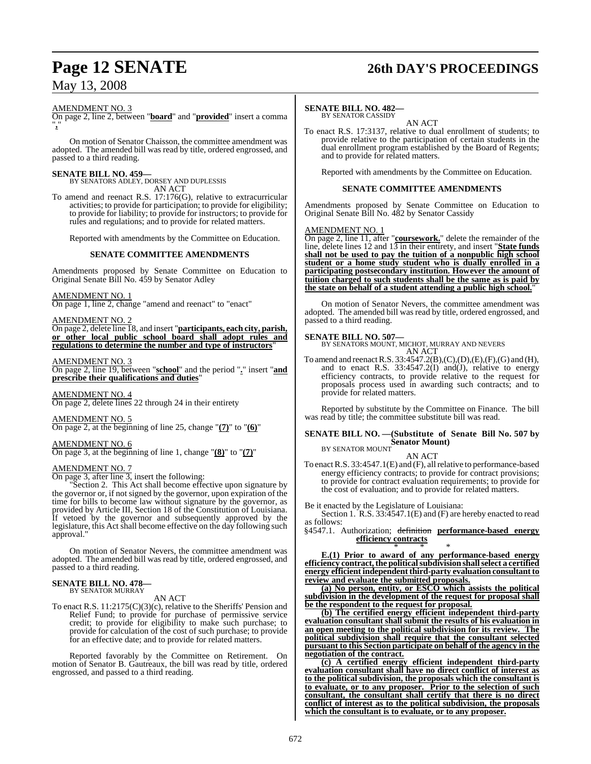AMENDMENT NO. 3

On page 2, line 2, between "**board**" and "**provided**" insert a comma "**,**"

On motion of Senator Chaisson, the committee amendment was adopted. The amended bill was read by title, ordered engrossed, and passed to a third reading.

**SENATE BILL NO. 459—**
BY SENATORS ADLEY, DORSEY AND DUPLESSIS
AN ACT

To amend and reenact R.S. 17:176(G), relative to extracurricular activities; to provide for participation; to provide for eligibility; to provide for liability; to provide for instructors; to provide for rules and regulations; and to provide for related matters.

Reported with amendments by the Committee on Education.

**SENATE COMMITTEE AMENDMENTS**

Amendments proposed by Senate Committee on Education to Original Senate Bill No. 459 by Senator Adley

AMENDMENT NO. 1

On page 1, line 2, change "amend and reenact" to "enact"

AMENDMENT NO. 2

On page 2, delete line 18, and insert "**participants, each city, parish, or other local public school board shall adopt rules and regulations to determine the number and type of instructors**"

AMENDMENT NO. 3

On page 2, line 19, between "**school**" and the period "**.**" insert "**and prescribe their qualifications and duties**"

AMENDMENT NO. 4

On page 2, delete lines 22 through 24 in their entirety

AMENDMENT NO. 5

On page 2, at the beginning of line 25, change "**(7)**" to "**(6)**"

AMENDMENT NO. 6

On page 3, at the beginning of line 1, change "**(8)**" to "**(7)**"

AMENDMENT NO. 7

On page 3, after line 3, insert the following:

"Section 2. This Act shall become effective upon signature by the governor or, if not signed by the governor, upon expiration of the time for bills to become law without signature by the governor, as provided by Article III, Section 18 of the Constitution of Louisiana. If vetoed by the governor and subsequently approved by the legislature, this Act shall become effective on the day following such approval."

On motion of Senator Nevers, the committee amendment was adopted. The amended bill was read by title, ordered engrossed, and passed to a third reading.

**SENATE BILL NO. 478—**
BY SENATOR MURRAY
AN ACT

To enact R.S. 11:2175(C)(3)(c), relative to the Sheriffs' Pension and Relief Fund; to provide for purchase of permissive service credit; to provide for eligibility to make such purchase; to provide for calculation of the cost of such purchase; to provide for an effective date; and to provide for related matters.

Reported favorably by the Committee on Retirement. On motion of Senator B. Gautreaux, the bill was read by title, ordered engrossed, and passed to a third reading.

**SENATE BILL NO. 482—**
BY SENATOR CASSIDY
AN ACT

To enact R.S. 17:3137, relative to dual enrollment of students; to provide relative to the participation of certain students in the dual enrollment program established by the Board of Regents; and to provide for related matters.

Reported with amendments by the Committee on Education.

**SENATE COMMITTEE AMENDMENTS**

Amendments proposed by Senate Committee on Education to Original Senate Bill No. 482 by Senator Cassidy

AMENDMENT NO. 1

On page 2, line 11, after "**coursework.**" delete the remainder of the line, delete lines 12 and 13 in their entirety, and insert "**State funds shall not be used to pay the tuition of a nonpublic high school student or a home study student who is dually enrolled in a participating postsecondary institution. However the amount of tuition charged to such students shall be the same as is paid by the state on behalf of a student attending a public high school.**"

On motion of Senator Nevers, the committee amendment was adopted. The amended bill was read by title, ordered engrossed, and passed to a third reading.

**SENATE BILL NO. 507—**
BY SENATORS MOUNT, MICHOT, MURRAY AND NEVERS
AN ACT

To amend and reenact R.S. 33:4547.2(B),(C),(D),(E),(F),(G) and (H), and to enact R.S. 33:4547.2(I) and(J), relative to energy efficiency contracts, to provide relative to the request for proposals process used in awarding such contracts; and to provide for related matters.

Reported by substitute by the Committee on Finance. The bill was read by title; the committee substitute bill was read.

**SENATE BILL NO. —(Substitute of Senate Bill No. 507 by Senator Mount)**
BY SENATOR MOUNT
AN ACT

To enact R.S. 33:4547.1(E) and (F), all relative to performance-based energy efficiency contracts; to provide for contract provisions; to provide for contract evaluation requirements; to provide for the cost of evaluation; and to provide for related matters.

Be it enacted by the Legislature of Louisiana:

Section 1. R.S. 33:4547.1(E) and (F) are hereby enacted to read as follows:

§4547.1. Authorization; ~~definition~~ **performance-based energy efficiency contracts**

\* \* \*

**E.(1) Prior to award of any performance-based energy efficiency contract, the political subdivision shall select a certified energy efficient independent third-party evaluation consultant to review and evaluate the submitted proposals.**

**(a) No person, entity, or ESCO which assists the political subdivision in the development of the request for proposal shall be the respondent to the request for proposal.**

**(b) The certified energy efficient independent third-party evaluation consultant shall submit the results of his evaluation in an open meeting to the political subdivision for its review. The political subdivision shall require that the consultant selected pursuant to this Section participate on behalf of the agency in the negotiation of the contract.**

**(c) A certified energy efficient independent third-party evaluation consultant shall have no direct conflict of interest as to the political subdivision, the proposals which the consultant is to evaluate, or to any proposer. Prior to the selection of such consultant, the consultant shall certify that there is no direct conflict of interest as to the political subdivision, the proposals which the consultant is to evaluate, or to any proposer.**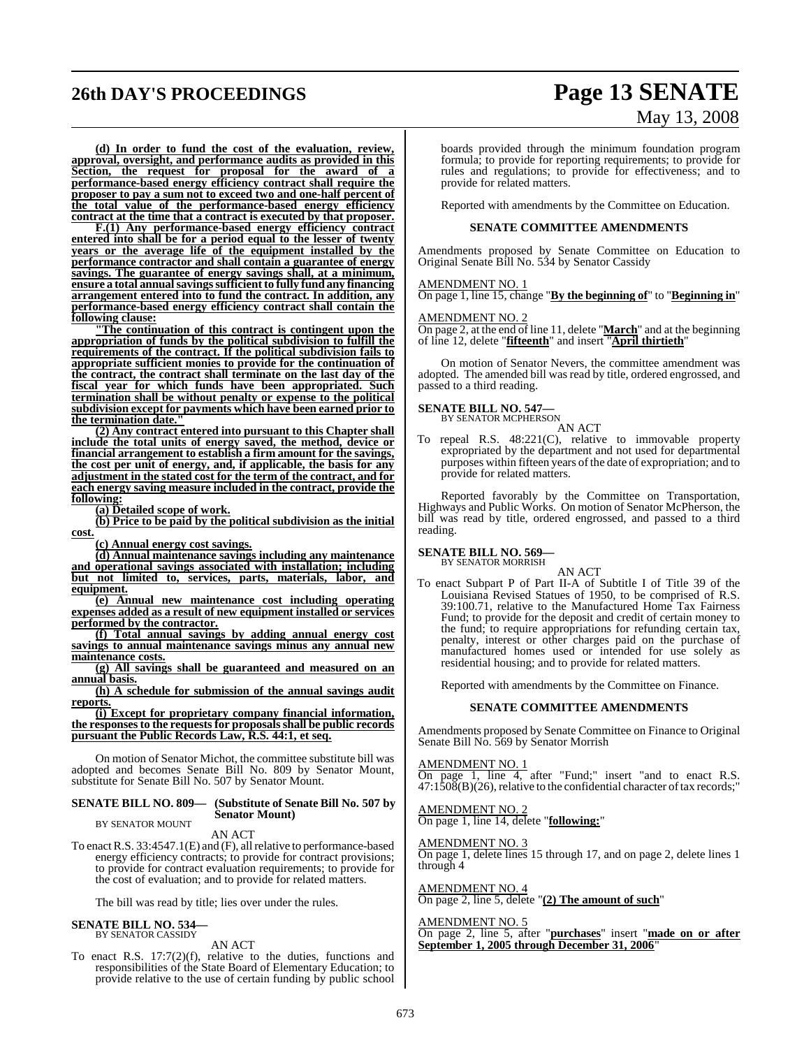**(d) In order to fund the cost of the evaluation, review, approval, oversight, and performance audits as provided in this Section, the request for proposal for the award of a performance-based energy efficiency contract shall require the proposer to pay a sum not to exceed two and one-half percent of the total value of the performance-based energy efficiency contract at the time that a contract is executed by that proposer.**

**F.(1) Any performance-based energy efficiency contract entered into shall be for a period equal to the lesser of twenty years or the average life of the equipment installed by the performance contractor and shall contain a guarantee of energy savings. The guarantee of energy savings shall, at a minimum, ensure a total annual savings sufficient to fully fund any financing arrangement entered into to fund the contract. In addition, any performance-based energy efficiency contract shall contain the following clause:**

**"The continuation of this contract is contingent upon the appropriation of funds by the political subdivision to fulfill the requirements of the contract. If the political subdivision fails to appropriate sufficient monies to provide for the continuation of the contract, the contract shall terminate on the last day of the fiscal year for which funds have been appropriated. Such termination shall be without penalty or expense to the political subdivision except for payments which have been earned prior to the termination date."**

**(2) Any contract entered into pursuant to this Chapter shall include the total units of energy saved, the method, device or financial arrangement to establish a firm amount for the savings, the cost per unit of energy, and, if applicable, the basis for any adjustment in the stated cost for the term of the contract, and for each energy saving measure included in the contract, provide the following:**

**(a) Detailed scope of work.**

**(b) Price to be paid by the political subdivision as the initial cost.**

**(c) Annual energy cost savings.**

**(d) Annual maintenance savings including any maintenance and operational savings associated with installation; including but not limited to, services, parts, materials, labor, and equipment.**

**(e) Annual new maintenance cost including operating expenses added as a result of new equipment installed or services performed by the contractor.**

**(f) Total annual savings by adding annual energy cost savings to annual maintenance savings minus any annual new maintenance costs.**

**(g) All savings shall be guaranteed and measured on an annual basis.**

**(h) A schedule for submission of the annual savings audit reports.**

**(i) Except for proprietary company financial information, the responses to the requests for proposals shall be public records pursuant the Public Records Law, R.S. 44:1, et seq.**

On motion of Senator Michot, the committee substitute bill was adopted and becomes Senate Bill No. 809 by Senator Mount, substitute for Senate Bill No. 507 by Senator Mount.

**SENATE BILL NO. 809— (Substitute of Senate Bill No. 507 by Senator Mount)**
BY SENATOR MOUNT

AN ACT

To enact R.S. 33:4547.1(E) and (F), all relative to performance-based energy efficiency contracts; to provide for contract provisions; to provide for contract evaluation requirements; to provide for the cost of evaluation; and to provide for related matters.

The bill was read by title; lies over under the rules.

**SENATE BILL NO. 534—**
BY SENATOR CASSIDY

AN ACT

To enact R.S. 17:7(2)(f), relative to the duties, functions and responsibilities of the State Board of Elementary Education; to provide relative to the use of certain funding by public school boards provided through the minimum foundation program formula; to provide for reporting requirements; to provide for rules and regulations; to provide for effectiveness; and to provide for related matters.

Reported with amendments by the Committee on Education.

**SENATE COMMITTEE AMENDMENTS**

Amendments proposed by Senate Committee on Education to Original Senate Bill No. 534 by Senator Cassidy

AMENDMENT NO. 1
On page 1, line 15, change "**By the beginning of**" to "**Beginning in**"

AMENDMENT NO. 2
On page 2, at the end of line 11, delete "**March**" and at the beginning of line 12, delete "**fifteenth**" and insert "**April thirtieth**"

On motion of Senator Nevers, the committee amendment was adopted. The amended bill was read by title, ordered engrossed, and passed to a third reading.

**SENATE BILL NO. 547—**
BY SENATOR MCPHERSON

AN ACT

To repeal R.S. 48:221(C), relative to immovable property expropriated by the department and not used for departmental purposes within fifteen years of the date of expropriation; and to provide for related matters.

Reported favorably by the Committee on Transportation, Highways and Public Works. On motion of Senator McPherson, the bill was read by title, ordered engrossed, and passed to a third reading.

**SENATE BILL NO. 569—**
BY SENATOR MORRISH

AN ACT

To enact Subpart P of Part II-A of Subtitle I of Title 39 of the Louisiana Revised Statues of 1950, to be comprised of R.S. 39:100.71, relative to the Manufactured Home Tax Fairness Fund; to provide for the deposit and credit of certain money to the fund; to require appropriations for refunding certain tax, penalty, interest or other charges paid on the purchase of manufactured homes used or intended for use solely as residential housing; and to provide for related matters.

Reported with amendments by the Committee on Finance.

**SENATE COMMITTEE AMENDMENTS**

Amendments proposed by Senate Committee on Finance to Original Senate Bill No. 569 by Senator Morrish

AMENDMENT NO. 1
On page 1, line 4, after "Fund;" insert "and to enact R.S. 47:1508(B)(26), relative to the confidential character of tax records;"

AMENDMENT NO. 2
On page 1, line 14, delete "**following:**"

AMENDMENT NO. 3
On page 1, delete lines 15 through 17, and on page 2, delete lines 1 through 4

AMENDMENT NO. 4
On page 2, line 5, delete "**(2) The amount of such**"

AMENDMENT NO. 5
On page 2, line 5, after "**purchases**" insert "**made on or after September 1, 2005 through December 31, 2006**"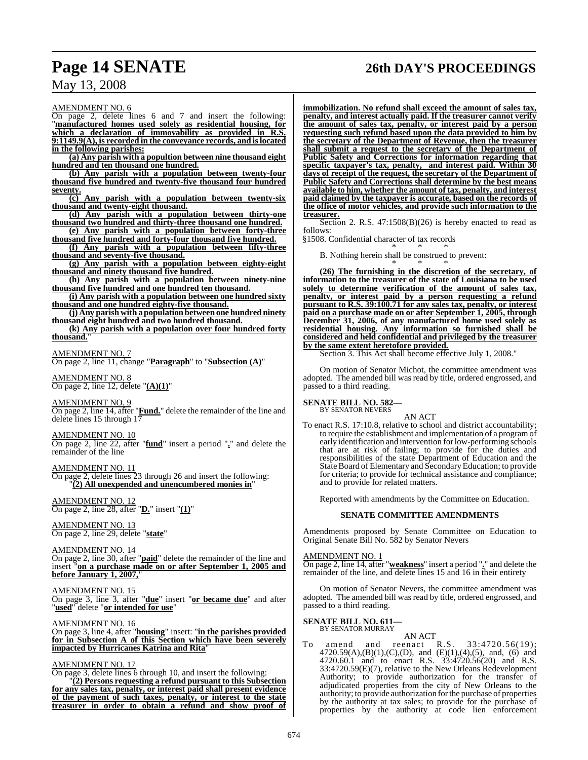AMENDMENT NO. 6

On page 2, delete lines 6 and 7 and insert the following: "**manufactured homes used solely as residential housing, for which a declaration of immovability as provided in R.S. 9:1149.9(A), is recorded in the conveyance records, and is located in the following parishes:**

**(a) Any parish with a popultion between nine thousand eight hundred and ten thousand one hundred.**

**(b) Any parish with a population between twenty-four thousand five hundred and twenty-five thousand four hundred seventy.**

**(c) Any parish with a population between twenty-six thousand and twenty-eight thousand.**

**(d) Any parish with a population between thirty-one thousand two hundred and thirty-three thousand one hundred.**

**(e) Any parish with a population between forty-three thousand five hundred and forty-four thousand five hundred.**

**(f) Any parish with a population between fifty-three thousand and seventy-five thousand.**

**(g) Any parish with a population between eighty-eight thousand and ninety thousand five hundred.**

**(h) Any parish with a population between ninety-nine thousand five hundred and one hundred ten thousand.**

**(i) Any parish with a population between one hundred sixty thousand and one hundred eighty-five thousand.**

**(j) Any parish with a population between one hundred ninety thousand eight hundred and two hundred thousand.**

**(k) Any parish with a population over four hundred forty thousand.**"

AMENDMENT NO. 7

On page 2, line 11, change "**Paragraph**" to "**Subsection (A)**"

AMENDMENT NO. 8

On page 2, line 12, delete "**(A)(1)**"

AMENDMENT NO. 9

On page 2, line 14, after "**Fund.**" delete the remainder of the line and delete lines 15 through 17

AMENDMENT NO. 10

On page 2, line 22, after "**fund**" insert a period "**.**" and delete the remainder of the line

AMENDMENT NO. 11

On page 2, delete lines 23 through 26 and insert the following:

"**(2) All unexpended and unencumbered monies in**"

AMENDMENT NO. 12

On page 2, line 28, after "**D.**" insert "**(1)**"

AMENDMENT NO. 13

On page 2, line 29, delete "**state**"

AMENDMENT NO. 14

On page 2, line 30, after "**paid**" delete the remainder of the line and insert "**on a purchase made on or after September 1, 2005 and before January 1, 2007,**"

AMENDMENT NO. 15

On page 3, line 3, after "**due**" insert "**or became due**" and after "**used**" delete "**or intended for use**"

AMENDMENT NO. 16

On page 3, line 4, after "**housing**" insert: "**in the parishes provided for in Subsection A of this Section which have been severely impacted by Hurricanes Katrina and Rita**"

AMENDMENT NO. 17

On page 3, delete lines 6 through 10, and insert the following:

"**(2) Persons requesting a refund pursuant to this Subsection for any sales tax, penalty, or interest paid shall present evidence of the payment of such taxes, penalty, or interest to the state treasurer in order to obtain a refund and show proof of immobilization. No refund shall exceed the amount of sales tax, penalty, and interest actually paid. If the treasurer cannot verify the amount of sales tax, penalty, or interest paid by a person requesting such refund based upon the data provided to him by the secretary of the Department of Revenue, then the treasurer shall submit a request to the secretary of the Department of Public Safety and Corrections for information regarding that specific taxpayer's tax, penalty, and interest paid. Within 30 days of receipt of the request, the secretary of the Department of Public Safety and Corrections shall determine by the best means available to him, whether the amount of tax, penalty, and interest paid claimed by the taxpayer is accurate, based on the records of the office of motor vehicles, and provide such information to the treasurer.**

Section 2. R.S. 47:1508(B)(26) is hereby enacted to read as follows:

§1508. Confidential character of tax records

\* \* \*

B. Nothing herein shall be construed to prevent:

\* \* \*

**(26) The furnishing in the discretion of the secretary, of information to the treasurer of the state of Louisiana to be used solely to determine verification of the amount of sales tax, penalty, or interest paid by a person requesting a refund pursuant to R.S. 39:100.71 for any sales tax, penalty, or interest paid on a purchase made on or after September 1, 2005, through December 31, 2006, of any manufactured home used solely as residential housing. Any information so furnished shall be considered and held confidential and privileged by the treasurer by the same extent heretofore provided.**

Section 3. This Act shall become effective July 1, 2008."

On motion of Senator Michot, the committee amendment was adopted. The amended bill was read by title, ordered engrossed, and passed to a third reading.

**SENATE BILL NO. 582—**
BY SENATOR NEVERS

AN ACT

To enact R.S. 17:10.8, relative to school and district accountability; to require the establishment and implementation of a program of early identification and intervention for low-performing schools that are at risk of failing; to provide for the duties and responsibilities of the state Department of Education and the State Board of Elementary and Secondary Education; to provide for criteria; to provide for technical assistance and compliance; and to provide for related matters.

Reported with amendments by the Committee on Education.

**SENATE COMMITTEE AMENDMENTS**

Amendments proposed by Senate Committee on Education to Original Senate Bill No. 582 by Senator Nevers

AMENDMENT NO. 1

On page 2, line 14, after "**weakness**" insert a period "**.**" and delete the remainder of the line, and delete lines 15 and 16 in their entirety

On motion of Senator Nevers, the committee amendment was adopted. The amended bill was read by title, ordered engrossed, and passed to a third reading.

**SENATE BILL NO. 611—**
BY SENATOR MURRAY

AN ACT

To amend and reenact R.S. 33:4720.56(19); 4720.59(A),(B)(1),(C),(D), and (E)(1),(4),(5), and, (6) and 4720.60.1 and to enact R.S. 33:4720.56(20) and R.S. 33:4720.59(E)(7), relative to the New Orleans Redevelopment Authority; to provide authorization for the transfer of adjudicated properties from the city of New Orleans to the authority; to provide authorization for the purchase of properties by the authority at tax sales; to provide for the purchase of properties by the authority at code lien enforcement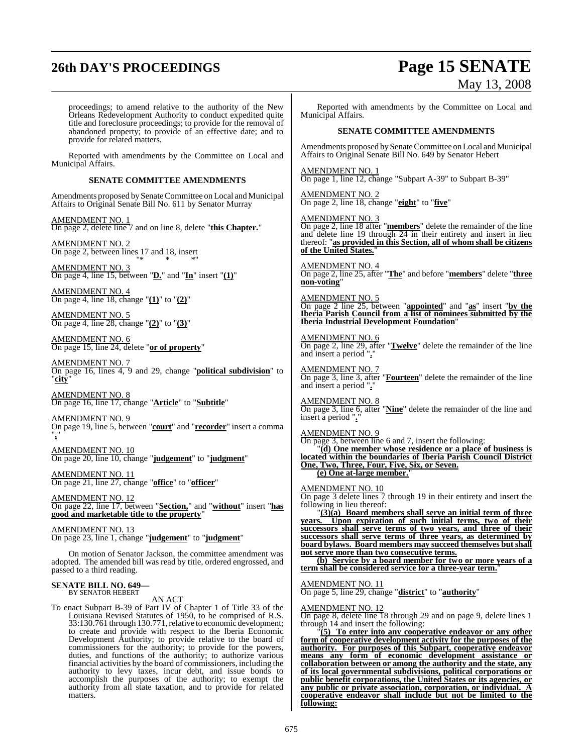proceedings; to amend relative to the authority of the New Orleans Redevelopment Authority to conduct expedited quite title and foreclosure proceedings; to provide for the removal of abandoned property; to provide of an effective date; and to provide for related matters.

Reported with amendments by the Committee on Local and Municipal Affairs.

**SENATE COMMITTEE AMENDMENTS**

Amendments proposed by Senate Committee on Local and Municipal Affairs to Original Senate Bill No. 611 by Senator Murray

AMENDMENT NO. 1
On page 2, delete line 7 and on line 8, delete "**this Chapter.**"

AMENDMENT NO. 2
On page 2, between lines 17 and 18, insert
"* * *"

AMENDMENT NO. 3
On page 4, line 15, between "**D.**" and "**In**" insert "**(1)**"

AMENDMENT NO. 4
On page 4, line 18, change "**(1)**" to "**(2)**"

AMENDMENT NO. 5
On page 4, line 28, change "**(2)**" to "**(3)**"

AMENDMENT NO. 6
On page 15, line 24, delete "**or of property**"

AMENDMENT NO. 7
On page 16, lines 4, 9 and 29, change "**political subdivision**" to "**city**"

AMENDMENT NO. 8
On page 16, line 17, change "**Article**" to "**Subtitle**"

AMENDMENT NO. 9
On page 19, line 5, between "**court**" and "**recorder**" insert a comma "**,**"

AMENDMENT NO. 10
On page 20, line 10, change "**judgement**" to "**judgment**"

AMENDMENT NO. 11
On page 21, line 27, change "**office**" to "**officer**"

AMENDMENT NO. 12
On page 22, line 17, between "**Section,**" and "**without**" insert "**has good and marketable title to the property**"

AMENDMENT NO. 13
On page 23, line 1, change "**judgement**" to "**judgment**"

On motion of Senator Jackson, the committee amendment was adopted. The amended bill was read by title, ordered engrossed, and passed to a third reading.

**SENATE BILL NO. 649—**
BY SENATOR HEBERT

AN ACT

To enact Subpart B-39 of Part IV of Chapter 1 of Title 33 of the Louisiana Revised Statutes of 1950, to be comprised of R.S. 33:130.761 through 130.771, relative to economic development; to create and provide with respect to the Iberia Economic Development Authority; to provide relative to the board of commissioners for the authority; to provide for the powers, duties, and functions of the authority; to authorize various financial activities by the board of commissioners, including the authority to levy taxes, incur debt, and issue bonds to accomplish the purposes of the authority; to exempt the authority from all state taxation, and to provide for related matters.

Reported with amendments by the Committee on Local and Municipal Affairs.

**SENATE COMMITTEE AMENDMENTS**

Amendments proposed by Senate Committee on Local and Municipal Affairs to Original Senate Bill No. 649 by Senator Hebert

AMENDMENT NO. 1
On page 1, line 12, change "Subpart A-39" to Subpart B-39"

AMENDMENT NO. 2
On page 2, line 18, change "**eight**" to "**five**"

AMENDMENT NO. 3
On page 2, line 18 after "**members**" delete the remainder of the line and delete line 19 through 24 in their entirety and insert in lieu thereof: "**as provided in this Section, all of whom shall be citizens of the United States.**"

AMENDMENT NO. 4
On page 2, line 25, after "**The**" and before "**members**" delete "**three non-voting**"

AMENDMENT NO. 5
On page 2 line 25, between "**appointed**" and "**as**" insert "**by the Iberia Parish Council from a list of nominees submitted by the Iberia Industrial Development Foundation**"

AMENDMENT NO. 6
On page 2, line 29, after "**Twelve**" delete the remainder of the line and insert a period "**.**"

AMENDMENT NO. 7
On page 3, line 3, after "**Fourteen**" delete the remainder of the line and insert a period "**.**"

AMENDMENT NO. 8
On page 3, line 6, after "**Nine**" delete the remainder of the line and insert a period "**.**"

AMENDMENT NO. 9
On page 3, between line 6 and 7, insert the following:

"**(d) One member whose residence or a place of business is located within the boundaries of Iberia Parish Council District One, Two, Three, Four, Five, Six, or Seven.**

**(e) One at-large member.**"

AMENDMENT NO. 10
On page 3 delete lines 7 through 19 in their entirety and insert the following in lieu thereof:

"**(3)(a) Board members shall serve an initial term of three years. Upon expiration of such initial terms, two of their successors shall serve terms of two years, and three of their successors shall serve terms of three years, as determined by board bylaws. Board members may succeed themselves but shall not serve more than two consecutive terms.**

**(b) Service by a board member for two or more years of a term shall be considered service for a three-year term.**"

AMENDMENT NO. 11
On page 5, line 29, change "**district**" to "**authority**"

AMENDMENT NO. 12
On page 8, delete line 18 through 29 and on page 9, delete lines 1 through 14 and insert the following:

"**(5) To enter into any cooperative endeavor or any other form of cooperative development activity for the purposes of the authority. For purposes of this Subpart, cooperative endeavor means any form of economic development assistance or collaboration between or among the authority and the state, any of its local governmental subdivisions, political corporations or public benefit corporations, the United States or its agencies, or any public or private association, corporation, or individual. A cooperative endeavor shall include but not be limited to the following:**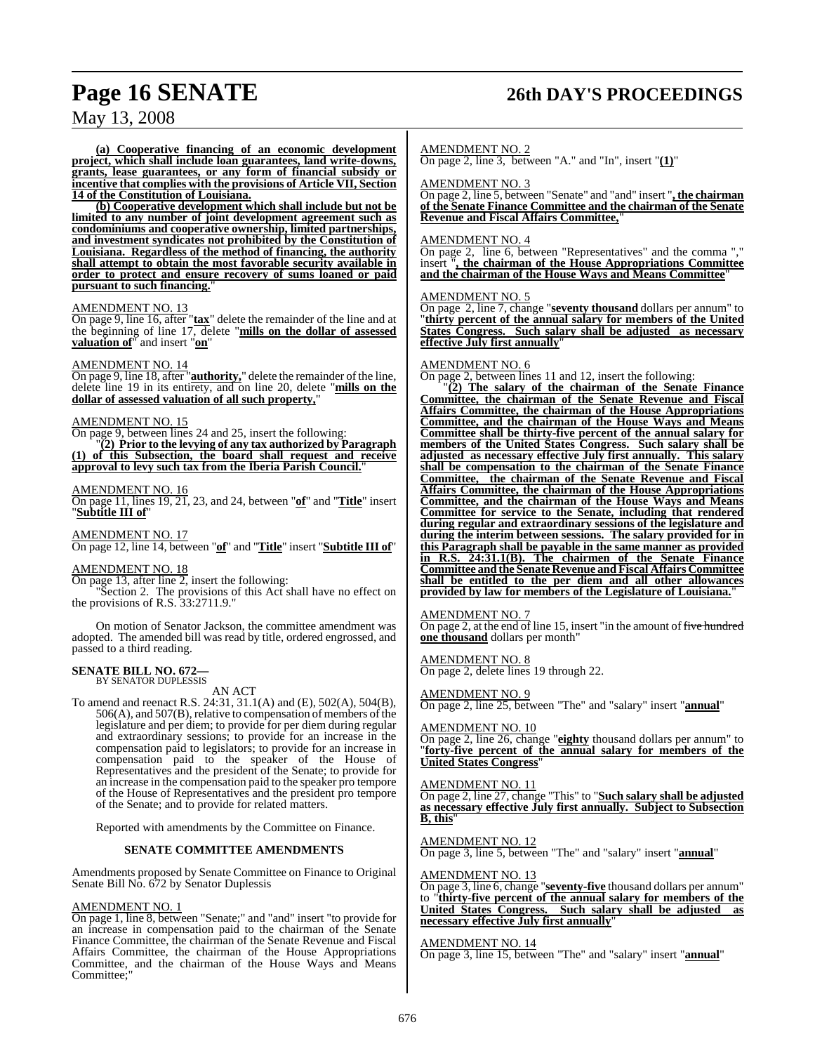**(a) Cooperative financing of an economic development project, which shall include loan guarantees, land write-downs, grants, lease guarantees, or any form of financial subsidy or incentive that complies with the provisions of Article VII, Section 14 of the Constitution of Louisiana.**

**(b) Cooperative development which shall include but not be limited to any number of joint development agreement such as condominiums and cooperative ownership, limited partnerships, and investment syndicates not prohibited by the Constitution of Louisiana. Regardless of the method of financing, the authority shall attempt to obtain the most favorable security available in order to protect and ensure recovery of sums loaned or paid pursuant to such financing.**"

AMENDMENT NO. 13

On page 9, line 16, after "**tax**" delete the remainder of the line and at the beginning of line 17, delete "**mills on the dollar of assessed valuation of**" and insert "**on**"

AMENDMENT NO. 14

On page 9, line 18, after "**authority,**" delete the remainder of the line, delete line 19 in its entirety, and on line 20, delete "**mills on the dollar of assessed valuation of all such property,**"

AMENDMENT NO. 15

On page 9, between lines 24 and 25, insert the following:

"**(2) Prior to the levying of any tax authorized by Paragraph (1) of this Subsection, the board shall request and receive approval to levy such tax from the Iberia Parish Council.**"

AMENDMENT NO. 16

On page 11, lines 19, 21, 23, and 24, between "**of**" and "**Title**" insert "**Subtitle III of**"

AMENDMENT NO. 17

On page 12, line 14, between "**of**" and "**Title**" insert "**Subtitle III of**"

AMENDMENT NO. 18

On page 13, after line 2, insert the following:

"Section 2. The provisions of this Act shall have no effect on the provisions of R.S. 33:2711.9."

On motion of Senator Jackson, the committee amendment was adopted. The amended bill was read by title, ordered engrossed, and passed to a third reading.

**SENATE BILL NO. 672—**
BY SENATOR DUPLESSIS

AN ACT

To amend and reenact R.S. 24:31, 31.1(A) and (E), 502(A), 504(B), 506(A), and 507(B), relative to compensation of members of the legislature and per diem; to provide for per diem during regular and extraordinary sessions; to provide for an increase in the compensation paid to legislators; to provide for an increase in compensation paid to the speaker of the House of Representatives and the president of the Senate; to provide for an increase in the compensation paid to the speaker pro tempore of the House of Representatives and the president pro tempore of the Senate; and to provide for related matters.

Reported with amendments by the Committee on Finance.

**SENATE COMMITTEE AMENDMENTS**

Amendments proposed by Senate Committee on Finance to Original Senate Bill No. 672 by Senator Duplessis

AMENDMENT NO. 1

On page 1, line 8, between "Senate;" and "and" insert "to provide for an increase in compensation paid to the chairman of the Senate Finance Committee, the chairman of the Senate Revenue and Fiscal Affairs Committee, the chairman of the House Appropriations Committee, and the chairman of the House Ways and Means Committee;"

AMENDMENT NO. 2

On page 2, line 3, between "A." and "In", insert "**(1)**"

AMENDMENT NO. 3

On page 2, line 5, between "Senate" and "and" insert "**, the chairman of the Senate Finance Committee and the chairman of the Senate Revenue and Fiscal Affairs Committee,**"

AMENDMENT NO. 4

On page 2, line 6, between "Representatives" and the comma "," insert "**, the chairman of the House Appropriations Committee and the chairman of the House Ways and Means Committee**"

AMENDMENT NO. 5

On page 2, line 7, change "**seventy thousand** dollars per annum" to "**thirty percent of the annual salary for members of the United States Congress. Such salary shall be adjusted as necessary effective July first annually**"

AMENDMENT NO. 6

On page 2, between lines 11 and 12, insert the following:

"**(2) The salary of the chairman of the Senate Finance Committee, the chairman of the Senate Revenue and Fiscal Affairs Committee, the chairman of the House Appropriations Committee, and the chairman of the House Ways and Means Committee shall be thirty-five percent of the annual salary for members of the United States Congress. Such salary shall be adjusted as necessary effective July first annually. This salary shall be compensation to the chairman of the Senate Finance Committee, the chairman of the Senate Revenue and Fiscal Affairs Committee, the chairman of the House Appropriations Committee, and the chairman of the House Ways and Means Committee for service to the Senate, including that rendered during regular and extraordinary sessions of the legislature and during the interim between sessions. The salary provided for in this Paragraph shall be payable in the same manner as provided in R.S. 24:31.1(B). The chairmen of the Senate Finance Committee and the Senate Revenue and Fiscal Affairs Committee shall be entitled to the per diem and all other allowances provided by law for members of the Legislature of Louisiana.**"

AMENDMENT NO. 7

On page 2, at the end of line 15, insert "in the amount of ~~five hundred~~ **one thousand** dollars per month"

AMENDMENT NO. 8

On page 2, delete lines 19 through 22.

AMENDMENT NO. 9

On page 2, line 25, between "The" and "salary" insert "**annual**"

AMENDMENT NO. 10

On page 2, line 26, change "**eighty** thousand dollars per annum" to "**forty-five percent of the annual salary for members of the United States Congress**"

AMENDMENT NO. 11

On page 2, line 27, change "This" to "**Such salary shall be adjusted as necessary effective July first annually. Subject to Subsection B, this**"

AMENDMENT NO. 12

On page 3, line 5, between "The" and "salary" insert "**annual**"

AMENDMENT NO. 13

On page 3, line 6, change "**seventy-five** thousand dollars per annum" to "**thirty-five percent of the annual salary for members of the United States Congress. Such salary shall be adjusted as necessary effective July first annually**"

AMENDMENT NO. 14

On page 3, line 15, between "The" and "salary" insert "**annual**"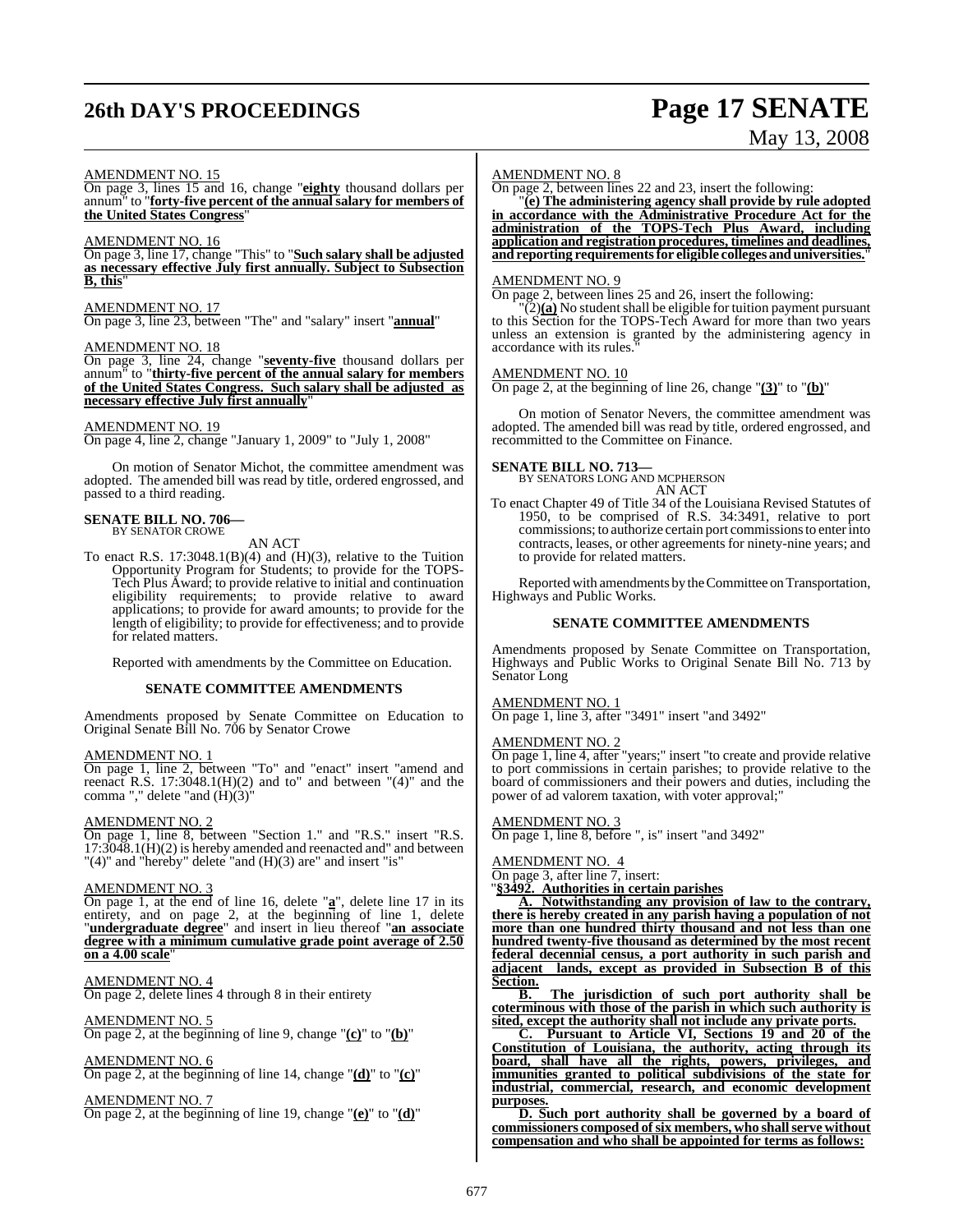AMENDMENT NO. 15

On page 3, lines 15 and 16, change "**eighty** thousand dollars per annum" to "**forty-five percent of the annual salary for members of the United States Congress**"

AMENDMENT NO. 16

On page 3, line 17, change "This" to "**Such salary shall be adjusted as necessary effective July first annually. Subject to Subsection B, this**"

AMENDMENT NO. 17

On page 3, line 23, between "The" and "salary" insert "**annual**"

AMENDMENT NO. 18

On page 3, line 24, change "**seventy-five** thousand dollars per annum" to "**thirty-five percent of the annual salary for members of the United States Congress. Such salary shall be adjusted as necessary effective July first annually**"

AMENDMENT NO. 19

On page 4, line 2, change "January 1, 2009" to "July 1, 2008"

On motion of Senator Michot, the committee amendment was adopted. The amended bill was read by title, ordered engrossed, and passed to a third reading.

**SENATE BILL NO. 706—**
BY SENATOR CROWE

AN ACT

To enact R.S. 17:3048.1(B)(4) and (H)(3), relative to the Tuition Opportunity Program for Students; to provide for the TOPS-Tech Plus Award; to provide relative to initial and continuation eligibility requirements; to provide relative to award applications; to provide for award amounts; to provide for the length of eligibility; to provide for effectiveness; and to provide for related matters.

Reported with amendments by the Committee on Education.

**SENATE COMMITTEE AMENDMENTS**

Amendments proposed by Senate Committee on Education to Original Senate Bill No. 706 by Senator Crowe

AMENDMENT NO. 1

On page 1, line 2, between "To" and "enact" insert "amend and reenact R.S. 17:3048.1(H)(2) and to" and between "(4)" and the comma "," delete "and (H)(3)"

AMENDMENT NO. 2

On page 1, line 8, between "Section 1." and "R.S." insert "R.S. 17:3048.1(H)(2) is hereby amended and reenacted and" and between "(4)" and "hereby" delete "and (H)(3) are" and insert "is"

AMENDMENT NO. 3

On page 1, at the end of line 16, delete "**a**", delete line 17 in its entirety, and on page 2, at the beginning of line 1, delete "**undergraduate degree**" and insert in lieu thereof "**an associate degree with a minimum cumulative grade point average of 2.50 on a 4.00 scale**"

AMENDMENT NO. 4

On page 2, delete lines 4 through 8 in their entirety

AMENDMENT NO. 5

On page 2, at the beginning of line 9, change "**(c)**" to "**(b)**"

AMENDMENT NO. 6

On page 2, at the beginning of line 14, change "**(d)**" to "**(c)**"

AMENDMENT NO. 7

On page 2, at the beginning of line 19, change "**(e)**" to "**(d)**"

AMENDMENT NO. 8

On page 2, between lines 22 and 23, insert the following:

"**(e) The administering agency shall provide by rule adopted in accordance with the Administrative Procedure Act for the administration of the TOPS-Tech Plus Award, including application and registration procedures, timelines and deadlines, and reporting requirements for eligible colleges and universities.**"

AMENDMENT NO. 9

On page 2, between lines 25 and 26, insert the following:

"(2)**(a)** No student shall be eligible for tuition payment pursuant to this Section for the TOPS-Tech Award for more than two years unless an extension is granted by the administering agency in accordance with its rules."

AMENDMENT NO. 10

On page 2, at the beginning of line 26, change "**(3)**" to "**(b)**"

On motion of Senator Nevers, the committee amendment was adopted. The amended bill was read by title, ordered engrossed, and recommitted to the Committee on Finance.

**SENATE BILL NO. 713—**
BY SENATORS LONG AND MCPHERSON

AN ACT

To enact Chapter 49 of Title 34 of the Louisiana Revised Statutes of 1950, to be comprised of R.S. 34:3491, relative to port commissions; to authorize certain port commissions to enter into contracts, leases, or other agreements for ninety-nine years; and to provide for related matters.

Reported with amendments by the Committee on Transportation, Highways and Public Works.

**SENATE COMMITTEE AMENDMENTS**

Amendments proposed by Senate Committee on Transportation, Highways and Public Works to Original Senate Bill No. 713 by Senator Long

AMENDMENT NO. 1

On page 1, line 3, after "3491" insert "and 3492"

AMENDMENT NO. 2

On page 1, line 4, after "years;" insert "to create and provide relative to port commissions in certain parishes; to provide relative to the board of commissioners and their powers and duties, including the power of ad valorem taxation, with voter approval;"

AMENDMENT NO. 3

On page 1, line 8, before ", is" insert "and 3492"

AMENDMENT NO. 4

On page 3, after line 7, insert:

"**§3492. Authorities in certain parishes**

**A. Notwithstanding any provision of law to the contrary, there is hereby created in any parish having a population of not more than one hundred thirty thousand and not less than one hundred twenty-five thousand as determined by the most recent federal decennial census, a port authority in such parish and adjacent lands, except as provided in Subsection B of this Section.**

**B. The jurisdiction of such port authority shall be coterminous with those of the parish in which such authority is sited, except the authority shall not include any private ports.**

**C. Pursuant to Article VI, Sections 19 and 20 of the Constitution of Louisiana, the authority, acting through its board, shall have all the rights, powers, privileges, and immunities granted to political subdivisions of the state for industrial, commercial, research, and economic development purposes.**

**D. Such port authority shall be governed by a board of commissioners composed of six members, who shall serve without compensation and who shall be appointed for terms as follows:**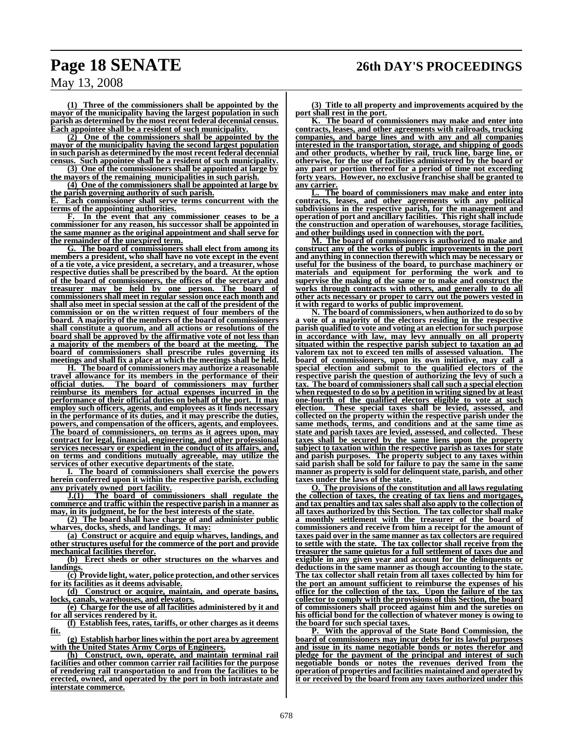**(1) Three of the commissioners shall be appointed by the mayor of the municipality having the largest population in such parish as determined by the most recent federal decennial census. Each appointee shall be a resident of such municipality.**

**(2) One of the commissioners shall be appointed by the mayor of the municipality having the second largest population in such parish as determined by the most recent federal decennial census. Such appointee shall be a resident of such municipality.**

**(3) One of the commissioners shall be appointed at large by the mayors of the remaining municipalities in such parish.**

**(4) One of the commissioners shall be appointed at large by the parish governing authority of such parish.**

**E. Each commissioner shall serve terms concurrent with the terms of the appointing authorities.**

**F. In the event that any commissioner ceases to be a commissioner for any reason, his successor shall be appointed in the same manner as the original appointment and shall serve for the remainder of the unexpired term.**

**G. The board of commissioners shall elect from among its members a president, who shall have no vote except in the event of a tie vote, a vice president, a secretary, and a treasurer, whose respective duties shall be prescribed by the board. At the option of the board of commissioners, the offices of the secretary and treasurer may be held by one person. The board of commissioners shall meet in regular session once each month and shall also meet in special session at the call of the president of the commission or on the written request of four members of the board. A majority of the members of the board of commissioners shall constitute a quorum, and all actions or resolutions of the board shall be approved by the affirmative vote of not less than a majority of the members of the board at the meeting. The board of commissioners shall prescribe rules governing its meetings and shall fix a place at which the meetings shall be held.**

**H. The board of commissioners may authorize a reasonable travel allowance for its members in the performance of their official duties. The board of commissioners may further reimburse its members for actual expenses incurred in the performance of their official duties on behalf of the port. It may employ such officers, agents, and employees as it finds necessary in the performance of its duties, and it may prescribe the duties, powers, and compensation of the officers, agents, and employees. The board of commissioners, on terms as it agrees upon, may contract for legal, financial, engineering, and other professional services necessary or expedient in the conduct of its affairs, and, on terms and conditions mutually agreeable, may utilize the services of other executive departments of the state.**

**I. The board of commissioners shall exercise the powers herein conferred upon it within the respective parish, excluding any privately owned port facility.**

**J.(1) The board of commissioners shall regulate the commerce and traffic within the respective parish in a manner as may, in its judgment, be for the best interests of the state.**

**(2) The board shall have charge of and administer public wharves, docks, sheds, and landings. It may:**

**(a) Construct or acquire and equip wharves, landings, and other structures useful for the commerce of the port and provide mechanical facilities therefor.**

**(b) Erect sheds or other structures on the wharves and landings.**

**(c) Provide light, water, police protection, and other services for its facilities as it deems advisable.**

**(d) Construct or acquire, maintain, and operate basins, locks, canals, warehouses, and elevators.**

**(e) Charge for the use of all facilities administered by it and for all services rendered by it.**

**(f) Establish fees, rates, tariffs, or other charges as it deems fit.**

**(g) Establish harbor lines within the port area by agreement with the United States Army Corps of Engineers.**

**(h) Construct, own, operate, and maintain terminal rail facilities and other common carrier rail facilities for the purpose of rendering rail transportation to and from the facilities to be erected, owned, and operated by the port in both intrastate and interstate commerce.**

**(3) Title to all property and improvements acquired by the port shall rest in the port.**

**K. The board of commissioners may make and enter into contracts, leases, and other agreements with railroads, trucking companies, and barge lines and with any and all companies interested in the transportation, storage, and shipping of goods and other products, whether by rail, truck line, barge line, or otherwise, for the use of facilities administered by the board or any part or portion thereof for a period of time not exceeding forty years. However, no exclusive franchise shall be granted to any carrier.**

**L. The board of commissioners may make and enter into contracts, leases, and other agreements with any political subdivisions in the respective parish, for the management and operation of port and ancillary facilities. This right shall include the construction and operation of warehouses, storage facilities, and other buildings used in connection with the port.**

**M. The board of commissioners is authorized to make and construct any of the works of public improvements in the port and anything in connection therewith which may be necessary or useful for the business of the board, to purchase machinery or materials and equipment for performing the work and to supervise the making of the same or to make and construct the works through contracts with others, and generally to do all other acts necessary or proper to carry out the powers vested in it with regard to works of public improvement.**

**N. The board of commissioners, when authorized to do so by a vote of a majority of the electors residing in the respective parish qualified to vote and voting at an election for such purpose in accordance with law, may levy annually on all property situated within the respective parish subject to taxation an ad valorem tax not to exceed ten mills of assessed valuation. The board of commissioners, upon its own initiative, may call a special election and submit to the qualified electors of the respective parish the question of authorizing the levy of such a tax. The board of commissioners shall call such a special election when requested to do so by a petition in writing signed by at least one-fourth of the qualified electors eligible to vote at such election. These special taxes shall be levied, assessed, and collected on the property within the respective parish under the same methods, terms, and conditions and at the same time as state and parish taxes are levied, assessed, and collected. These taxes shall be secured by the same liens upon the property subject to taxation within the respective parish as taxes for state and parish purposes. The property subject to any taxes within said parish shall be sold for failure to pay the same in the same manner as property is sold for delinquent state, parish, and other taxes under the laws of the state.**

**O. The provisions of the constitution and all laws regulating the collection of taxes, the creating of tax liens and mortgages, and tax penalties and tax sales shall also apply to the collection of all taxes authorized by this Section. The tax collector shall make a monthly settlement with the treasurer of the board of commissioners and receive from him a receipt for the amount of taxes paid over in the same manner as tax collectors are required to settle with the state. The tax collector shall receive from the treasurer the same quietus for a full settlement of taxes due and exigible in any given year and account for the delinquents or deductions in the same manner as though accounting to the state. The tax collector shall retain from all taxes collected by him for the port an amount sufficient to reimburse the expenses of his office for the collection of the tax. Upon the failure of the tax collector to comply with the provisions of this Section, the board of commissioners shall proceed against him and the sureties on his official bond for the collection of whatever money is owing to the board for such special taxes.**

**P. With the approval of the State Bond Commission, the board of commissioners may incur debts for its lawful purposes and issue in its name negotiable bonds or notes therefor and pledge for the payment of the principal and interest of such negotiable bonds or notes the revenues derived from the operation of properties and facilities maintained and operated by it or received by the board from any taxes authorized under this**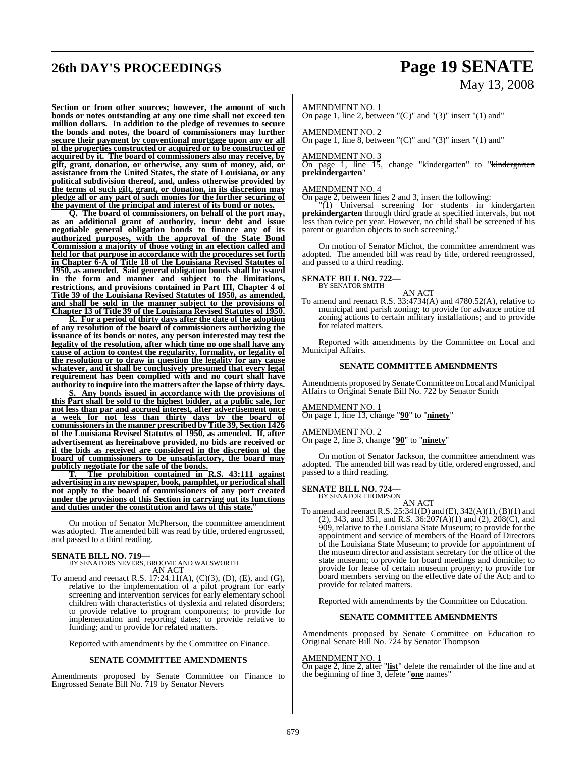**Section or from other sources; however, the amount of such bonds or notes outstanding at any one time shall not exceed ten million dollars. In addition to the pledge of revenues to secure the bonds and notes, the board of commissioners may further secure their payment by conventional mortgage upon any or all of the properties constructed or acquired or to be constructed or acquired by it. The board of commissioners also may receive, by gift, grant, donation, or otherwise, any sum of money, aid, or assistance from the United States, the state of Louisiana, or any political subdivision thereof, and, unless otherwise provided by the terms of such gift, grant, or donation, in its discretion may pledge all or any part of such monies for the further securing of the payment of the principal and interest of its bond or notes.**

**Q. The board of commissioners, on behalf of the port may, as an additional grant of authority, incur debt and issue negotiable general obligation bonds to finance any of its authorized purposes, with the approval of the State Bond Commission a majority of those voting in an election called and held for that purpose in accordance with the procedures set forth in Chapter 6-A of Title 18 of the Louisiana Revised Statutes of 1950, as amended. Said general obligation bonds shall be issued in the form and manner and subject to the limitations, restrictions, and provisions contained in Part III, Chapter 4 of Title 39 of the Louisiana Revised Statutes of 1950, as amended, and shall be sold in the manner subject to the provisions of Chapter 13 of Title 39 of the Louisiana Revised Statutes of 1950.**

**R. For a period of thirty days after the date of the adoption of any resolution of the board of commissioners authorizing the issuance of its bonds or notes, any person interested may test the legality of the resolution, after which time no one shall have any cause of action to contest the regularity, formality, or legality of the resolution or to draw in question the legality for any cause whatever, and it shall be conclusively presumed that every legal requirement has been complied with and no court shall have authority to inquire into the matters after the lapse of thirty days.**

**S. Any bonds issued in accordance with the provisions of this Part shall be sold to the highest bidder, at a public sale, for not less than par and accrued interest, after advertisement once a week for not less than thirty days by the board of commissioners in the manner prescribed by Title 39, Section 1426 of the Louisiana Revised Statutes of 1950, as amended. If, after advertisement as hereinabove provided, no bids are received or if the bids as received are considered in the discretion of the board of commissioners to be unsatisfactory, the board may publicly negotiate for the sale of the bonds.**

**T. The prohibition contained in R.S. 43:111 against advertising in any newspaper, book, pamphlet, or periodical shall not apply to the board of commissioners of any port created under the provisions of this Section in carrying out its functions and duties under the constitution and laws of this state.**"

On motion of Senator McPherson, the committee amendment was adopted. The amended bill was read by title, ordered engrossed, and passed to a third reading.

**SENATE BILL NO. 719—**
BY SENATORS NEVERS, BROOME AND WALSWORTH

AN ACT

To amend and reenact R.S. 17:24.11(A), (C)(3), (D), (E), and (G), relative to the implementation of a pilot program for early screening and intervention services for early elementary school children with characteristics of dyslexia and related disorders; to provide relative to program components; to provide for implementation and reporting dates; to provide relative to funding; and to provide for related matters.

Reported with amendments by the Committee on Finance.

**SENATE COMMITTEE AMENDMENTS**

Amendments proposed by Senate Committee on Finance to Engrossed Senate Bill No. 719 by Senator Nevers

AMENDMENT NO. 1
On page 1, line 2, between "(C)" and "(3)" insert "(1) and"

AMENDMENT NO. 2
On page 1, line 8, between "(C)" and "(3)" insert "(1) and"

AMENDMENT NO. 3
On page 1, line 15, change "kindergarten" to "~~kindergarten~~ **prekindergarten**"

AMENDMENT NO. 4
On page 2, between lines 2 and 3, insert the following:

"(1) Universal screening for students in ~~kindergarten~~ **prekindergarten** through third grade at specified intervals, but not less than twice per year. However, no child shall be screened if his parent or guardian objects to such screening."

On motion of Senator Michot, the committee amendment was adopted. The amended bill was read by title, ordered reengrossed, and passed to a third reading.

**SENATE BILL NO. 722—**
BY SENATOR SMITH

AN ACT

To amend and reenact R.S. 33:4734(A) and 4780.52(A), relative to municipal and parish zoning; to provide for advance notice of zoning actions to certain military installations; and to provide for related matters.

Reported with amendments by the Committee on Local and Municipal Affairs.

**SENATE COMMITTEE AMENDMENTS**

Amendments proposed by Senate Committee on Local and Municipal Affairs to Original Senate Bill No. 722 by Senator Smith

AMENDMENT NO. 1
On page 1, line 13, change "**90**" to "**ninety**"

AMENDMENT NO. 2
On page 2, line 3, change "**90**" to "**ninety**"

On motion of Senator Jackson, the committee amendment was adopted. The amended bill was read by title, ordered engrossed, and passed to a third reading.

**SENATE BILL NO. 724—**
BY SENATOR THOMPSON

AN ACT

To amend and reenact R.S. 25:341(D) and (E), 342(A)(1), (B)(1) and (2), 343, and 351, and R.S. 36:207(A)(1) and (2), 208(C), and 909, relative to the Louisiana State Museum; to provide for the appointment and service of members of the Board of Directors of the Louisiana State Museum; to provide for appointment of the museum director and assistant secretary for the office of the state museum; to provide for board meetings and domicile; to provide for lease of certain museum property; to provide for board members serving on the effective date of the Act; and to provide for related matters.

Reported with amendments by the Committee on Education.

**SENATE COMMITTEE AMENDMENTS**

Amendments proposed by Senate Committee on Education to Original Senate Bill No. 724 by Senator Thompson

AMENDMENT NO. 1
On page 2, line 2, after "**list**" delete the remainder of the line and at the beginning of line 3, delete "**one** names"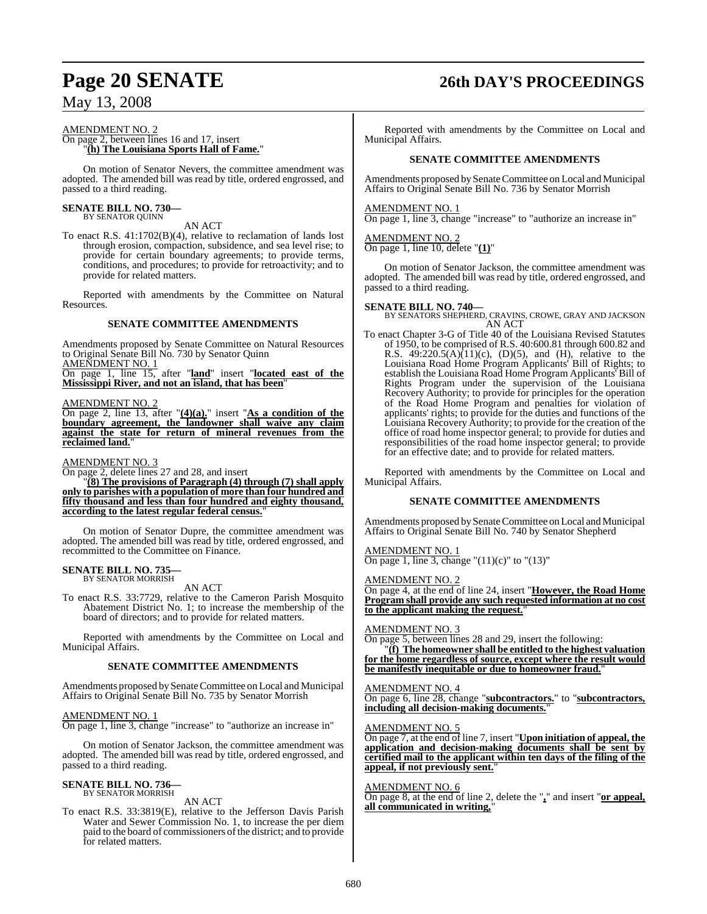AMENDMENT NO. 2
On page 2, between lines 16 and 17, insert
"**(h) The Louisiana Sports Hall of Fame.**"

On motion of Senator Nevers, the committee amendment was adopted. The amended bill was read by title, ordered engrossed, and passed to a third reading.

**SENATE BILL NO. 730—**
BY SENATOR QUINN

AN ACT

To enact R.S. 41:1702(B)(4), relative to reclamation of lands lost through erosion, compaction, subsidence, and sea level rise; to provide for certain boundary agreements; to provide terms, conditions, and procedures; to provide for retroactivity; and to provide for related matters.

Reported with amendments by the Committee on Natural Resources.

**SENATE COMMITTEE AMENDMENTS**

Amendments proposed by Senate Committee on Natural Resources to Original Senate Bill No. 730 by Senator Quinn

AMENDMENT NO. 1
On page 1, line 15, after "**land**" insert "**located east of the Mississippi River, and not an island, that has been**"

AMENDMENT NO. 2
On page 2, line 13, after "**(4)(a).**" insert "**As a condition of the boundary agreement, the landowner shall waive any claim against the state for return of mineral revenues from the reclaimed land.**"

AMENDMENT NO. 3
On page 2, delete lines 27 and 28, and insert
"**(8) The provisions of Paragraph (4) through (7) shall apply only to parishes with a population of more than four hundred and fifty thousand and less than four hundred and eighty thousand, according to the latest regular federal census.**"

On motion of Senator Dupre, the committee amendment was adopted. The amended bill was read by title, ordered engrossed, and recommitted to the Committee on Finance.

**SENATE BILL NO. 735—**
BY SENATOR MORRISH

AN ACT

To enact R.S. 33:7729, relative to the Cameron Parish Mosquito Abatement District No. 1; to increase the membership of the board of directors; and to provide for related matters.

Reported with amendments by the Committee on Local and Municipal Affairs.

**SENATE COMMITTEE AMENDMENTS**

Amendments proposed by Senate Committee on Local and Municipal Affairs to Original Senate Bill No. 735 by Senator Morrish

AMENDMENT NO. 1
On page 1, line 3, change "increase" to "authorize an increase in"

On motion of Senator Jackson, the committee amendment was adopted. The amended bill was read by title, ordered engrossed, and passed to a third reading.

**SENATE BILL NO. 736—**
BY SENATOR MORRISH

AN ACT

To enact R.S. 33:3819(E), relative to the Jefferson Davis Parish Water and Sewer Commission No. 1, to increase the per diem paid to the board of commissioners of the district; and to provide for related matters.

Reported with amendments by the Committee on Local and Municipal Affairs.

**SENATE COMMITTEE AMENDMENTS**

Amendments proposed by Senate Committee on Local and Municipal Affairs to Original Senate Bill No. 736 by Senator Morrish

AMENDMENT NO. 1
On page 1, line 3, change "increase" to "authorize an increase in"

AMENDMENT NO. 2
On page 1, line 10, delete "**(1)**"

On motion of Senator Jackson, the committee amendment was adopted. The amended bill was read by title, ordered engrossed, and passed to a third reading.

**SENATE BILL NO. 740—**
BY SENATORS SHEPHERD, CRAVINS, CROWE, GRAY AND JACKSON

AN ACT

To enact Chapter 3-G of Title 40 of the Louisiana Revised Statutes of 1950, to be comprised of R.S. 40:600.81 through 600.82 and R.S. 49:220.5(A)(11)(c), (D)(5), and (H), relative to the Louisiana Road Home Program Applicants' Bill of Rights; to establish the Louisiana Road Home Program Applicants' Bill of Rights Program under the supervision of the Louisiana Recovery Authority; to provide for principles for the operation of the Road Home Program and penalties for violation of applicants' rights; to provide for the duties and functions of the Louisiana Recovery Authority; to provide for the creation of the office of road home inspector general; to provide for duties and responsibilities of the road home inspector general; to provide for an effective date; and to provide for related matters.

Reported with amendments by the Committee on Local and Municipal Affairs.

**SENATE COMMITTEE AMENDMENTS**

Amendments proposed by Senate Committee on Local and Municipal Affairs to Original Senate Bill No. 740 by Senator Shepherd

AMENDMENT NO. 1
On page 1, line 3, change "(11)(c)" to "(13)"

AMENDMENT NO. 2
On page 4, at the end of line 24, insert "**However, the Road Home Program shall provide any such requested information at no cost to the applicant making the request.**"

AMENDMENT NO. 3
On page 5, between lines 28 and 29, insert the following:
"**(f) The homeowner shall be entitled to the highest valuation for the home regardless of source, except where the result would be manifestly inequitable or due to homeowner fraud.**"

AMENDMENT NO. 4
On page 6, line 28, change "**subcontractors.**" to "**subcontractors, including all decision-making documents.**"

AMENDMENT NO. 5
On page 7, at the end of line 7, insert "**Upon initiation of appeal, the application and decision-making documents shall be sent by certified mail to the applicant within ten days of the filing of the appeal, if not previously sent.**"

AMENDMENT NO. 6
On page 8, at the end of line 2, delete the "**,**" and insert "**or appeal, all communicated in writing,**"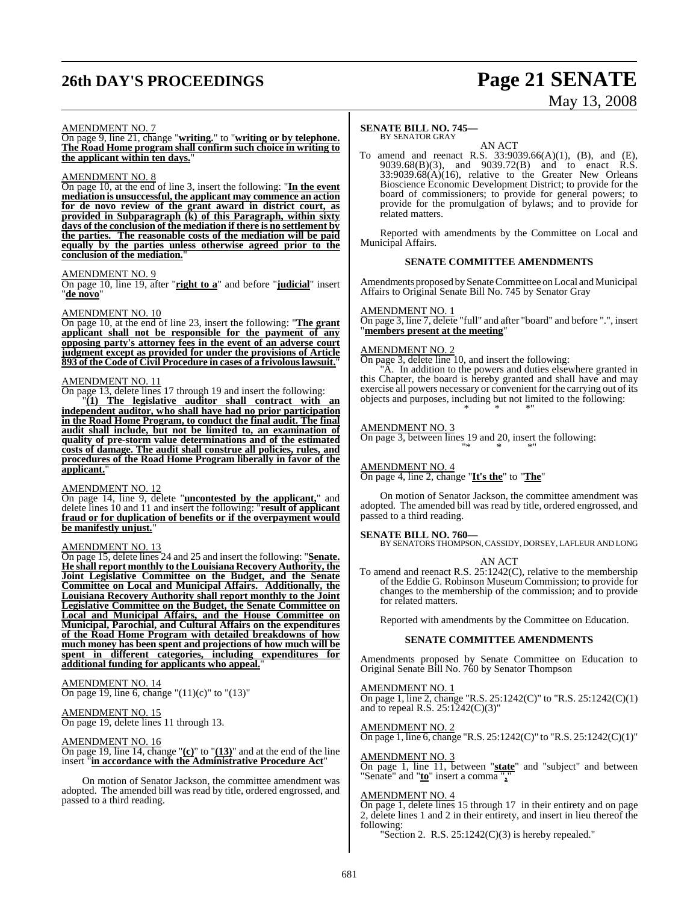AMENDMENT NO. 7

On page 9, line 21, change "**writing.**" to "**writing or by telephone. The Road Home program shall confirm such choice in writing to the applicant within ten days.**"

AMENDMENT NO. 8

On page 10, at the end of line 3, insert the following: "**In the event mediation is unsuccessful, the applicant may commence an action for de novo review of the grant award in district court, as provided in Subparagraph (k) of this Paragraph, within sixty days of the conclusion of the mediation if there is no settlement by the parties. The reasonable costs of the mediation will be paid equally by the parties unless otherwise agreed prior to the conclusion of the mediation.**"

AMENDMENT NO. 9

On page 10, line 19, after "**right to a**" and before "**judicial**" insert "**de novo**"

AMENDMENT NO. 10

On page 10, at the end of line 23, insert the following: "**The grant applicant shall not be responsible for the payment of any opposing party's attorney fees in the event of an adverse court judgment except as provided for under the provisions of Article 893 of the Code of Civil Procedure in cases of a frivolous lawsuit.**"

AMENDMENT NO. 11

On page 13, delete lines 17 through 19 and insert the following:

"**(1) The legislative auditor shall contract with an independent auditor, who shall have had no prior participation in the Road Home Program, to conduct the final audit. The final audit shall include, but not be limited to, an examination of quality of pre-storm value determinations and of the estimated costs of damage. The audit shall construe all policies, rules, and procedures of the Road Home Program liberally in favor of the applicant.**"

AMENDMENT NO. 12

On page 14, line 9, delete "**uncontested by the applicant,**" and delete lines 10 and 11 and insert the following: "**result of applicant fraud or for duplication of benefits or if the overpayment would be manifestly unjust.**"

AMENDMENT NO. 13

On page 15, delete lines 24 and 25 and insert the following: "**Senate. He shall report monthly to the Louisiana Recovery Authority, the Joint Legislative Committee on the Budget, and the Senate Committee on Local and Municipal Affairs. Additionally, the Louisiana Recovery Authority shall report monthly to the Joint Legislative Committee on the Budget, the Senate Committee on Local and Municipal Affairs, and the House Committee on Municipal, Parochial, and Cultural Affairs on the expenditures of the Road Home Program with detailed breakdowns of how much money has been spent and projections of how much will be spent in different categories, including expenditures for additional funding for applicants who appeal.**"

AMENDMENT NO. 14

On page 19, line 6, change "(11)(c)" to "(13)"

AMENDMENT NO. 15

On page 19, delete lines 11 through 13.

AMENDMENT NO. 16

On page 19, line 14, change "**(c)**" to "**(13)**" and at the end of the line insert "**in accordance with the Administrative Procedure Act**"

On motion of Senator Jackson, the committee amendment was adopted. The amended bill was read by title, ordered engrossed, and passed to a third reading.

**SENATE BILL NO. 745—**
BY SENATOR GRAY

AN ACT

To amend and reenact R.S. 33:9039.66(A)(1), (B), and (E), 9039.68(B)(3), and 9039.72(B) and to enact R.S. 33:9039.68(A)(16), relative to the Greater New Orleans Bioscience Economic Development District; to provide for the board of commissioners; to provide for general powers; to provide for the promulgation of bylaws; and to provide for related matters.

Reported with amendments by the Committee on Local and Municipal Affairs.

**SENATE COMMITTEE AMENDMENTS**

Amendments proposed by Senate Committee on Local and Municipal Affairs to Original Senate Bill No. 745 by Senator Gray

AMENDMENT NO. 1

On page 3, line 7, delete "full" and after "board" and before ".", insert "**members present at the meeting**"

AMENDMENT NO. 2

On page 3, delete line 10, and insert the following:

"A. In addition to the powers and duties elsewhere granted in this Chapter, the board is hereby granted and shall have and may exercise all powers necessary or convenient for the carrying out of its objects and purposes, including but not limited to the following:

\* \* \*"

AMENDMENT NO. 3

On page 3, between lines 19 and 20, insert the following:

"\* \* \*"

AMENDMENT NO. 4

On page 4, line 2, change "**It's the**" to "**The**"

On motion of Senator Jackson, the committee amendment was adopted. The amended bill was read by title, ordered engrossed, and passed to a third reading.

**SENATE BILL NO. 760—**
BY SENATORS THOMPSON, CASSIDY, DORSEY, LAFLEUR AND LONG

AN ACT

To amend and reenact R.S. 25:1242(C), relative to the membership of the Eddie G. Robinson Museum Commission; to provide for changes to the membership of the commission; and to provide for related matters.

Reported with amendments by the Committee on Education.

**SENATE COMMITTEE AMENDMENTS**

Amendments proposed by Senate Committee on Education to Original Senate Bill No. 760 by Senator Thompson

AMENDMENT NO. 1

On page 1, line 2, change "R.S. 25:1242(C)" to "R.S. 25:1242(C)(1) and to repeal R.S. 25:1242(C)(3)"

AMENDMENT NO. 2

On page 1, line 6, change "R.S. 25:1242(C)" to "R.S. 25:1242(C)(1)"

AMENDMENT NO. 3

On page 1, line 11, between "**state**" and "subject" and between "Senate" and "**to**" insert a comma "**,**"

AMENDMENT NO. 4

On page 1, delete lines 15 through 17 in their entirety and on page 2, delete lines 1 and 2 in their entirety, and insert in lieu thereof the following:

"Section 2. R.S. 25:1242(C)(3) is hereby repealed."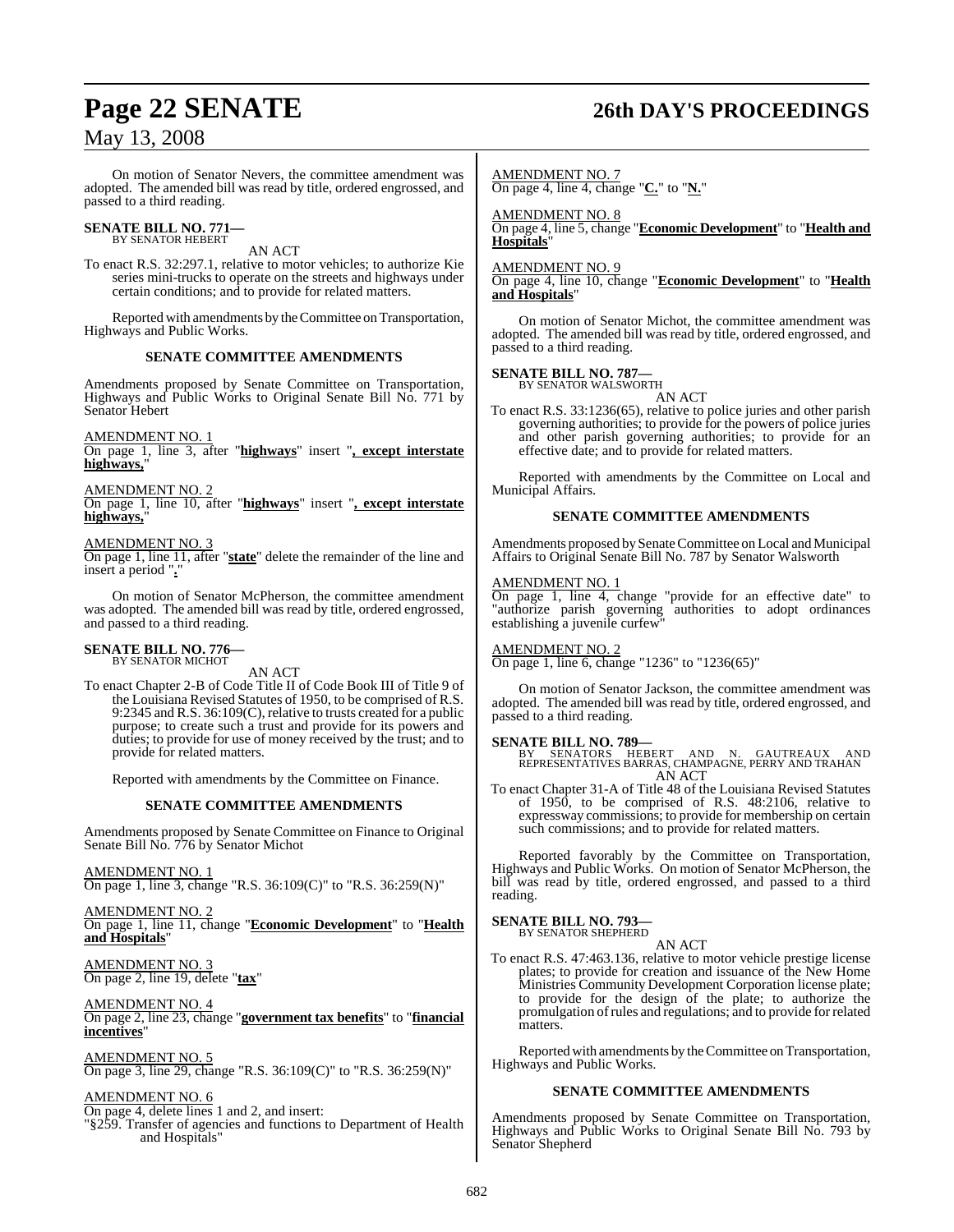On motion of Senator Nevers, the committee amendment was adopted. The amended bill was read by title, ordered engrossed, and passed to a third reading.

**SENATE BILL NO. 771—**
BY SENATOR HEBERT

AN ACT

To enact R.S. 32:297.1, relative to motor vehicles; to authorize Kie series mini-trucks to operate on the streets and highways under certain conditions; and to provide for related matters.

Reported with amendments by the Committee on Transportation, Highways and Public Works.

**SENATE COMMITTEE AMENDMENTS**

Amendments proposed by Senate Committee on Transportation, Highways and Public Works to Original Senate Bill No. 771 by Senator Hebert

AMENDMENT NO. 1
On page 1, line 3, after "**highways**" insert "**, except interstate highways,**"

AMENDMENT NO. 2
On page 1, line 10, after "**highways**" insert "**, except interstate highways,**"

AMENDMENT NO. 3
On page 1, line 11, after "**state**" delete the remainder of the line and insert a period "**.**"

On motion of Senator McPherson, the committee amendment was adopted. The amended bill was read by title, ordered engrossed, and passed to a third reading.

**SENATE BILL NO. 776—**
BY SENATOR MICHOT

AN ACT

To enact Chapter 2-B of Code Title II of Code Book III of Title 9 of the Louisiana Revised Statutes of 1950, to be comprised of R.S. 9:2345 and R.S. 36:109(C), relative to trusts created for a public purpose; to create such a trust and provide for its powers and duties; to provide for use of money received by the trust; and to provide for related matters.

Reported with amendments by the Committee on Finance.

**SENATE COMMITTEE AMENDMENTS**

Amendments proposed by Senate Committee on Finance to Original Senate Bill No. 776 by Senator Michot

AMENDMENT NO. 1
On page 1, line 3, change "R.S. 36:109(C)" to "R.S. 36:259(N)"

AMENDMENT NO. 2
On page 1, line 11, change "**Economic Development**" to "**Health and Hospitals**"

AMENDMENT NO. 3
On page 2, line 19, delete "**tax**"

AMENDMENT NO. 4
On page 2, line 23, change "**government tax benefits**" to "**financial incentives**"

AMENDMENT NO. 5
On page 3, line 29, change "R.S. 36:109(C)" to "R.S. 36:259(N)"

AMENDMENT NO. 6
On page 4, delete lines 1 and 2, and insert:
"§259. Transfer of agencies and functions to Department of Health and Hospitals"

AMENDMENT NO. 7
On page 4, line 4, change "**C.**" to "**N.**"

AMENDMENT NO. 8
On page 4, line 5, change "**Economic Development**" to "**Health and Hospitals**"

AMENDMENT NO. 9
On page 4, line 10, change "**Economic Development**" to "**Health and Hospitals**"

On motion of Senator Michot, the committee amendment was adopted. The amended bill was read by title, ordered engrossed, and passed to a third reading.

**SENATE BILL NO. 787—**
BY SENATOR WALSWORTH

AN ACT

To enact R.S. 33:1236(65), relative to police juries and other parish governing authorities; to provide for the powers of police juries and other parish governing authorities; to provide for an effective date; and to provide for related matters.

Reported with amendments by the Committee on Local and Municipal Affairs.

**SENATE COMMITTEE AMENDMENTS**

Amendments proposed by Senate Committee on Local and Municipal Affairs to Original Senate Bill No. 787 by Senator Walsworth

AMENDMENT NO. 1
On page 1, line 4, change "provide for an effective date" to "authorize parish governing authorities to adopt ordinances establishing a juvenile curfew"

AMENDMENT NO. 2
On page 1, line 6, change "1236" to "1236(65)"

On motion of Senator Jackson, the committee amendment was adopted. The amended bill was read by title, ordered engrossed, and passed to a third reading.

**SENATE BILL NO. 789—**
BY SENATORS HEBERT AND N. GAUTREAUX AND REPRESENTATIVES BARRAS, CHAMPAGNE, PERRY AND TRAHAN

AN ACT

To enact Chapter 31-A of Title 48 of the Louisiana Revised Statutes of 1950, to be comprised of R.S. 48:2106, relative to expressway commissions; to provide for membership on certain such commissions; and to provide for related matters.

Reported favorably by the Committee on Transportation, Highways and Public Works. On motion of Senator McPherson, the bill was read by title, ordered engrossed, and passed to a third reading.

**SENATE BILL NO. 793—**
BY SENATOR SHEPHERD

AN ACT

To enact R.S. 47:463.136, relative to motor vehicle prestige license plates; to provide for creation and issuance of the New Home Ministries Community Development Corporation license plate; to provide for the design of the plate; to authorize the promulgation of rules and regulations; and to provide for related matters.

Reported with amendments by the Committee on Transportation, Highways and Public Works.

**SENATE COMMITTEE AMENDMENTS**

Amendments proposed by Senate Committee on Transportation, Highways and Public Works to Original Senate Bill No. 793 by Senator Shepherd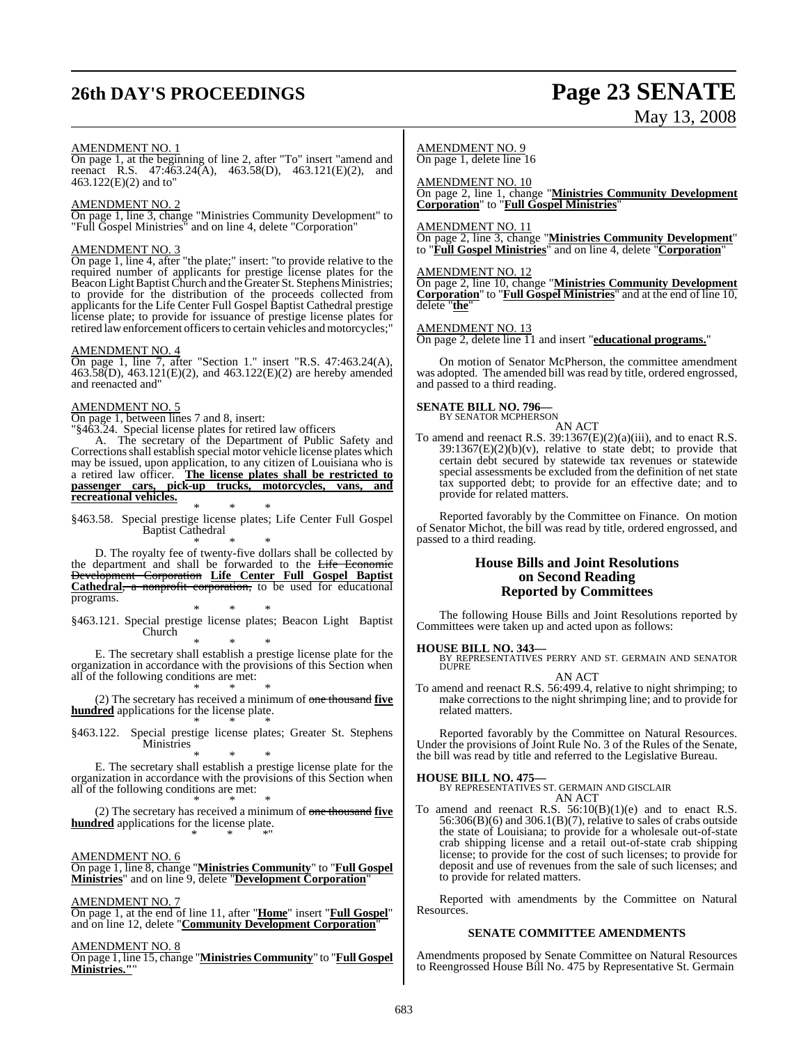AMENDMENT NO. 1

On page 1, at the beginning of line 2, after "To" insert "amend and reenact R.S. 47:463.24(A), 463.58(D), 463.121(E)(2), and 463.122(E)(2) and to"

AMENDMENT NO. 2

On page 1, line 3, change "Ministries Community Development" to "Full Gospel Ministries" and on line 4, delete "Corporation"

AMENDMENT NO. 3

On page 1, line 4, after "the plate;" insert: "to provide relative to the required number of applicants for prestige license plates for the Beacon Light Baptist Church and the Greater St. Stephens Ministries; to provide for the distribution of the proceeds collected from applicants for the Life Center Full Gospel Baptist Cathedral prestige license plate; to provide for issuance of prestige license plates for retired law enforcement officers to certain vehicles and motorcycles;"

AMENDMENT NO. 4

On page 1, line 7, after "Section 1." insert "R.S. 47:463.24(A), 463.58(D), 463.121(E)(2), and 463.122(E)(2) are hereby amended and reenacted and"

AMENDMENT NO. 5

On page 1, between lines 7 and 8, insert:

"§463.24. Special license plates for retired law officers

A. The secretary of the Department of Public Safety and Corrections shall establish special motor vehicle license plates which may be issued, upon application, to any citizen of Louisiana who is a retired law officer. **The license plates shall be restricted to passenger cars, pick-up trucks, motorcycles, vans, and recreational vehicles.**

\* \* \*

§463.58. Special prestige license plates; Life Center Full Gospel Baptist Cathedral

\* \* \*

D. The royalty fee of twenty-five dollars shall be collected by the department and shall be forwarded to the ~~Life Economic Development Corporation~~ **Life Center Full Gospel Baptist Cathedral**~~, a nonprofit corporation,~~ to be used for educational programs.

\* \* \*

§463.121. Special prestige license plates; Beacon Light Baptist Church

\* \* \*

E. The secretary shall establish a prestige license plate for the organization in accordance with the provisions of this Section when all of the following conditions are met:

\* \* \*

(2) The secretary has received a minimum of ~~one thousand~~ **five hundred** applications for the license plate.

\* \* \*

§463.122. Special prestige license plates; Greater St. Stephens Ministries

\* \* \*

E. The secretary shall establish a prestige license plate for the organization in accordance with the provisions of this Section when all of the following conditions are met:

\* \* \*

(2) The secretary has received a minimum of ~~one thousand~~ **five hundred** applications for the license plate.

\* \* \*"

AMENDMENT NO. 6

On page 1, line 8, change "**Ministries Community**" to "**Full Gospel Ministries**" and on line 9, delete "**Development Corporation**"

AMENDMENT NO. 7

On page 1, at the end of line 11, after "**Home**" insert "**Full Gospel**" and on line 12, delete "**Community Development Corporation**"

AMENDMENT NO. 8

On page 1, line 15, change "**Ministries Community**" to "**Full Gospel Ministries.**""

AMENDMENT NO. 9

On page 1, delete line 16

AMENDMENT NO. 10

On page 2, line 1, change "**Ministries Community Development Corporation**" to "**Full Gospel Ministries**"

AMENDMENT NO. 11

On page 2, line 3, change "**Ministries Community Development**" to "**Full Gospel Ministries**" and on line 4, delete "**Corporation**"

AMENDMENT NO. 12

On page 2, line 10, change "**Ministries Community Development Corporation**" to "**Full Gospel Ministries**" and at the end of line 10, delete "**the**"

AMENDMENT NO. 13

On page 2, delete line 11 and insert "**educational programs.**"

On motion of Senator McPherson, the committee amendment was adopted. The amended bill was read by title, ordered engrossed, and passed to a third reading.

**SENATE BILL NO. 796—**
BY SENATOR MCPHERSON

AN ACT

To amend and reenact R.S. 39:1367(E)(2)(a)(iii), and to enact R.S. 39:1367(E)(2)(b)(v), relative to state debt; to provide that certain debt secured by statewide tax revenues or statewide special assessments be excluded from the definition of net state tax supported debt; to provide for an effective date; and to provide for related matters.

Reported favorably by the Committee on Finance. On motion of Senator Michot, the bill was read by title, ordered engrossed, and passed to a third reading.

## House Bills and Joint Resolutions on Second Reading Reported by Committees

The following House Bills and Joint Resolutions reported by Committees were taken up and acted upon as follows:

**HOUSE BILL NO. 343—**
BY REPRESENTATIVES PERRY AND ST. GERMAIN AND SENATOR DUPRE

AN ACT

To amend and reenact R.S. 56:499.4, relative to night shrimping; to make corrections to the night shrimping line; and to provide for related matters.

Reported favorably by the Committee on Natural Resources. Under the provisions of Joint Rule No. 3 of the Rules of the Senate, the bill was read by title and referred to the Legislative Bureau.

**HOUSE BILL NO. 475—**
BY REPRESENTATIVES ST. GERMAIN AND GISCLAIR

AN ACT

To amend and reenact R.S. 56:10(B)(1)(e) and to enact R.S. 56:306(B)(6) and 306.1(B)(7), relative to sales of crabs outside the state of Louisiana; to provide for a wholesale out-of-state crab shipping license and a retail out-of-state crab shipping license; to provide for the cost of such licenses; to provide for deposit and use of revenues from the sale of such licenses; and to provide for related matters.

Reported with amendments by the Committee on Natural Resources.

### SENATE COMMITTEE AMENDMENTS

Amendments proposed by Senate Committee on Natural Resources to Reengrossed House Bill No. 475 by Representative St. Germain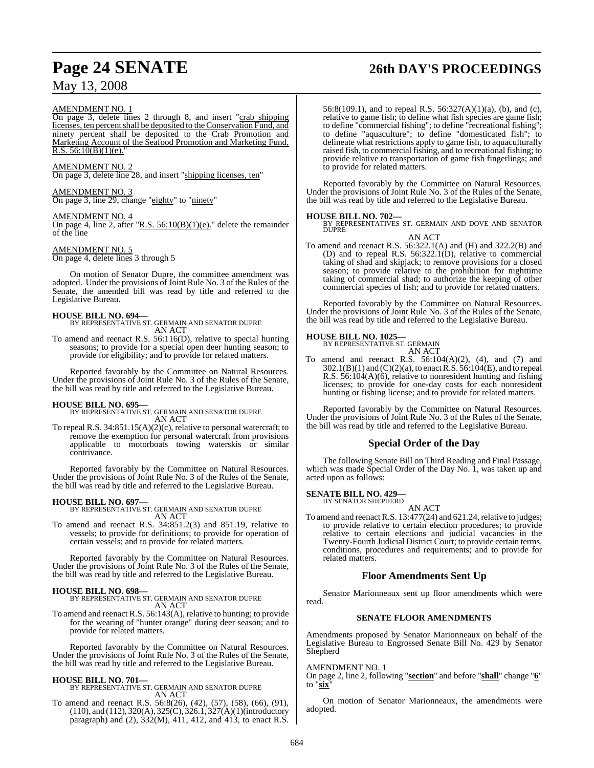AMENDMENT NO. 1

On page 3, delete lines 2 through 8, and insert "crab shipping licenses, ten percent shall be deposited to the Conservation Fund, and ninety percent shall be deposited to the Crab Promotion and Marketing Account of the Seafood Promotion and Marketing Fund, R.S. 56:10(B)(1)(e)."

AMENDMENT NO. 2

On page 3, delete line 28, and insert "shipping licenses, ten"

AMENDMENT NO. 3

On page 3, line 29, change "eighty" to "ninety"

AMENDMENT NO. 4

On page 4, line 2, after "R.S. 56:10(B)(1)(e)." delete the remainder of the line

AMENDMENT NO. 5

On page 4, delete lines 3 through 5

On motion of Senator Dupre, the committee amendment was adopted. Under the provisions of Joint Rule No. 3 of the Rules of the Senate, the amended bill was read by title and referred to the Legislative Bureau.

**HOUSE BILL NO. 694—**
BY REPRESENTATIVE ST. GERMAIN AND SENATOR DUPRE
AN ACT

To amend and reenact R.S. 56:116(D), relative to special hunting seasons; to provide for a special open deer hunting season; to provide for eligibility; and to provide for related matters.

Reported favorably by the Committee on Natural Resources. Under the provisions of Joint Rule No. 3 of the Rules of the Senate, the bill was read by title and referred to the Legislative Bureau.

**HOUSE BILL NO. 695—**
BY REPRESENTATIVE ST. GERMAIN AND SENATOR DUPRE
AN ACT

To repeal R.S. 34:851.15(A)(2)(c), relative to personal watercraft; to remove the exemption for personal watercraft from provisions applicable to motorboats towing waterskis or similar contrivance.

Reported favorably by the Committee on Natural Resources. Under the provisions of Joint Rule No. 3 of the Rules of the Senate, the bill was read by title and referred to the Legislative Bureau.

**HOUSE BILL NO. 697—**
BY REPRESENTATIVE ST. GERMAIN AND SENATOR DUPRE
AN ACT

To amend and reenact R.S. 34:851.2(3) and 851.19, relative to vessels; to provide for definitions; to provide for operation of certain vessels; and to provide for related matters.

Reported favorably by the Committee on Natural Resources. Under the provisions of Joint Rule No. 3 of the Rules of the Senate, the bill was read by title and referred to the Legislative Bureau.

**HOUSE BILL NO. 698—**
BY REPRESENTATIVE ST. GERMAIN AND SENATOR DUPRE
AN ACT

To amend and reenact R.S. 56:143(A), relative to hunting; to provide for the wearing of "hunter orange" during deer season; and to provide for related matters.

Reported favorably by the Committee on Natural Resources. Under the provisions of Joint Rule No. 3 of the Rules of the Senate, the bill was read by title and referred to the Legislative Bureau.

**HOUSE BILL NO. 701—**
BY REPRESENTATIVE ST. GERMAIN AND SENATOR DUPRE
AN ACT

To amend and reenact R.S. 56:8(26), (42), (57), (58), (66), (91), (110), and (112), 320(A), 325(C), 326.1, 327(A)(1)(introductory paragraph) and (2), 332(M), 411, 412, and 413, to enact R.S. 56:8(109.1), and to repeal R.S. 56:327(A)(1)(a), (b), and (c), relative to game fish; to define what fish species are game fish; to define "commercial fishing"; to define "recreational fishing"; to define "aquaculture"; to define "domesticated fish"; to delineate what restrictions apply to game fish, to aquaculturally raised fish, to commercial fishing, and to recreational fishing; to provide relative to transportation of game fish fingerlings; and to provide for related matters.

Reported favorably by the Committee on Natural Resources. Under the provisions of Joint Rule No. 3 of the Rules of the Senate, the bill was read by title and referred to the Legislative Bureau.

**HOUSE BILL NO. 702—**
BY REPRESENTATIVES ST. GERMAIN AND DOVE AND SENATOR DUPRE
AN ACT

To amend and reenact R.S. 56:322.1(A) and (H) and 322.2(B) and (D) and to repeal R.S. 56:322.1(D), relative to commercial taking of shad and skipjack; to remove provisions for a closed season; to provide relative to the prohibition for nighttime taking of commercial shad; to authorize the keeping of other commercial species of fish; and to provide for related matters.

Reported favorably by the Committee on Natural Resources. Under the provisions of Joint Rule No. 3 of the Rules of the Senate, the bill was read by title and referred to the Legislative Bureau.

**HOUSE BILL NO. 1025—**
BY REPRESENTATIVE ST. GERMAIN
AN ACT

To amend and reenact R.S. 56:104(A)(2), (4), and (7) and 302.1(B)(1) and (C)(2)(a), to enact R.S. 56:104(E), and to repeal R.S. 56:104(A)(6), relative to nonresident hunting and fishing licenses; to provide for one-day costs for each nonresident hunting or fishing license; and to provide for related matters.

Reported favorably by the Committee on Natural Resources. Under the provisions of Joint Rule No. 3 of the Rules of the Senate, the bill was read by title and referred to the Legislative Bureau.

## Special Order of the Day

The following Senate Bill on Third Reading and Final Passage, which was made Special Order of the Day No. 1, was taken up and acted upon as follows:

**SENATE BILL NO. 429—**
BY SENATOR SHEPHERD
AN ACT

To amend and reenact R.S. 13:477(24) and 621.24, relative to judges; to provide relative to certain election procedures; to provide relative to certain elections and judicial vacancies in the Twenty-Fourth Judicial District Court; to provide certain terms, conditions, procedures and requirements; and to provide for related matters.

## Floor Amendments Sent Up

Senator Marionneaux sent up floor amendments which were read.

### SENATE FLOOR AMENDMENTS

Amendments proposed by Senator Marionneaux on behalf of the Legislative Bureau to Engrossed Senate Bill No. 429 by Senator Shepherd

AMENDMENT NO. 1

On page 2, line 2, following "**section**" and before "**shall**" change "**6**" to "**six**"

On motion of Senator Marionneaux, the amendments were adopted.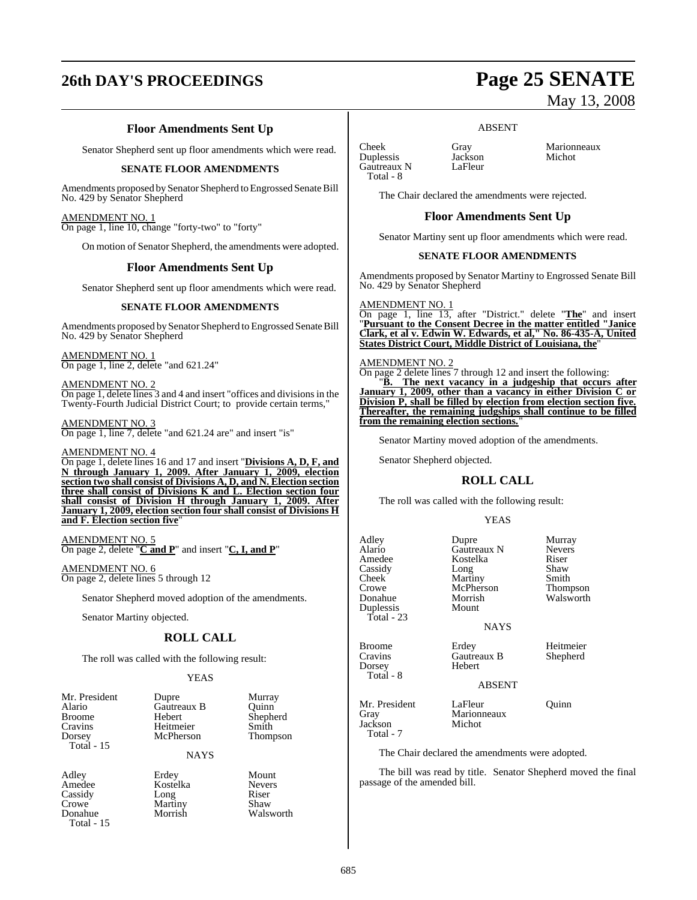### Floor Amendments Sent Up

Senator Shepherd sent up floor amendments which were read.

#### SENATE FLOOR AMENDMENTS

Amendments proposed by Senator Shepherd to Engrossed Senate Bill No. 429 by Senator Shepherd

AMENDMENT NO. 1
On page 1, line 10, change "forty-two" to "forty"

On motion of Senator Shepherd, the amendments were adopted.

### Floor Amendments Sent Up

Senator Shepherd sent up floor amendments which were read.

#### SENATE FLOOR AMENDMENTS

Amendments proposed by Senator Shepherd to Engrossed Senate Bill No. 429 by Senator Shepherd

AMENDMENT NO. 1
On page 1, line 2, delete "and 621.24"

AMENDMENT NO. 2
On page 1, delete lines 3 and 4 and insert "offices and divisions in the Twenty-Fourth Judicial District Court; to provide certain terms,"

AMENDMENT NO. 3
On page 1, line 7, delete "and 621.24 are" and insert "is"

AMENDMENT NO. 4
On page 1, delete lines 16 and 17 and insert "**Divisions A, D, F, and N through January 1, 2009. After January 1, 2009, election section two shall consist of Divisions A, D, and N. Election section three shall consist of Divisions K and L. Election section four shall consist of Division H through January 1, 2009. After January 1, 2009, election section four shall consist of Divisions H and F. Election section five**"

AMENDMENT NO. 5
On page 2, delete "**C and P**" and insert "**C, I, and P**"

AMENDMENT NO. 6
On page 2, delete lines 5 through 12

Senator Shepherd moved adoption of the amendments.

Senator Martiny objected.

### ROLL CALL

The roll was called with the following result:

YEAS

| | | |
|---|---|---|
| Mr. President | Dupre | Murray |
| Alario | Gautreaux B | Quinn |
| Broome | Hebert | Shepherd |
| Cravins | Heitmeier | Smith |
| Dorsey | McPherson | Thompson |
| Total - 15 | | |

NAYS

| | | |
|---|---|---|
| Adley | Erdey | Mount |
| Amedee | Kostelka | Nevers |
| Cassidy | Long | Riser |
| Crowe | Martiny | Shaw |
| Donahue | Morrish | Walsworth |
| Total - 15 | | |

ABSENT

| | | |
|---|---|---|
| Cheek | Gray | Marionneaux |
| Duplessis | Jackson | Michot |
| Gautreaux N | LaFleur | |
| Total - 8 | | |

The Chair declared the amendments were rejected.

### Floor Amendments Sent Up

Senator Martiny sent up floor amendments which were read.

#### SENATE FLOOR AMENDMENTS

Amendments proposed by Senator Martiny to Engrossed Senate Bill No. 429 by Senator Shepherd

AMENDMENT NO. 1
On page 1, line 13, after "District." delete "**The**" and insert "**Pursuant to the Consent Decree in the matter entitled "Janice Clark, et al v. Edwin W. Edwards, et al," No. 86-435-A, United States District Court, Middle District of Louisiana, the**"

AMENDMENT NO. 2
On page 2 delete lines 7 through 12 and insert the following:

"**B. The next vacancy in a judgeship that occurs after January 1, 2009, other than a vacancy in either Division C or Division P, shall be filled by election from election section five. Thereafter, the remaining judgships shall continue to be filled from the remaining election sections.**"

Senator Martiny moved adoption of the amendments.

Senator Shepherd objected.

### ROLL CALL

The roll was called with the following result:

YEAS

| | | |
|---|---|---|
| Adley | Dupre | Murray |
| Alario | Gautreaux N | Nevers |
| Amedee | Kostelka | Riser |
| Cassidy | Long | Shaw |
| Cheek | Martiny | Smith |
| Crowe | McPherson | Thompson |
| Donahue | Morrish | Walsworth |
| Duplessis | Mount | |
| Total - 23 | | |

NAYS

| | | |
|---|---|---|
| Broome | Erdey | Heitmeier |
| Cravins | Gautreaux B | Shepherd |
| Dorsey | Hebert | |
| Total - 8 | | |

ABSENT

| | | |
|---|---|---|
| Mr. President | LaFleur | Quinn |
| Gray | Marionneaux | |
| Jackson | Michot | |
| Total - 7 | | |

The Chair declared the amendments were adopted.

The bill was read by title. Senator Shepherd moved the final passage of the amended bill.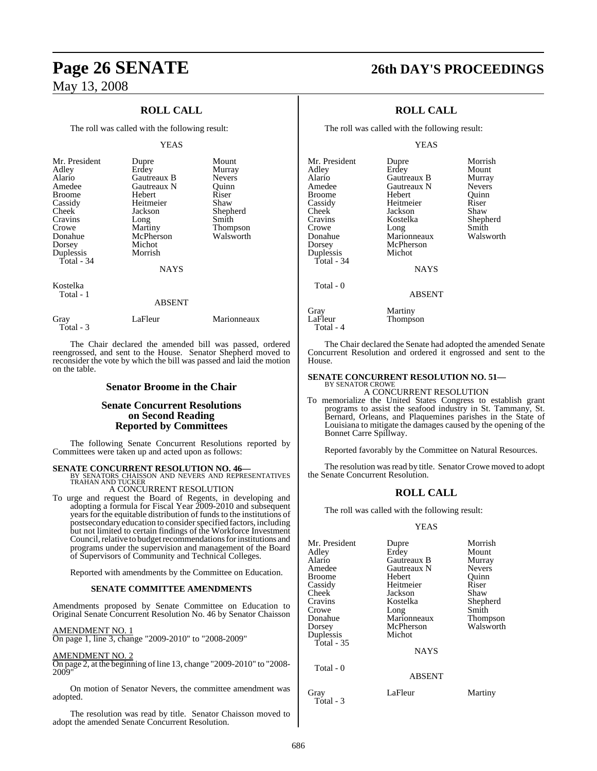## ROLL CALL

The roll was called with the following result:

YEAS

| | | |
|---|---|---|
| Mr. President | Dupre | Mount |
| Adley | Erdey | Murray |
| Alario | Gautreaux B | Nevers |
| Amedee | Gautreaux N | Quinn |
| Broome | Hebert | Riser |
| Cassidy | Heitmeier | Shaw |
| Cheek | Jackson | Shepherd |
| Cravins | Long | Smith |
| Crowe | Martiny | Thompson |
| Donahue | McPherson | Walsworth |
| Dorsey | Michot | |
| Duplessis | Morrish | |
| Total - 34 | | |

NAYS

Kostelka
Total - 1

ABSENT

| | | |
|---|---|---|
| Gray | LaFleur | Marionneaux |
| Total - 3 | | |

The Chair declared the amended bill was passed, ordered reengrossed, and sent to the House. Senator Shepherd moved to reconsider the vote by which the bill was passed and laid the motion on the table.

## Senator Broome in the Chair

## Senate Concurrent Resolutions on Second Reading Reported by Committees

The following Senate Concurrent Resolutions reported by Committees were taken up and acted upon as follows:

**SENATE CONCURRENT RESOLUTION NO. 46—**
BY SENATORS CHAISSON AND NEVERS AND REPRESENTATIVES TRAHAN AND TUCKER

A CONCURRENT RESOLUTION

To urge and request the Board of Regents, in developing and adopting a formula for Fiscal Year 2009-2010 and subsequent years for the equitable distribution of funds to the institutions of postsecondary education to consider specified factors, including but not limited to certain findings of the Workforce Investment Council, relative to budget recommendations for institutions and programs under the supervision and management of the Board of Supervisors of Community and Technical Colleges.

Reported with amendments by the Committee on Education.

### SENATE COMMITTEE AMENDMENTS

Amendments proposed by Senate Committee on Education to Original Senate Concurrent Resolution No. 46 by Senator Chaisson

AMENDMENT NO. 1
On page 1, line 3, change "2009-2010" to "2008-2009"

AMENDMENT NO. 2
On page 2, at the beginning of line 13, change "2009-2010" to "2008-2009"

On motion of Senator Nevers, the committee amendment was adopted.

The resolution was read by title. Senator Chaisson moved to adopt the amended Senate Concurrent Resolution.

## ROLL CALL

The roll was called with the following result:

YEAS

| | | |
|---|---|---|
| Mr. President | Dupre | Morrish |
| Adley | Erdey | Mount |
| Alario | Gautreaux B | Murray |
| Amedee | Gautreaux N | Nevers |
| Broome | Hebert | Quinn |
| Cassidy | Heitmeier | Riser |
| Cheek | Jackson | Shaw |
| Cravins | Kostelka | Shepherd |
| Crowe | Long | Smith |
| Donahue | Marionneaux | Walsworth |
| Dorsey | McPherson | |
| Duplessis | Michot | |
| Total - 34 | | |

NAYS

Total - 0

ABSENT

| | |
|---|---|
| Gray | Martiny |
| LaFleur | Thompson |
| Total - 4 | |

The Chair declared the Senate had adopted the amended Senate Concurrent Resolution and ordered it engrossed and sent to the House.

**SENATE CONCURRENT RESOLUTION NO. 51—**
BY SENATOR CROWE

A CONCURRENT RESOLUTION

To memorialize the United States Congress to establish grant programs to assist the seafood industry in St. Tammany, St. Bernard, Orleans, and Plaquemines parishes in the State of Louisiana to mitigate the damages caused by the opening of the Bonnet Carre Spillway.

Reported favorably by the Committee on Natural Resources.

The resolution was read by title. Senator Crowe moved to adopt the Senate Concurrent Resolution.

## ROLL CALL

The roll was called with the following result:

YEAS

| | | |
|---|---|---|
| Mr. President | Dupre | Morrish |
| Adley | Erdey | Mount |
| Alario | Gautreaux B | Murray |
| Amedee | Gautreaux N | Nevers |
| Broome | Hebert | Quinn |
| Cassidy | Heitmeier | Riser |
| Cheek | Jackson | Shaw |
| Cravins | Kostelka | Shepherd |
| Crowe | Long | Smith |
| Donahue | Marionneaux | Thompson |
| Dorsey | McPherson | Walsworth |
| Duplessis | Michot | |
| Total - 35 | | |

NAYS

Total - 0

ABSENT

| | | |
|---|---|---|
| Gray | LaFleur | Martiny |
| Total - 3 | | |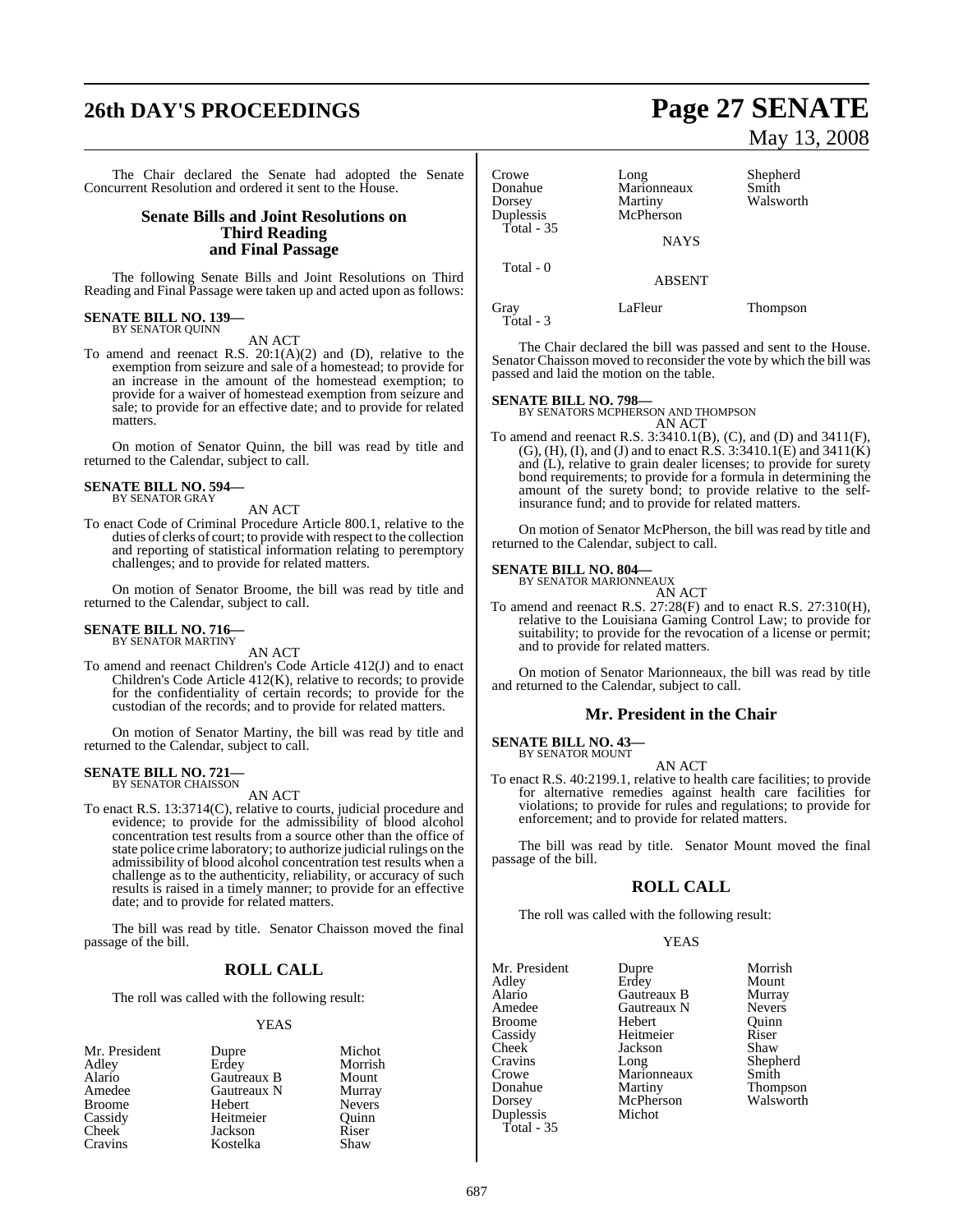The Chair declared the Senate had adopted the Senate Concurrent Resolution and ordered it sent to the House.

## Senate Bills and Joint Resolutions on Third Reading and Final Passage

The following Senate Bills and Joint Resolutions on Third Reading and Final Passage were taken up and acted upon as follows:

**SENATE BILL NO. 139—**
BY SENATOR QUINN

AN ACT

To amend and reenact R.S. 20:1(A)(2) and (D), relative to the exemption from seizure and sale of a homestead; to provide for an increase in the amount of the homestead exemption; to provide for a waiver of homestead exemption from seizure and sale; to provide for an effective date; and to provide for related matters.

On motion of Senator Quinn, the bill was read by title and returned to the Calendar, subject to call.

**SENATE BILL NO. 594—**
BY SENATOR GRAY

AN ACT

To enact Code of Criminal Procedure Article 800.1, relative to the duties of clerks of court; to provide with respect to the collection and reporting of statistical information relating to peremptory challenges; and to provide for related matters.

On motion of Senator Broome, the bill was read by title and returned to the Calendar, subject to call.

**SENATE BILL NO. 716—**
BY SENATOR MARTINY

AN ACT

To amend and reenact Children's Code Article 412(J) and to enact Children's Code Article 412(K), relative to records; to provide for the confidentiality of certain records; to provide for the custodian of the records; and to provide for related matters.

On motion of Senator Martiny, the bill was read by title and returned to the Calendar, subject to call.

**SENATE BILL NO. 721—**
BY SENATOR CHAISSON

AN ACT

To enact R.S. 13:3714(C), relative to courts, judicial procedure and evidence; to provide for the admissibility of blood alcohol concentration test results from a source other than the office of state police crime laboratory; to authorize judicial rulings on the admissibility of blood alcohol concentration test results when a challenge as to the authenticity, reliability, or accuracy of such results is raised in a timely manner; to provide for an effective date; and to provide for related matters.

The bill was read by title. Senator Chaisson moved the final passage of the bill.

## ROLL CALL

The roll was called with the following result:

YEAS

| | | |
|---|---|---|
| Mr. President | Dupre | Michot |
| Adley | Erdey | Morrish |
| Alario | Gautreaux B | Mount |
| Amedee | Gautreaux N | Murray |
| Broome | Hebert | Nevers |
| Cassidy | Heitmeier | Quinn |
| Cheek | Jackson | Riser |
| Cravins | Kostelka | Shaw |
| Crowe | Long | Shepherd |
| Donahue | Marionneaux | Smith |
| Dorsey | Martiny | Walsworth |
| Duplessis | McPherson | |

Total - 35

NAYS

Total - 0

ABSENT

| | | |
|---|---|---|
| Gray | LaFleur | Thompson |

Total - 3

The Chair declared the bill was passed and sent to the House. Senator Chaisson moved to reconsider the vote by which the bill was passed and laid the motion on the table.

**SENATE BILL NO. 798—**
BY SENATORS MCPHERSON AND THOMPSON

AN ACT

To amend and reenact R.S. 3:3410.1(B), (C), and (D) and 3411(F), (G), (H), (I), and (J) and to enact R.S. 3:3410.1(E) and 3411(K) and (L), relative to grain dealer licenses; to provide for surety bond requirements; to provide for a formula in determining the amount of the surety bond; to provide relative to the self-insurance fund; and to provide for related matters.

On motion of Senator McPherson, the bill was read by title and returned to the Calendar, subject to call.

**SENATE BILL NO. 804—**
BY SENATOR MARIONNEAUX

AN ACT

To amend and reenact R.S. 27:28(F) and to enact R.S. 27:310(H), relative to the Louisiana Gaming Control Law; to provide for suitability; to provide for the revocation of a license or permit; and to provide for related matters.

On motion of Senator Marionneaux, the bill was read by title and returned to the Calendar, subject to call.

## Mr. President in the Chair

**SENATE BILL NO. 43—**
BY SENATOR MOUNT

AN ACT

To enact R.S. 40:2199.1, relative to health care facilities; to provide for alternative remedies against health care facilities for violations; to provide for rules and regulations; to provide for enforcement; and to provide for related matters.

The bill was read by title. Senator Mount moved the final passage of the bill.

## ROLL CALL

The roll was called with the following result:

YEAS

| | | |
|---|---|---|
| Mr. President | Dupre | Morrish |
| Adley | Erdey | Mount |
| Alario | Gautreaux B | Murray |
| Amedee | Gautreaux N | Nevers |
| Broome | Hebert | Quinn |
| Cassidy | Heitmeier | Riser |
| Cheek | Jackson | Shaw |
| Cravins | Long | Shepherd |
| Crowe | Marionneaux | Smith |
| Donahue | Martiny | Thompson |
| Dorsey | McPherson | Walsworth |
| Duplessis | Michot | |

Total - 35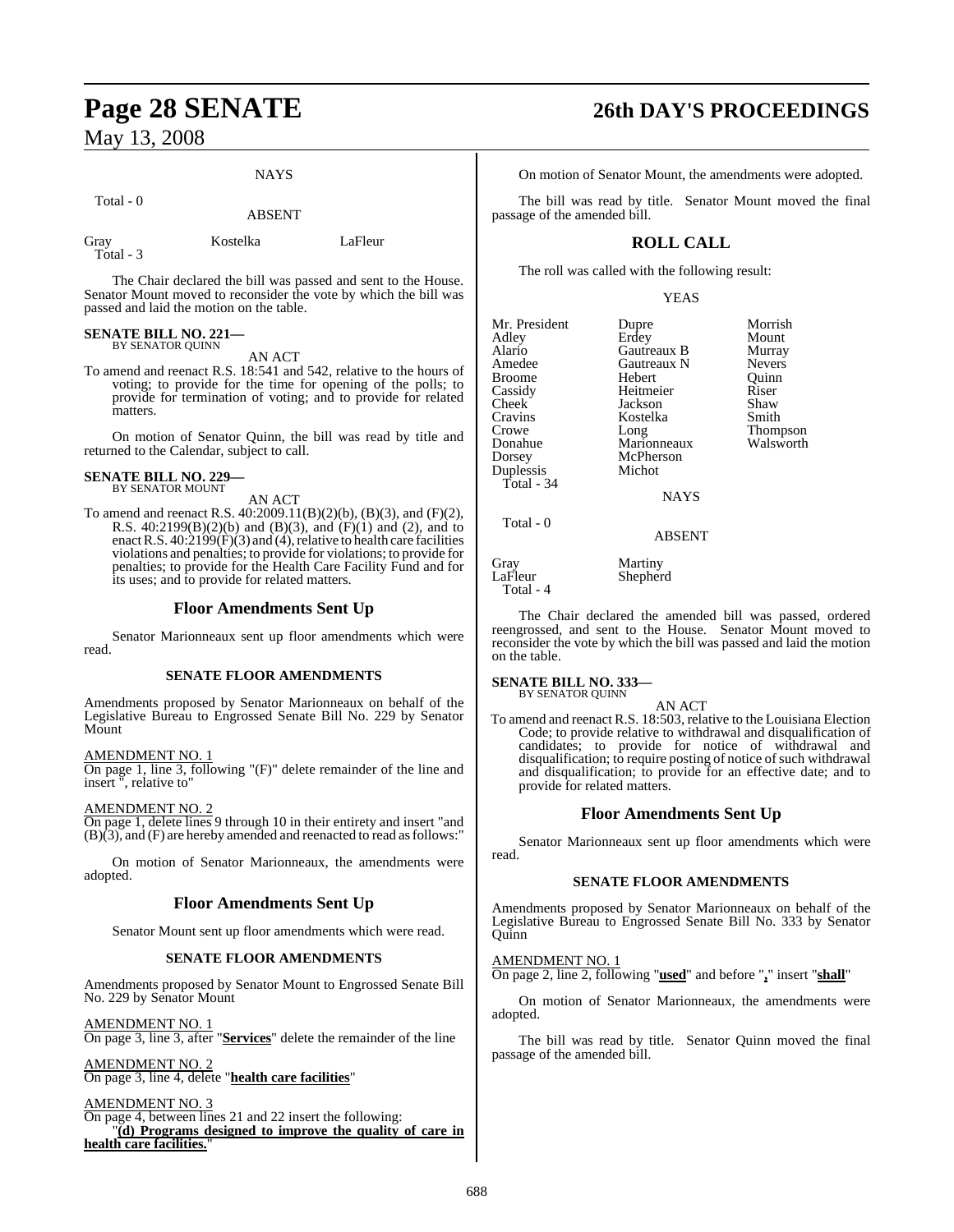NAYS

Total - 0

ABSENT

| | | |
|---|---|---|
| Gray | Kostelka | LaFleur |
| Total - 3 | | |

The Chair declared the bill was passed and sent to the House. Senator Mount moved to reconsider the vote by which the bill was passed and laid the motion on the table.

**SENATE BILL NO. 221—**
BY SENATOR QUINN

AN ACT

To amend and reenact R.S. 18:541 and 542, relative to the hours of voting; to provide for the time for opening of the polls; to provide for termination of voting; and to provide for related matters.

On motion of Senator Quinn, the bill was read by title and returned to the Calendar, subject to call.

**SENATE BILL NO. 229—**
BY SENATOR MOUNT

AN ACT

To amend and reenact R.S. 40:2009.11(B)(2)(b), (B)(3), and (F)(2), R.S. 40:2199(B)(2)(b) and (B)(3), and (F)(1) and (2), and to enact R.S. 40:2199(F)(3) and (4), relative to health care facilities violations and penalties; to provide for violations; to provide for penalties; to provide for the Health Care Facility Fund and for its uses; and to provide for related matters.

## Floor Amendments Sent Up

Senator Marionneaux sent up floor amendments which were read.

### SENATE FLOOR AMENDMENTS

Amendments proposed by Senator Marionneaux on behalf of the Legislative Bureau to Engrossed Senate Bill No. 229 by Senator Mount

AMENDMENT NO. 1
On page 1, line 3, following "(F)" delete remainder of the line and insert ", relative to"

AMENDMENT NO. 2
On page 1, delete lines 9 through 10 in their entirety and insert "and (B)(3), and (F) are hereby amended and reenacted to read as follows:"

On motion of Senator Marionneaux, the amendments were adopted.

## Floor Amendments Sent Up

Senator Mount sent up floor amendments which were read.

### SENATE FLOOR AMENDMENTS

Amendments proposed by Senator Mount to Engrossed Senate Bill No. 229 by Senator Mount

AMENDMENT NO. 1
On page 3, line 3, after "**Services**" delete the remainder of the line

AMENDMENT NO. 2
On page 3, line 4, delete "**health care facilities**"

AMENDMENT NO. 3
On page 4, between lines 21 and 22 insert the following:
"**(d) Programs designed to improve the quality of care in health care facilities.**"

On motion of Senator Mount, the amendments were adopted.

The bill was read by title. Senator Mount moved the final passage of the amended bill.

## ROLL CALL

The roll was called with the following result:

YEAS

| | | |
|---|---|---|
| Mr. President | Dupre | Morrish |
| Adley | Erdey | Mount |
| Alario | Gautreaux B | Murray |
| Amedee | Gautreaux N | Nevers |
| Broome | Hebert | Quinn |
| Cassidy | Heitmeier | Riser |
| Cheek | Jackson | Shaw |
| Cravins | Kostelka | Smith |
| Crowe | Long | Thompson |
| Donahue | Marionneaux | Walsworth |
| Dorsey | McPherson | |
| Duplessis | Michot | |
| Total - 34 | | |

NAYS

Total - 0

ABSENT

| | |
|---|---|
| Gray | Martiny |
| LaFleur | Shepherd |
| Total - 4 | |

The Chair declared the amended bill was passed, ordered reengrossed, and sent to the House. Senator Mount moved to reconsider the vote by which the bill was passed and laid the motion on the table.

**SENATE BILL NO. 333—**
BY SENATOR QUINN

AN ACT

To amend and reenact R.S. 18:503, relative to the Louisiana Election Code; to provide relative to withdrawal and disqualification of candidates; to provide for notice of withdrawal and disqualification; to require posting of notice of such withdrawal and disqualification; to provide for an effective date; and to provide for related matters.

## Floor Amendments Sent Up

Senator Marionneaux sent up floor amendments which were read.

### SENATE FLOOR AMENDMENTS

Amendments proposed by Senator Marionneaux on behalf of the Legislative Bureau to Engrossed Senate Bill No. 333 by Senator Quinn

AMENDMENT NO. 1
On page 2, line 2, following "**used**" and before "**,**" insert "**shall**"

On motion of Senator Marionneaux, the amendments were adopted.

The bill was read by title. Senator Quinn moved the final passage of the amended bill.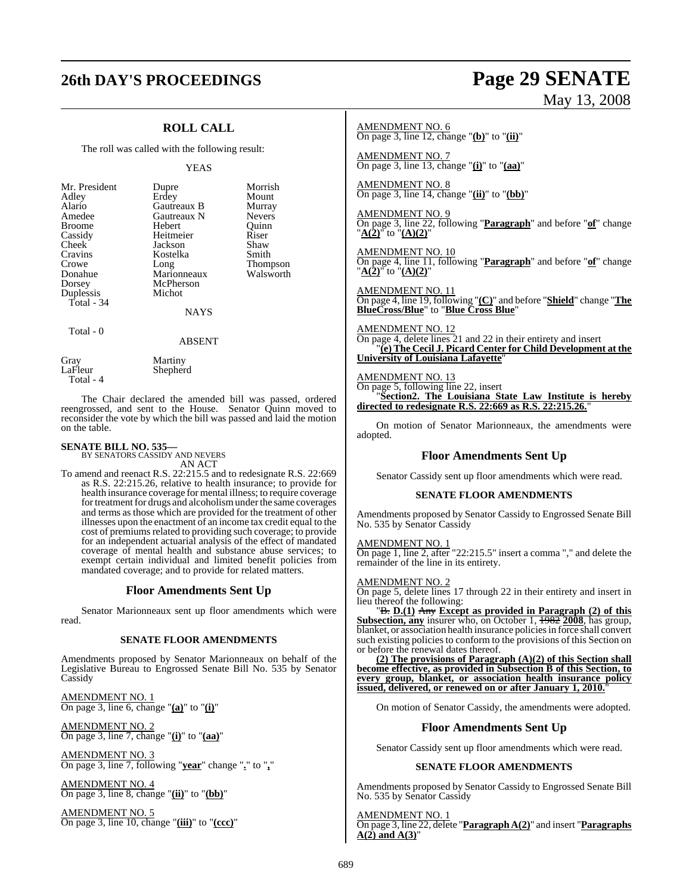## ROLL CALL

The roll was called with the following result:

YEAS

| | | |
|---|---|---|
| Mr. President | Dupre | Morrish |
| Adley | Erdey | Mount |
| Alario | Gautreaux B | Murray |
| Amedee | Gautreaux N | Nevers |
| Broome | Hebert | Quinn |
| Cassidy | Heitmeier | Riser |
| Cheek | Jackson | Shaw |
| Cravins | Kostelka | Smith |
| Crowe | Long | Thompson |
| Donahue | Marionneaux | Walsworth |
| Dorsey | McPherson | |
| Duplessis | Michot | |

Total - 34

NAYS

Total - 0

ABSENT

| | |
|---|---|
| Gray | Martiny |
| LaFleur | Shepherd |

Total - 4

The Chair declared the amended bill was passed, ordered reengrossed, and sent to the House. Senator Quinn moved to reconsider the vote by which the bill was passed and laid the motion on the table.

**SENATE BILL NO. 535—**
BY SENATORS CASSIDY AND NEVERS
AN ACT

To amend and reenact R.S. 22:215.5 and to redesignate R.S. 22:669 as R.S. 22:215.26, relative to health insurance; to provide for health insurance coverage for mental illness; to require coverage for treatment for drugs and alcoholism under the same coverages and terms as those which are provided for the treatment of other illnesses upon the enactment of an income tax credit equal to the cost of premiums related to providing such coverage; to provide for an independent actuarial analysis of the effect of mandated coverage of mental health and substance abuse services; to exempt certain individual and limited benefit policies from mandated coverage; and to provide for related matters.

## Floor Amendments Sent Up

Senator Marionneaux sent up floor amendments which were read.

### SENATE FLOOR AMENDMENTS

Amendments proposed by Senator Marionneaux on behalf of the Legislative Bureau to Engrossed Senate Bill No. 535 by Senator Cassidy

AMENDMENT NO. 1
On page 3, line 6, change "**(a)**" to "**(i)**"

AMENDMENT NO. 2
On page 3, line 7, change "**(i)**" to "**(aa)**"

AMENDMENT NO. 3
On page 3, line 7, following "**year**" change "**.**" to "**,**"

AMENDMENT NO. 4
On page 3, line 8, change "**(ii)**" to "**(bb)**"

AMENDMENT NO. 5
On page 3, line 10, change "**(iii)**" to "**(ccc)**"

AMENDMENT NO. 6
On page 3, line 12, change "**(b)**" to "**(ii)**"

AMENDMENT NO. 7
On page 3, line 13, change "**(i)**" to "**(aa)**"

AMENDMENT NO. 8
On page 3, line 14, change "**(ii)**" to "**(bb)**"

AMENDMENT NO. 9
On page 3, line 22, following "**Paragraph**" and before "**of**" change "**A(2)**" to "**(A)(2)**"

AMENDMENT NO. 10
On page 4, line 11, following "**Paragraph**" and before "**of**" change "**A(2)**" to "**(A)(2)**"

AMENDMENT NO. 11
On page 4, line 19, following "**(C)**" and before "**Shield**" change "**The BlueCross/Blue**" to "**Blue Cross Blue**"

AMENDMENT NO. 12
On page 4, delete lines 21 and 22 in their entirety and insert
"**(e) The Cecil J. Picard Center for Child Development at the University of Louisiana Lafayette**"

AMENDMENT NO. 13
On page 5, following line 22, insert
"**Section2. The Louisiana State Law Institute is hereby directed to redesignate R.S. 22:669 as R.S. 22:215.26.**"

On motion of Senator Marionneaux, the amendments were adopted.

## Floor Amendments Sent Up

Senator Cassidy sent up floor amendments which were read.

### SENATE FLOOR AMENDMENTS

Amendments proposed by Senator Cassidy to Engrossed Senate Bill No. 535 by Senator Cassidy

AMENDMENT NO. 1
On page 1, line 2, after "22:215.5" insert a comma "," and delete the remainder of the line in its entirety.

AMENDMENT NO. 2
On page 5, delete lines 17 through 22 in their entirety and insert in lieu thereof the following:

"~~B.~~ **D.(1)** ~~Any~~ **Except as provided in Paragraph (2) of this Subsection, any** insurer who, on October 1, ~~1982~~ **2008**, has group, blanket, or association health insurance policies in force shall convert such existing policies to conform to the provisions of this Section on or before the renewal dates thereof.

**(2) The provisions of Paragraph (A)(2) of this Section shall become effective, as provided in Subsection B of this Section, to every group, blanket, or association health insurance policy issued, delivered, or renewed on or after January 1, 2010.**"

On motion of Senator Cassidy, the amendments were adopted.

## Floor Amendments Sent Up

Senator Cassidy sent up floor amendments which were read.

### SENATE FLOOR AMENDMENTS

Amendments proposed by Senator Cassidy to Engrossed Senate Bill No. 535 by Senator Cassidy

AMENDMENT NO. 1
On page 3, line 22, delete "**Paragraph A(2)**" and insert "**Paragraphs A(2) and A(3)**"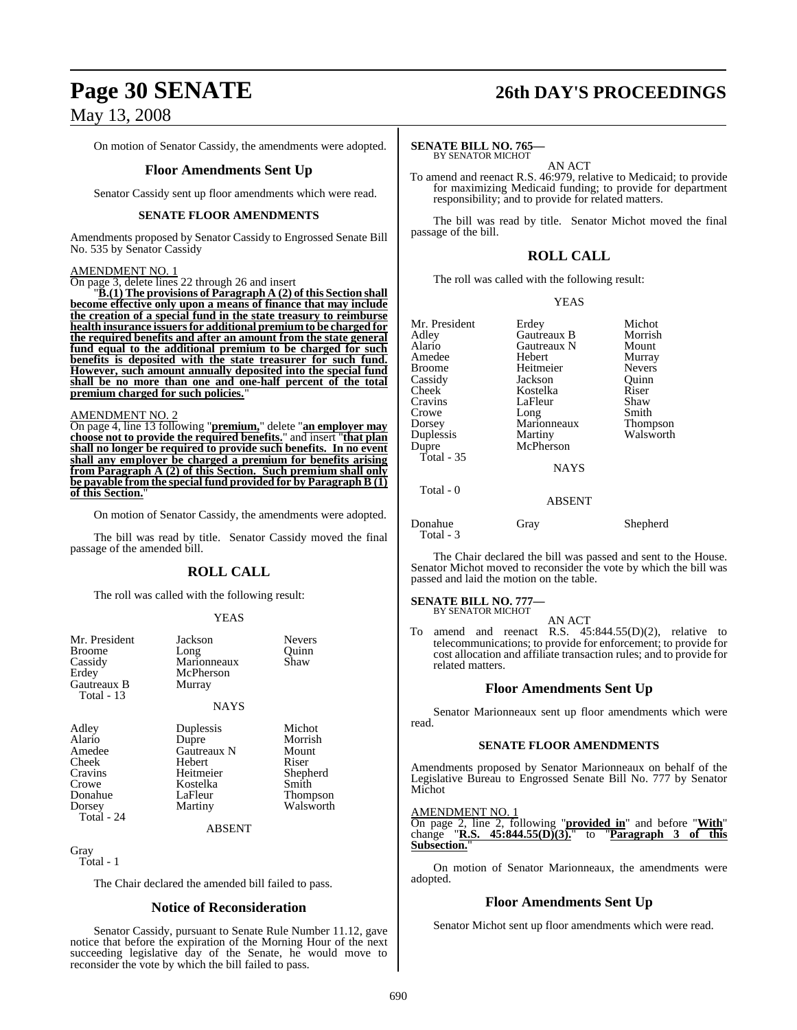On motion of Senator Cassidy, the amendments were adopted.

## Floor Amendments Sent Up

Senator Cassidy sent up floor amendments which were read.

### SENATE FLOOR AMENDMENTS

Amendments proposed by Senator Cassidy to Engrossed Senate Bill No. 535 by Senator Cassidy

AMENDMENT NO. 1

On page 3, delete lines 22 through 26 and insert

"**B.(1) The provisions of Paragraph A (2) of this Section shall become effective only upon a means of finance that may include the creation of a special fund in the state treasury to reimburse health insurance issuers for additional premium to be charged for the required benefits and after an amount from the state general fund equal to the additional premium to be charged for such benefits is deposited with the state treasurer for such fund. However, such amount annually deposited into the special fund shall be no more than one and one-half percent of the total premium charged for such policies.**"

AMENDMENT NO. 2

On page 4, line 13 following "**premium,**" delete "**an employer may choose not to provide the required benefits.**" and insert "**that plan shall no longer be required to provide such benefits. In no event shall any employer be charged a premium for benefits arising from Paragraph A (2) of this Section. Such premium shall only be payable from the special fund provided for by Paragraph B (1) of this Section.**"

On motion of Senator Cassidy, the amendments were adopted.

The bill was read by title. Senator Cassidy moved the final passage of the amended bill.

## ROLL CALL

The roll was called with the following result:

YEAS

| | | |
|---|---|---|
| Mr. President | Jackson | Nevers |
| Broome | Long | Quinn |
| Cassidy | Marionneaux | Shaw |
| Erdey | McPherson | |
| Gautreaux B | Murray | |
| Total - 13 | | |

NAYS

| | | |
|---|---|---|
| Adley | Duplessis | Michot |
| Alario | Dupre | Morrish |
| Amedee | Gautreaux N | Mount |
| Cheek | Hebert | Riser |
| Cravins | Heitmeier | Shepherd |
| Crowe | Kostelka | Smith |
| Donahue | LaFleur | Thompson |
| Dorsey | Martiny | Walsworth |
| Total - 24 | | |

ABSENT

Gray
Total - 1

The Chair declared the amended bill failed to pass.

## Notice of Reconsideration

Senator Cassidy, pursuant to Senate Rule Number 11.12, gave notice that before the expiration of the Morning Hour of the next succeeding legislative day of the Senate, he would move to reconsider the vote by which the bill failed to pass.

**SENATE BILL NO. 765—**
BY SENATOR MICHOT

AN ACT

To amend and reenact R.S. 46:979, relative to Medicaid; to provide for maximizing Medicaid funding; to provide for department responsibility; and to provide for related matters.

The bill was read by title. Senator Michot moved the final passage of the bill.

## ROLL CALL

The roll was called with the following result:

YEAS

| | | |
|---|---|---|
| Mr. President | Erdey | Michot |
| Adley | Gautreaux B | Morrish |
| Alario | Gautreaux N | Mount |
| Amedee | Hebert | Murray |
| Broome | Heitmeier | Nevers |
| Cassidy | Jackson | Quinn |
| Cheek | Kostelka | Riser |
| Cravins | LaFleur | Shaw |
| Crowe | Long | Smith |
| Dorsey | Marionneaux | Thompson |
| Duplessis | Martiny | Walsworth |
| Dupre | McPherson | |
| Total - 35 | | |

NAYS

Total - 0

ABSENT

| | | |
|---|---|---|
| Donahue | Gray | Shepherd |
| Total - 3 | | |

The Chair declared the bill was passed and sent to the House. Senator Michot moved to reconsider the vote by which the bill was passed and laid the motion on the table.

**SENATE BILL NO. 777—**
BY SENATOR MICHOT

AN ACT

To amend and reenact R.S. 45:844.55(D)(2), relative to telecommunications; to provide for enforcement; to provide for cost allocation and affiliate transaction rules; and to provide for related matters.

## Floor Amendments Sent Up

Senator Marionneaux sent up floor amendments which were read.

### SENATE FLOOR AMENDMENTS

Amendments proposed by Senator Marionneaux on behalf of the Legislative Bureau to Engrossed Senate Bill No. 777 by Senator Michot

AMENDMENT NO. 1

On page 2, line 2, following "**provided in**" and before "**With**" change "**R.S. 45:844.55(D)(3).**" to "**Paragraph 3 of this Subsection.**"

On motion of Senator Marionneaux, the amendments were adopted.

## Floor Amendments Sent Up

Senator Michot sent up floor amendments which were read.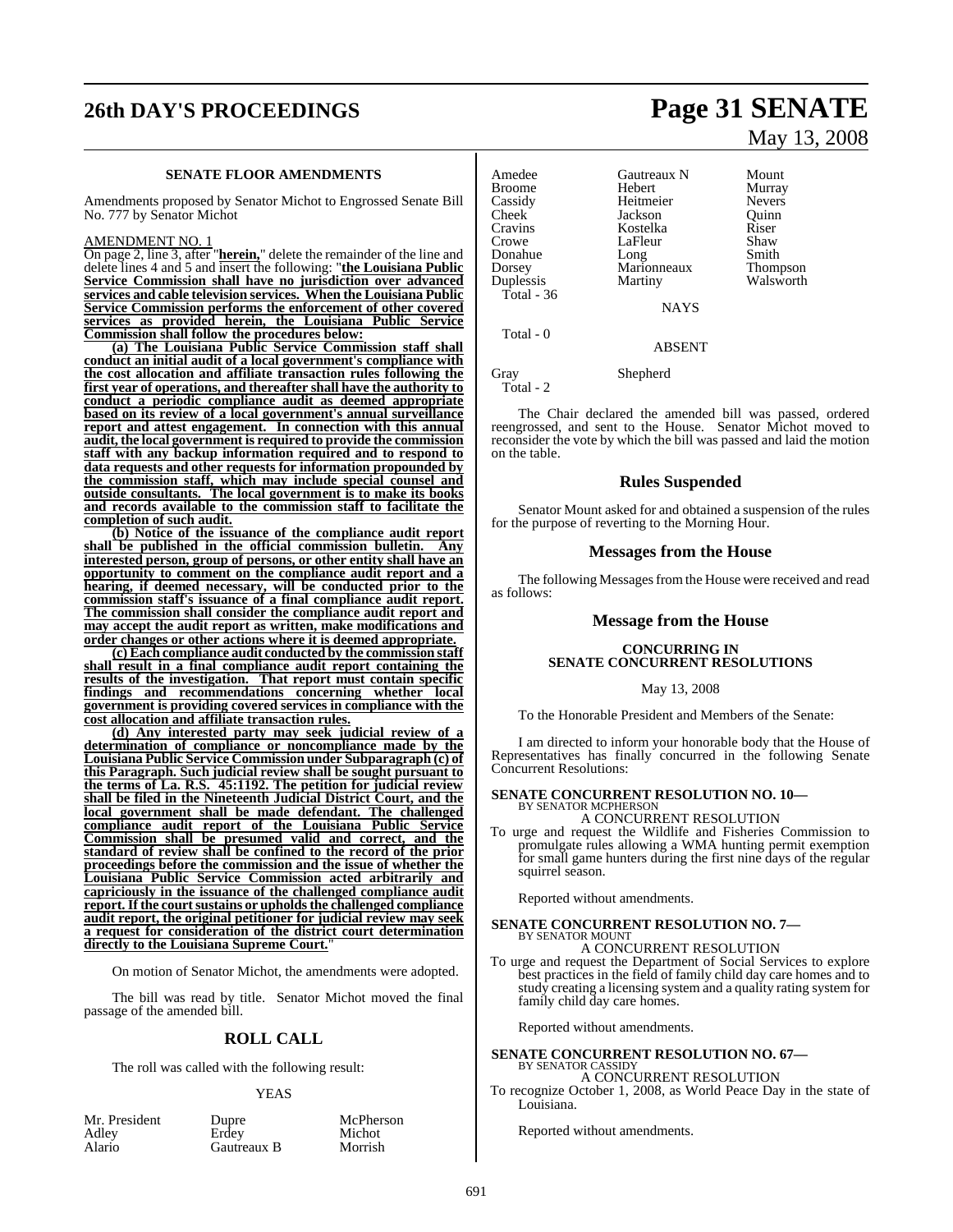### SENATE FLOOR AMENDMENTS

Amendments proposed by Senator Michot to Engrossed Senate Bill No. 777 by Senator Michot

AMENDMENT NO. 1

On page 2, line 3, after "**herein,**" delete the remainder of the line and delete lines 4 and 5 and insert the following: "**the Louisiana Public Service Commission shall have no jurisdiction over advanced services and cable television services. When the Louisiana Public Service Commission performs the enforcement of other covered services as provided herein, the Louisiana Public Service Commission shall follow the procedures below:**

**(a) The Louisiana Public Service Commission staff shall conduct an initial audit of a local government's compliance with the cost allocation and affiliate transaction rules following the first year of operations, and thereafter shall have the authority to conduct a periodic compliance audit as deemed appropriate based on its review of a local government's annual surveillance report and attest engagement. In connection with this annual audit, the local government is required to provide the commission staff with any backup information required and to respond to data requests and other requests for information propounded by the commission staff, which may include special counsel and outside consultants. The local government is to make its books and records available to the commission staff to facilitate the completion of such audit.**

**(b) Notice of the issuance of the compliance audit report shall be published in the official commission bulletin. Any interested person, group of persons, or other entity shall have an opportunity to comment on the compliance audit report and a hearing, if deemed necessary, will be conducted prior to the commission staff's issuance of a final compliance audit report. The commission shall consider the compliance audit report and may accept the audit report as written, make modifications and order changes or other actions where it is deemed appropriate.**

**(c) Each compliance audit conducted by the commission staff shall result in a final compliance audit report containing the results of the investigation. That report must contain specific findings and recommendations concerning whether local government is providing covered services in compliance with the cost allocation and affiliate transaction rules.**

**(d) Any interested party may seek judicial review of a determination of compliance or noncompliance made by the Louisiana Public Service Commission under Subparagraph (c) of this Paragraph. Such judicial review shall be sought pursuant to the terms of La. R.S. 45:1192. The petition for judicial review shall be filed in the Nineteenth Judicial District Court, and the local government shall be made defendant. The challenged compliance audit report of the Louisiana Public Service Commission shall be presumed valid and correct, and the standard of review shall be confined to the record of the prior proceedings before the commission and the issue of whether the Louisiana Public Service Commission acted arbitrarily and capriciously in the issuance of the challenged compliance audit report. If the court sustains or upholds the challenged compliance audit report, the original petitioner for judicial review may seek a request for consideration of the district court determination directly to the Louisiana Supreme Court.**"

On motion of Senator Michot, the amendments were adopted.

The bill was read by title. Senator Michot moved the final passage of the amended bill.

## ROLL CALL

The roll was called with the following result:

YEAS

| | | |
|---|---|---|
| Mr. President | Dupre | McPherson |
| Adley | Erdey | Michot |
| Alario | Gautreaux B | Morrish |
| Amedee | Gautreaux N | Mount |
| Broome | Hebert | Murray |
| Cassidy | Heitmeier | Nevers |
| Cheek | Jackson | Quinn |
| Cravins | Kostelka | Riser |
| Crowe | LaFleur | Shaw |
| Donahue | Long | Smith |
| Dorsey | Marionneaux | Thompson |
| Duplessis | Martiny | Walsworth |

Total - 36

NAYS

Total - 0

ABSENT

| | |
|---|---|
| Gray | Shepherd |

Total - 2

The Chair declared the amended bill was passed, ordered reengrossed, and sent to the House. Senator Michot moved to reconsider the vote by which the bill was passed and laid the motion on the table.

## Rules Suspended

Senator Mount asked for and obtained a suspension of the rules for the purpose of reverting to the Morning Hour.

## Messages from the House

The following Messages from the House were received and read as follows:

## Message from the House

### CONCURRING IN SENATE CONCURRENT RESOLUTIONS

May 13, 2008

To the Honorable President and Members of the Senate:

I am directed to inform your honorable body that the House of Representatives has finally concurred in the following Senate Concurrent Resolutions:

**SENATE CONCURRENT RESOLUTION NO. 10—**
BY SENATOR MCPHERSON
A CONCURRENT RESOLUTION
To urge and request the Wildlife and Fisheries Commission to promulgate rules allowing a WMA hunting permit exemption for small game hunters during the first nine days of the regular squirrel season.

Reported without amendments.

**SENATE CONCURRENT RESOLUTION NO. 7—**
BY SENATOR MOUNT
A CONCURRENT RESOLUTION
To urge and request the Department of Social Services to explore best practices in the field of family child day care homes and to study creating a licensing system and a quality rating system for family child day care homes.

Reported without amendments.

**SENATE CONCURRENT RESOLUTION NO. 67—**
BY SENATOR CASSIDY
A CONCURRENT RESOLUTION
To recognize October 1, 2008, as World Peace Day in the state of Louisiana.

Reported without amendments.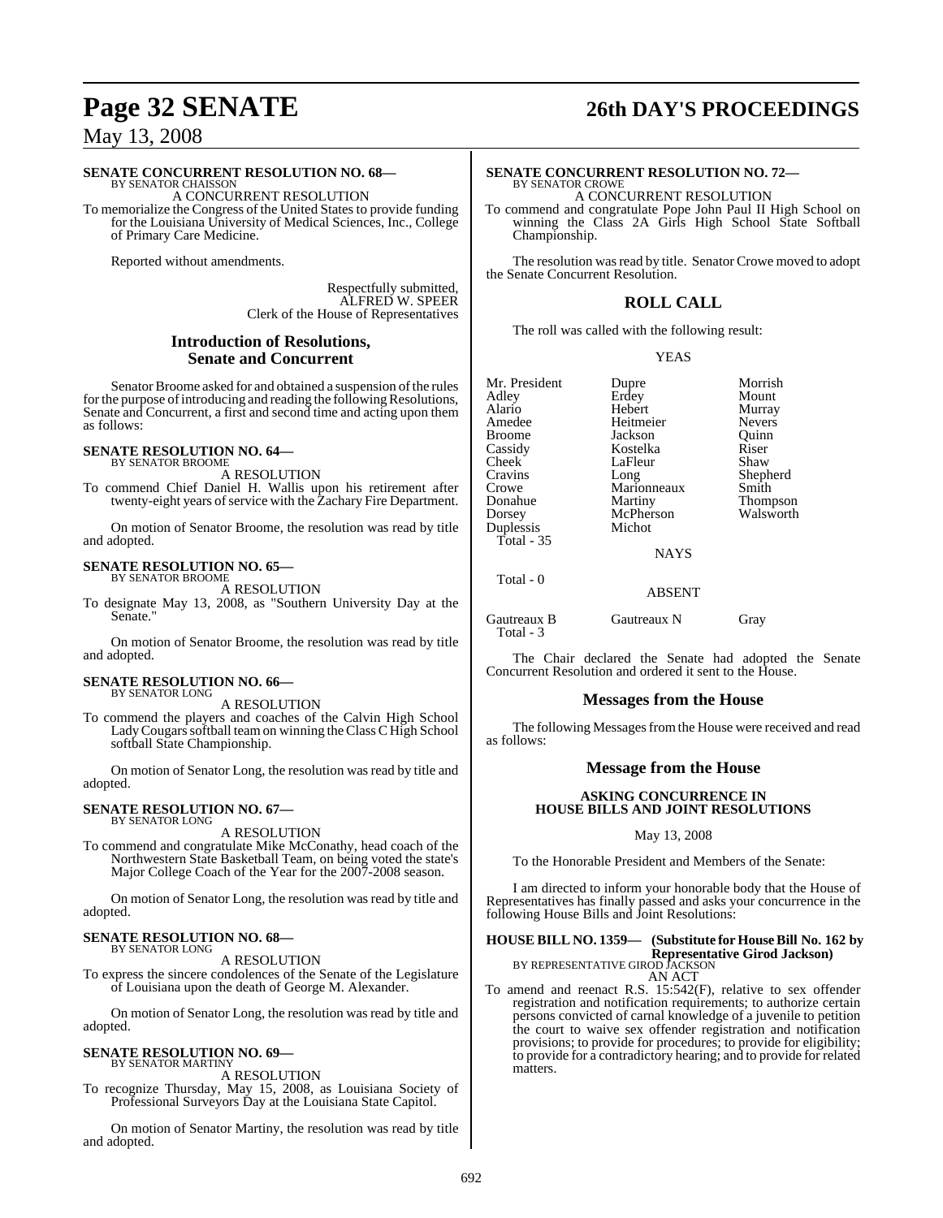**SENATE CONCURRENT RESOLUTION NO. 68—**
BY SENATOR CHAISSON

A CONCURRENT RESOLUTION

To memorialize the Congress of the United States to provide funding for the Louisiana University of Medical Sciences, Inc., College of Primary Care Medicine.

Reported without amendments.

Respectfully submitted,
ALFRED W. SPEER
Clerk of the House of Representatives

## Introduction of Resolutions, Senate and Concurrent

Senator Broome asked for and obtained a suspension of the rules for the purpose of introducing and reading the following Resolutions, Senate and Concurrent, a first and second time and acting upon them as follows:

**SENATE RESOLUTION NO. 64—**
BY SENATOR BROOME

A RESOLUTION

To commend Chief Daniel H. Wallis upon his retirement after twenty-eight years of service with the Zachary Fire Department.

On motion of Senator Broome, the resolution was read by title and adopted.

**SENATE RESOLUTION NO. 65—**
BY SENATOR BROOME

A RESOLUTION

To designate May 13, 2008, as "Southern University Day at the Senate."

On motion of Senator Broome, the resolution was read by title and adopted.

**SENATE RESOLUTION NO. 66—**
BY SENATOR LONG

A RESOLUTION

To commend the players and coaches of the Calvin High School Lady Cougars softball team on winning the Class C High School softball State Championship.

On motion of Senator Long, the resolution was read by title and adopted.

**SENATE RESOLUTION NO. 67—**
BY SENATOR LONG

A RESOLUTION

To commend and congratulate Mike McConathy, head coach of the Northwestern State Basketball Team, on being voted the state's Major College Coach of the Year for the 2007-2008 season.

On motion of Senator Long, the resolution was read by title and adopted.

**SENATE RESOLUTION NO. 68—**
BY SENATOR LONG

A RESOLUTION

To express the sincere condolences of the Senate of the Legislature of Louisiana upon the death of George M. Alexander.

On motion of Senator Long, the resolution was read by title and adopted.

**SENATE RESOLUTION NO. 69—**
BY SENATOR MARTINY

A RESOLUTION

To recognize Thursday, May 15, 2008, as Louisiana Society of Professional Surveyors Day at the Louisiana State Capitol.

On motion of Senator Martiny, the resolution was read by title and adopted.

**SENATE CONCURRENT RESOLUTION NO. 72—**
BY SENATOR CROWE

A CONCURRENT RESOLUTION

To commend and congratulate Pope John Paul II High School on winning the Class 2A Girls High School State Softball Championship.

The resolution was read by title. Senator Crowe moved to adopt the Senate Concurrent Resolution.

## ROLL CALL

The roll was called with the following result:

YEAS

| | | |
|---|---|---|
| Mr. President | Dupre | Morrish |
| Adley | Erdey | Mount |
| Alario | Hebert | Murray |
| Amedee | Heitmeier | Nevers |
| Broome | Jackson | Quinn |
| Cassidy | Kostelka | Riser |
| Cheek | LaFleur | Shaw |
| Cravins | Long | Shepherd |
| Crowe | Marionneaux | Smith |
| Donahue | Martiny | Thompson |
| Dorsey | McPherson | Walsworth |
| Duplessis | Michot | |

Total - 35

NAYS

Total - 0

ABSENT

| | | |
|---|---|---|
| Gautreaux B | Gautreaux N | Gray |

Total - 3

The Chair declared the Senate had adopted the Senate Concurrent Resolution and ordered it sent to the House.

## Messages from the House

The following Messages from the House were received and read as follows:

## Message from the House

### ASKING CONCURRENCE IN HOUSE BILLS AND JOINT RESOLUTIONS

May 13, 2008

To the Honorable President and Members of the Senate:

I am directed to inform your honorable body that the House of Representatives has finally passed and asks your concurrence in the following House Bills and Joint Resolutions:

**HOUSE BILL NO. 1359— (Substitute for House Bill No. 162 by Representative Girod Jackson)**
BY REPRESENTATIVE GIROD JACKSON

AN ACT

To amend and reenact R.S. 15:542(F), relative to sex offender registration and notification requirements; to authorize certain persons convicted of carnal knowledge of a juvenile to petition the court to waive sex offender registration and notification provisions; to provide for procedures; to provide for eligibility; to provide for a contradictory hearing; and to provide for related matters.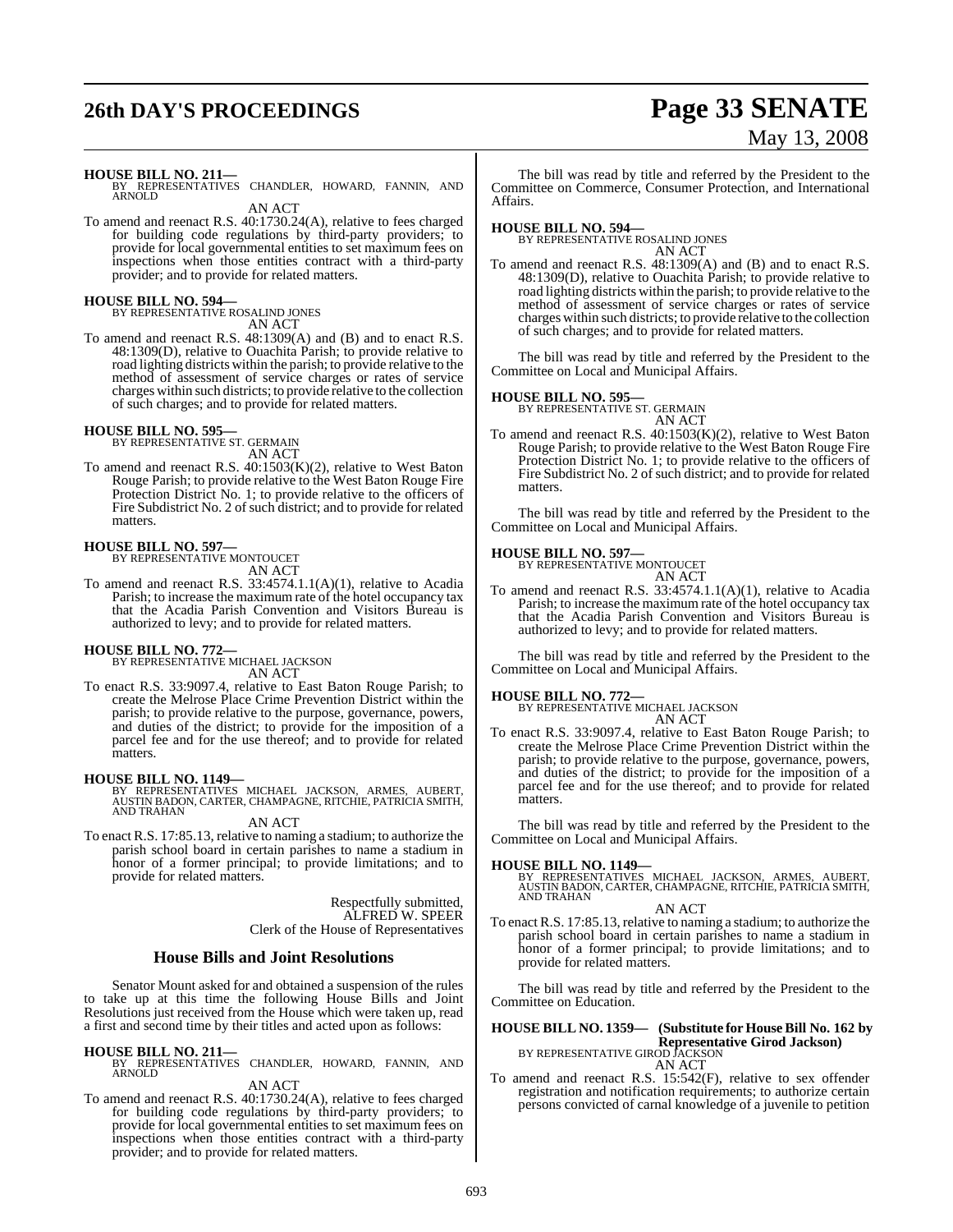**HOUSE BILL NO. 211—**
BY REPRESENTATIVES CHANDLER, HOWARD, FANNIN, AND ARNOLD

AN ACT

To amend and reenact R.S. 40:1730.24(A), relative to fees charged for building code regulations by third-party providers; to provide for local governmental entities to set maximum fees on inspections when those entities contract with a third-party provider; and to provide for related matters.

**HOUSE BILL NO. 594—**
BY REPRESENTATIVE ROSALIND JONES

AN ACT

To amend and reenact R.S. 48:1309(A) and (B) and to enact R.S. 48:1309(D), relative to Ouachita Parish; to provide relative to road lighting districts within the parish; to provide relative to the method of assessment of service charges or rates of service charges within such districts; to provide relative to the collection of such charges; and to provide for related matters.

**HOUSE BILL NO. 595—**
BY REPRESENTATIVE ST. GERMAIN

AN ACT

To amend and reenact R.S. 40:1503(K)(2), relative to West Baton Rouge Parish; to provide relative to the West Baton Rouge Fire Protection District No. 1; to provide relative to the officers of Fire Subdistrict No. 2 of such district; and to provide for related matters.

**HOUSE BILL NO. 597—**
BY REPRESENTATIVE MONTOUCET

AN ACT

To amend and reenact R.S. 33:4574.1.1(A)(1), relative to Acadia Parish; to increase the maximum rate of the hotel occupancy tax that the Acadia Parish Convention and Visitors Bureau is authorized to levy; and to provide for related matters.

**HOUSE BILL NO. 772—**
BY REPRESENTATIVE MICHAEL JACKSON

AN ACT

To enact R.S. 33:9097.4, relative to East Baton Rouge Parish; to create the Melrose Place Crime Prevention District within the parish; to provide relative to the purpose, governance, powers, and duties of the district; to provide for the imposition of a parcel fee and for the use thereof; and to provide for related matters.

**HOUSE BILL NO. 1149—**
BY REPRESENTATIVES MICHAEL JACKSON, ARMES, AUBERT, AUSTIN BADON, CARTER, CHAMPAGNE, RITCHIE, PATRICIA SMITH, AND TRAHAN

AN ACT

To enact R.S. 17:85.13, relative to naming a stadium; to authorize the parish school board in certain parishes to name a stadium in honor of a former principal; to provide limitations; and to provide for related matters.

Respectfully submitted,
ALFRED W. SPEER
Clerk of the House of Representatives

## House Bills and Joint Resolutions

Senator Mount asked for and obtained a suspension of the rules to take up at this time the following House Bills and Joint Resolutions just received from the House which were taken up, read a first and second time by their titles and acted upon as follows:

**HOUSE BILL NO. 211—**
BY REPRESENTATIVES CHANDLER, HOWARD, FANNIN, AND ARNOLD

AN ACT

To amend and reenact R.S. 40:1730.24(A), relative to fees charged for building code regulations by third-party providers; to provide for local governmental entities to set maximum fees on inspections when those entities contract with a third-party provider; and to provide for related matters.

The bill was read by title and referred by the President to the Committee on Commerce, Consumer Protection, and International Affairs.

**HOUSE BILL NO. 594—**
BY REPRESENTATIVE ROSALIND JONES

AN ACT

To amend and reenact R.S. 48:1309(A) and (B) and to enact R.S. 48:1309(D), relative to Ouachita Parish; to provide relative to road lighting districts within the parish; to provide relative to the method of assessment of service charges or rates of service charges within such districts; to provide relative to the collection of such charges; and to provide for related matters.

The bill was read by title and referred by the President to the Committee on Local and Municipal Affairs.

**HOUSE BILL NO. 595—**
BY REPRESENTATIVE ST. GERMAIN

AN ACT

To amend and reenact R.S. 40:1503(K)(2), relative to West Baton Rouge Parish; to provide relative to the West Baton Rouge Fire Protection District No. 1; to provide relative to the officers of Fire Subdistrict No. 2 of such district; and to provide for related matters.

The bill was read by title and referred by the President to the Committee on Local and Municipal Affairs.

**HOUSE BILL NO. 597—**
BY REPRESENTATIVE MONTOUCET

AN ACT

To amend and reenact R.S. 33:4574.1.1(A)(1), relative to Acadia Parish; to increase the maximum rate of the hotel occupancy tax that the Acadia Parish Convention and Visitors Bureau is authorized to levy; and to provide for related matters.

The bill was read by title and referred by the President to the Committee on Local and Municipal Affairs.

**HOUSE BILL NO. 772—**
BY REPRESENTATIVE MICHAEL JACKSON

AN ACT

To enact R.S. 33:9097.4, relative to East Baton Rouge Parish; to create the Melrose Place Crime Prevention District within the parish; to provide relative to the purpose, governance, powers, and duties of the district; to provide for the imposition of a parcel fee and for the use thereof; and to provide for related matters.

The bill was read by title and referred by the President to the Committee on Local and Municipal Affairs.

**HOUSE BILL NO. 1149—**
BY REPRESENTATIVES MICHAEL JACKSON, ARMES, AUBERT, AUSTIN BADON, CARTER, CHAMPAGNE, RITCHIE, PATRICIA SMITH, AND TRAHAN

AN ACT

To enact R.S. 17:85.13, relative to naming a stadium; to authorize the parish school board in certain parishes to name a stadium in honor of a former principal; to provide limitations; and to provide for related matters.

The bill was read by title and referred by the President to the Committee on Education.

**HOUSE BILL NO. 1359— (Substitute for House Bill No. 162 by Representative Girod Jackson)**
BY REPRESENTATIVE GIROD JACKSON

AN ACT

To amend and reenact R.S. 15:542(F), relative to sex offender registration and notification requirements; to authorize certain persons convicted of carnal knowledge of a juvenile to petition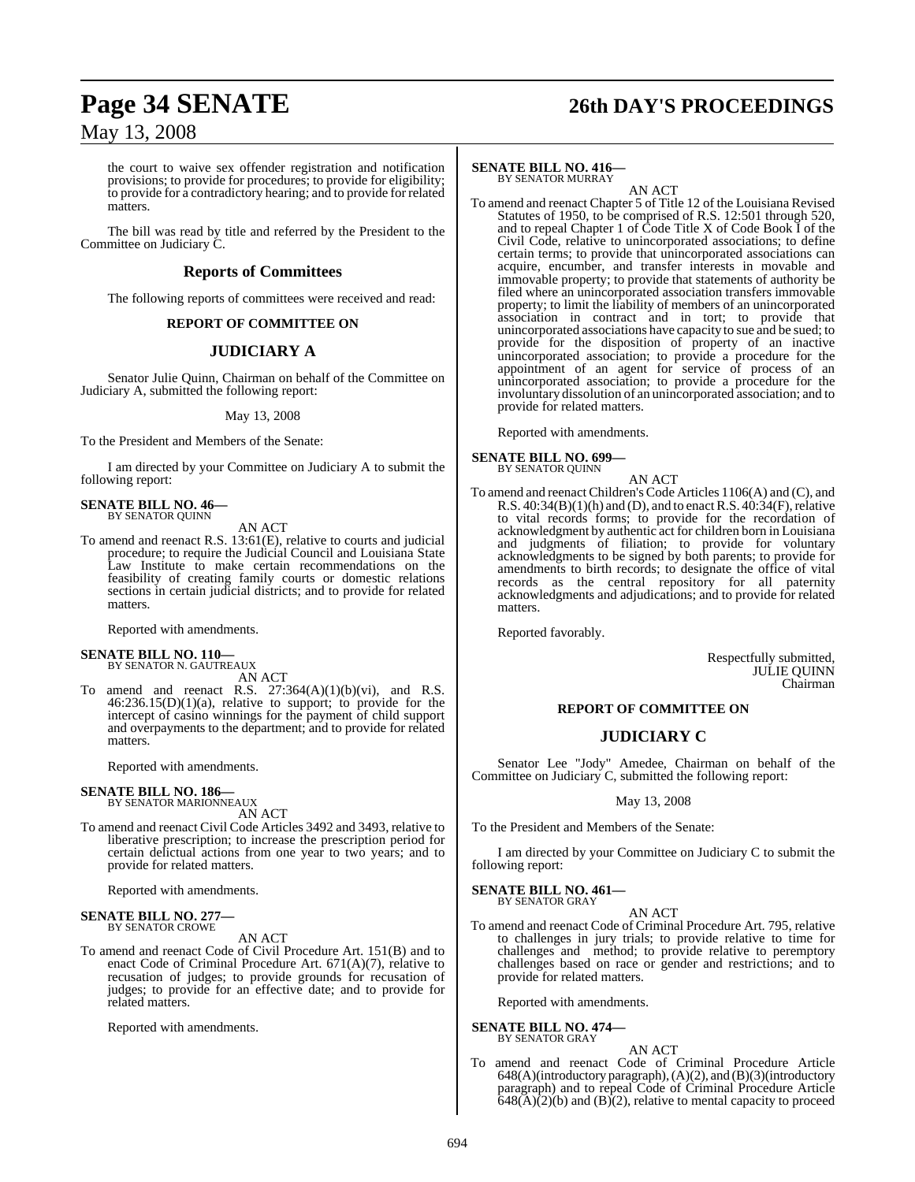the court to waive sex offender registration and notification provisions; to provide for procedures; to provide for eligibility; to provide for a contradictory hearing; and to provide for related matters.

The bill was read by title and referred by the President to the Committee on Judiciary C.

## Reports of Committees

The following reports of committees were received and read:

### REPORT OF COMMITTEE ON

## JUDICIARY A

Senator Julie Quinn, Chairman on behalf of the Committee on Judiciary A, submitted the following report:

May 13, 2008

To the President and Members of the Senate:

I am directed by your Committee on Judiciary A to submit the following report:

**SENATE BILL NO. 46—**
BY SENATOR QUINN

AN ACT

To amend and reenact R.S. 13:61(E), relative to courts and judicial procedure; to require the Judicial Council and Louisiana State Law Institute to make certain recommendations on the feasibility of creating family courts or domestic relations sections in certain judicial districts; and to provide for related matters.

Reported with amendments.

**SENATE BILL NO. 110—**
BY SENATOR N. GAUTREAUX

AN ACT

To amend and reenact R.S. 27:364(A)(1)(b)(vi), and R.S. 46:236.15(D)(1)(a), relative to support; to provide for the intercept of casino winnings for the payment of child support and overpayments to the department; and to provide for related matters.

Reported with amendments.

**SENATE BILL NO. 186—**
BY SENATOR MARIONNEAUX

AN ACT

To amend and reenact Civil Code Articles 3492 and 3493, relative to liberative prescription; to increase the prescription period for certain delictual actions from one year to two years; and to provide for related matters.

Reported with amendments.

**SENATE BILL NO. 277—**
BY SENATOR CROWE

AN ACT

To amend and reenact Code of Civil Procedure Art. 151(B) and to enact Code of Criminal Procedure Art. 671(A)(7), relative to recusation of judges; to provide grounds for recusation of judges; to provide for an effective date; and to provide for related matters.

Reported with amendments.

**SENATE BILL NO. 416—**
BY SENATOR MURRAY

AN ACT

To amend and reenact Chapter 5 of Title 12 of the Louisiana Revised Statutes of 1950, to be comprised of R.S. 12:501 through 520, and to repeal Chapter 1 of Code Title X of Code Book I of the Civil Code, relative to unincorporated associations; to define certain terms; to provide that unincorporated associations can acquire, encumber, and transfer interests in movable and immovable property; to provide that statements of authority be filed where an unincorporated association transfers immovable property; to limit the liability of members of an unincorporated association in contract and in tort; to provide that unincorporated associations have capacity to sue and be sued; to provide for the disposition of property of an inactive unincorporated association; to provide a procedure for the appointment of an agent for service of process of an unincorporated association; to provide a procedure for the involuntary dissolution of an unincorporated association; and to provide for related matters.

Reported with amendments.

**SENATE BILL NO. 699—**
BY SENATOR QUINN

AN ACT

To amend and reenact Children's Code Articles 1106(A) and (C), and R.S. 40:34(B)(1)(h) and (D), and to enact R.S. 40:34(F), relative to vital records forms; to provide for the recordation of acknowledgment by authentic act for children born in Louisiana and judgments of filiation; to provide for voluntary acknowledgments to be signed by both parents; to provide for amendments to birth records; to designate the office of vital records as the central repository for all paternity acknowledgments and adjudications; and to provide for related matters.

Reported favorably.

Respectfully submitted,
JULIE QUINN
Chairman

### REPORT OF COMMITTEE ON

## JUDICIARY C

Senator Lee "Jody" Amedee, Chairman on behalf of the Committee on Judiciary C, submitted the following report:

May 13, 2008

To the President and Members of the Senate:

I am directed by your Committee on Judiciary C to submit the following report:

**SENATE BILL NO. 461—**
BY SENATOR GRAY

AN ACT

To amend and reenact Code of Criminal Procedure Art. 795, relative to challenges in jury trials; to provide relative to time for challenges and method; to provide relative to peremptory challenges based on race or gender and restrictions; and to provide for related matters.

Reported with amendments.

**SENATE BILL NO. 474—**
BY SENATOR GRAY

AN ACT

To amend and reenact Code of Criminal Procedure Article 648(A)(introductory paragraph), (A)(2), and (B)(3)(introductory paragraph) and to repeal Code of Criminal Procedure Article 648(A)(2)(b) and (B)(2), relative to mental capacity to proceed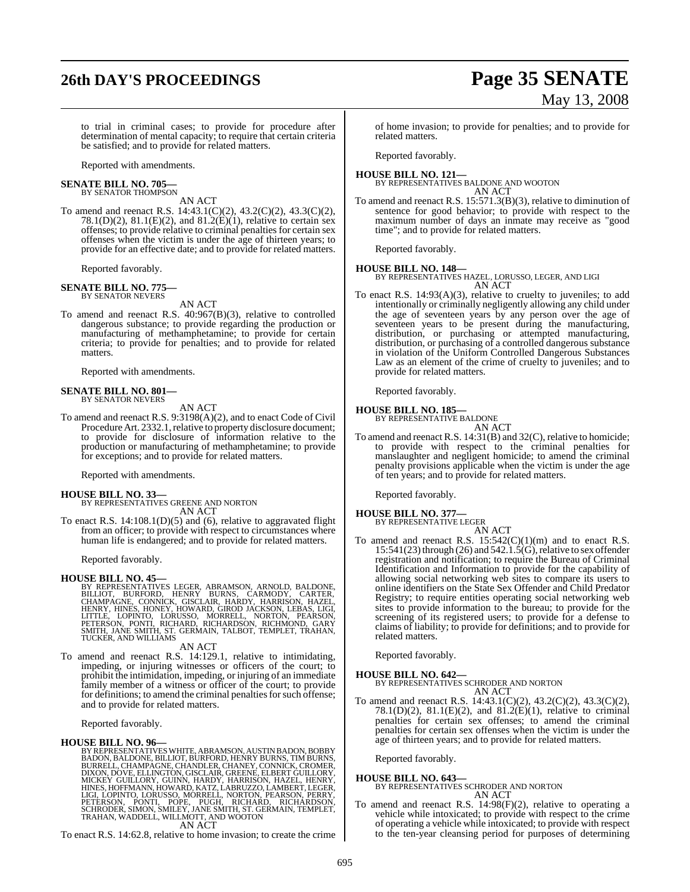to trial in criminal cases; to provide for procedure after determination of mental capacity; to require that certain criteria be satisfied; and to provide for related matters.

Reported with amendments.

**SENATE BILL NO. 705—**
BY SENATOR THOMPSON
AN ACT

To amend and reenact R.S. 14:43.1(C)(2), 43.2(C)(2), 43.3(C)(2), 78.1(D)(2), 81.1(E)(2), and 81.2(E)(1), relative to certain sex offenses; to provide relative to criminal penalties for certain sex offenses when the victim is under the age of thirteen years; to provide for an effective date; and to provide for related matters.

Reported favorably.

**SENATE BILL NO. 775—**
BY SENATOR NEVERS
AN ACT

To amend and reenact R.S. 40:967(B)(3), relative to controlled dangerous substance; to provide regarding the production or manufacturing of methamphetamine; to provide for certain criteria; to provide for penalties; and to provide for related matters.

Reported with amendments.

**SENATE BILL NO. 801—**
BY SENATOR NEVERS
AN ACT

To amend and reenact R.S. 9:3198(A)(2), and to enact Code of Civil Procedure Art. 2332.1, relative to property disclosure document; to provide for disclosure of information relative to the production or manufacturing of methamphetamine; to provide for exceptions; and to provide for related matters.

Reported with amendments.

**HOUSE BILL NO. 33—**
BY REPRESENTATIVES GREENE AND NORTON
AN ACT

To enact R.S. 14:108.1(D)(5) and (6), relative to aggravated flight from an officer; to provide with respect to circumstances where human life is endangered; and to provide for related matters.

Reported favorably.

**HOUSE BILL NO. 45—**
BY REPRESENTATIVES LEGER, ABRAMSON, ARNOLD, BALDONE, BILLIOT, BURFORD, HENRY BURNS, CARMODY, CARTER, CHAMPAGNE, CONNICK, GISCLAIR, HARDY, HARRISON, HAZEL, HENRY, HINES, HONEY, HOWARD, GIROD JACKSON, LEBAS, LIGI, LITTLE, LOPINTO, LORUSSO, MORRELL, NORTON, PEARSON, PETERSON, PONTI, RICHARD, RICHARDSON, RICHMOND, GARY SMITH, JANE SMITH, ST. GERMAIN, TALBOT, TEMPLET, TRAHAN, TUCKER, AND WILLIAMS
AN ACT

To amend and reenact R.S. 14:129.1, relative to intimidating, impeding, or injuring witnesses or officers of the court; to prohibit the intimidation, impeding, or injuring of an immediate family member of a witness or officer of the court; to provide for definitions; to amend the criminal penalties for such offense; and to provide for related matters.

Reported favorably.

**HOUSE BILL NO. 96—**
BY REPRESENTATIVES WHITE, ABRAMSON, AUSTIN BADON, BOBBY BADON, BALDONE, BILLIOT, BURFORD, HENRY BURNS, TIM BURNS, BURRELL, CHAMPAGNE, CHANDLER, CHANEY, CONNICK, CROMER, DIXON, DOVE, ELLINGTON, GISCLAIR, GREENE, ELBERT GUILLORY, MICKEY GUILLORY, GUINN, HARDY, HARRISON, HAZEL, HENRY, HINES, HOFFMANN, HOWARD, KATZ, LABRUZZO, LAMBERT, LEGER, LIGI, LOPINTO, LORUSSO, MORRELL, NORTON, PEARSON, PERRY, PETERSON, PONTI, POPE, PUGH, RICHARD, RICHARDSON, SCHRODER, SIMON, SMILEY, JANE SMITH, ST. GERMAIN, TEMPLET, TRAHAN, WADDELL, WILLMOTT, AND WOOTON
AN ACT

To enact R.S. 14:62.8, relative to home invasion; to create the crime of home invasion; to provide for penalties; and to provide for related matters.

Reported favorably.

**HOUSE BILL NO. 121—**
BY REPRESENTATIVES BALDONE AND WOOTON
AN ACT

To amend and reenact R.S. 15:571.3(B)(3), relative to diminution of sentence for good behavior; to provide with respect to the maximum number of days an inmate may receive as "good time"; and to provide for related matters.

Reported favorably.

**HOUSE BILL NO. 148—**
BY REPRESENTATIVES HAZEL, LORUSSO, LEGER, AND LIGI
AN ACT

To enact R.S. 14:93(A)(3), relative to cruelty to juveniles; to add intentionally or criminally negligently allowing any child under the age of seventeen years by any person over the age of seventeen years to be present during the manufacturing, distribution, or purchasing or attempted manufacturing, distribution, or purchasing of a controlled dangerous substance in violation of the Uniform Controlled Dangerous Substances Law as an element of the crime of cruelty to juveniles; and to provide for related matters.

Reported favorably.

**HOUSE BILL NO. 185—**
BY REPRESENTATIVE BALDONE
AN ACT

To amend and reenact R.S. 14:31(B) and 32(C), relative to homicide; to provide with respect to the criminal penalties for manslaughter and negligent homicide; to amend the criminal penalty provisions applicable when the victim is under the age of ten years; and to provide for related matters.

Reported favorably.

**HOUSE BILL NO. 377—**
BY REPRESENTATIVE LEGER
AN ACT

To amend and reenact R.S. 15:542(C)(1)(m) and to enact R.S. 15:541(23) through (26) and 542.1.5(G), relative to sex offender registration and notification; to require the Bureau of Criminal Identification and Information to provide for the capability of allowing social networking web sites to compare its users to online identifiers on the State Sex Offender and Child Predator Registry; to require entities operating social networking web sites to provide information to the bureau; to provide for the screening of its registered users; to provide for a defense to claims of liability; to provide for definitions; and to provide for related matters.

Reported favorably.

**HOUSE BILL NO. 642—**
BY REPRESENTATIVES SCHRODER AND NORTON
AN ACT

To amend and reenact R.S. 14:43.1(C)(2), 43.2(C)(2), 43.3(C)(2), 78.1(D)(2), 81.1(E)(2), and 81.2(E)(1), relative to criminal penalties for certain sex offenses; to amend the criminal penalties for certain sex offenses when the victim is under the age of thirteen years; and to provide for related matters.

Reported favorably.

**HOUSE BILL NO. 643—**
BY REPRESENTATIVES SCHRODER AND NORTON
AN ACT

To amend and reenact R.S. 14:98(F)(2), relative to operating a vehicle while intoxicated; to provide with respect to the crime of operating a vehicle while intoxicated; to provide with respect to the ten-year cleansing period for purposes of determining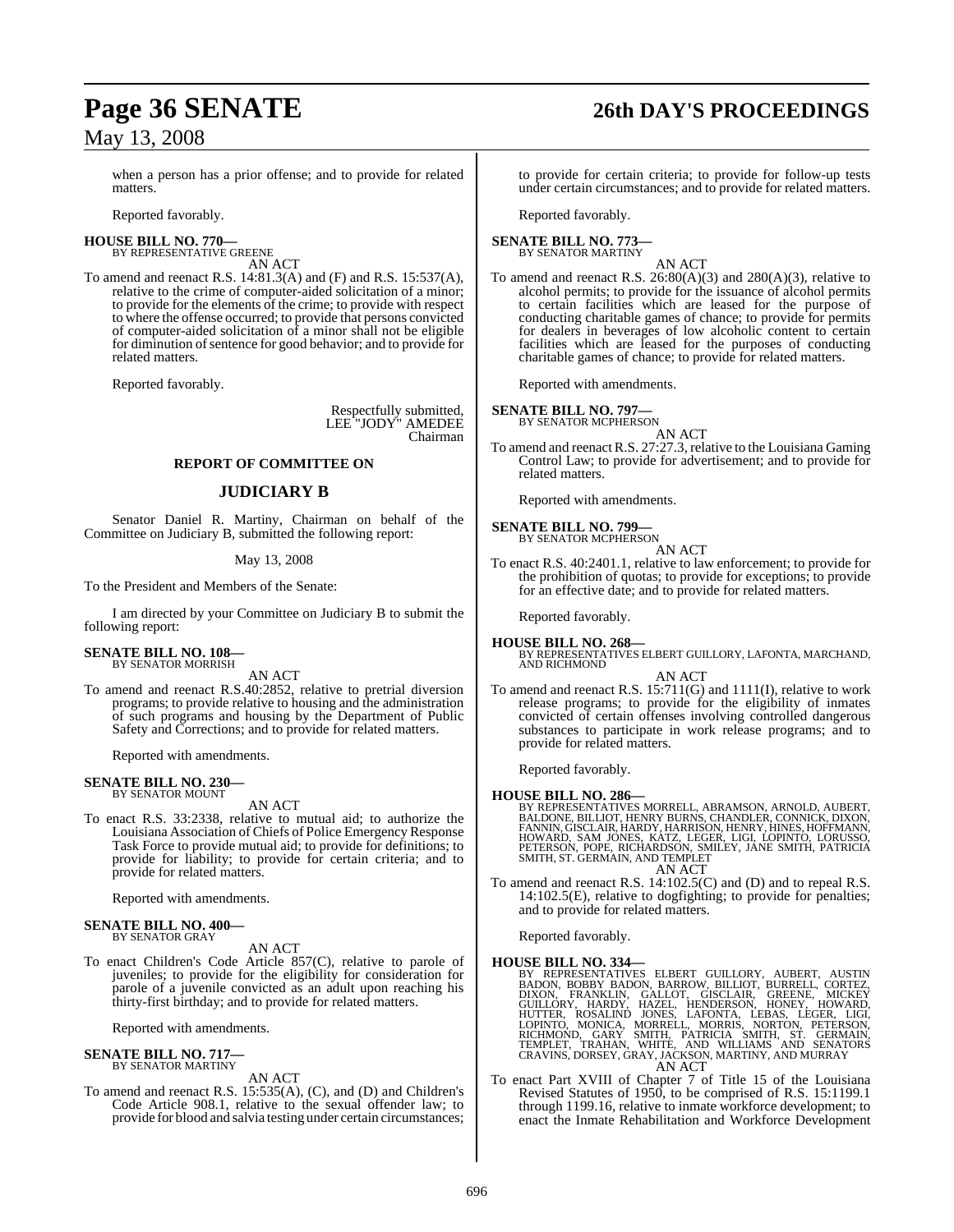when a person has a prior offense; and to provide for related matters.

Reported favorably.

**HOUSE BILL NO. 770—**
BY REPRESENTATIVE GREENE

AN ACT

To amend and reenact R.S. 14:81.3(A) and (F) and R.S. 15:537(A), relative to the crime of computer-aided solicitation of a minor; to provide for the elements of the crime; to provide with respect to where the offense occurred; to provide that persons convicted of computer-aided solicitation of a minor shall not be eligible for diminution of sentence for good behavior; and to provide for related matters.

Reported favorably.

Respectfully submitted,
LEE "JODY" AMEDEE
Chairman

## REPORT OF COMMITTEE ON

## JUDICIARY B

Senator Daniel R. Martiny, Chairman on behalf of the Committee on Judiciary B, submitted the following report:

May 13, 2008

To the President and Members of the Senate:

I am directed by your Committee on Judiciary B to submit the following report:

**SENATE BILL NO. 108—**
BY SENATOR MORRISH

AN ACT

To amend and reenact R.S.40:2852, relative to pretrial diversion programs; to provide relative to housing and the administration of such programs and housing by the Department of Public Safety and Corrections; and to provide for related matters.

Reported with amendments.

**SENATE BILL NO. 230—**
BY SENATOR MOUNT

AN ACT

To enact R.S. 33:2338, relative to mutual aid; to authorize the Louisiana Association of Chiefs of Police Emergency Response Task Force to provide mutual aid; to provide for definitions; to provide for liability; to provide for certain criteria; and to provide for related matters.

Reported with amendments.

**SENATE BILL NO. 400—**
BY SENATOR GRAY

AN ACT

To enact Children's Code Article 857(C), relative to parole of juveniles; to provide for the eligibility for consideration for parole of a juvenile convicted as an adult upon reaching his thirty-first birthday; and to provide for related matters.

Reported with amendments.

**SENATE BILL NO. 717—**
BY SENATOR MARTINY

AN ACT

To amend and reenact R.S. 15:535(A), (C), and (D) and Children's Code Article 908.1, relative to the sexual offender law; to provide for blood and salvia testing under certain circumstances; to provide for certain criteria; to provide for follow-up tests under certain circumstances; and to provide for related matters.

Reported favorably.

**SENATE BILL NO. 773—**
BY SENATOR MARTINY

AN ACT

To amend and reenact R.S. 26:80(A)(3) and 280(A)(3), relative to alcohol permits; to provide for the issuance of alcohol permits to certain facilities which are leased for the purpose of conducting charitable games of chance; to provide for permits for dealers in beverages of low alcoholic content to certain facilities which are leased for the purposes of conducting charitable games of chance; to provide for related matters.

Reported with amendments.

**SENATE BILL NO. 797—**
BY SENATOR MCPHERSON

AN ACT

To amend and reenact R.S. 27:27.3, relative to the Louisiana Gaming Control Law; to provide for advertisement; and to provide for related matters.

Reported with amendments.

**SENATE BILL NO. 799—**
BY SENATOR MCPHERSON

AN ACT

To enact R.S. 40:2401.1, relative to law enforcement; to provide for the prohibition of quotas; to provide for exceptions; to provide for an effective date; and to provide for related matters.

Reported favorably.

**HOUSE BILL NO. 268—**
BY REPRESENTATIVES ELBERT GUILLORY, LAFONTA, MARCHAND, AND RICHMOND

AN ACT

To amend and reenact R.S. 15:711(G) and 1111(I), relative to work release programs; to provide for the eligibility of inmates convicted of certain offenses involving controlled dangerous substances to participate in work release programs; and to provide for related matters.

Reported favorably.

**HOUSE BILL NO. 286—**
BY REPRESENTATIVES MORRELL, ABRAMSON, ARNOLD, AUBERT, BALDONE, BILLIOT, HENRY BURNS, CHANDLER, CONNICK, DIXON, FANNIN, GISCLAIR, HARDY, HARRISON, HENRY, HINES, HOFFMANN, HOWARD, SAM JONES, KATZ, LEGER, LIGI, LOPINTO, LORUSSO, PETERSON, POPE, RICHARDSON, SMILEY, JANE SMITH, PATRICIA SMITH, ST. GERMAIN, AND TEMPLET

AN ACT

To amend and reenact R.S. 14:102.5(C) and (D) and to repeal R.S. 14:102.5(E), relative to dogfighting; to provide for penalties; and to provide for related matters.

Reported favorably.

**HOUSE BILL NO. 334—**
BY REPRESENTATIVES ELBERT GUILLORY, AUBERT, AUSTIN BADON, BOBBY BADON, BARROW, BILLIOT, BURRELL, CORTEZ, DIXON, FRANKLIN, GALLOT, GISCLAIR, GREENE, MICKEY GUILLORY, HARDY, HAZEL, HENDERSON, HONEY, HOWARD, HUTTER, ROSALIND JONES, LAFONTA, LEBAS, LEGER, LIGI, LOPINTO, MONICA, MORRELL, MORRIS, NORTON, PETERSON, RICHMOND, GARY SMITH, PATRICIA SMITH, ST. GERMAIN, TEMPLET, TRAHAN, WHITE, AND WILLIAMS AND SENATORS CRAVINS, DORSEY, GRAY, JACKSON, MARTINY, AND MURRAY

AN ACT

To enact Part XVIII of Chapter 7 of Title 15 of the Louisiana Revised Statutes of 1950, to be comprised of R.S. 15:1199.1 through 1199.16, relative to inmate workforce development; to enact the Inmate Rehabilitation and Workforce Development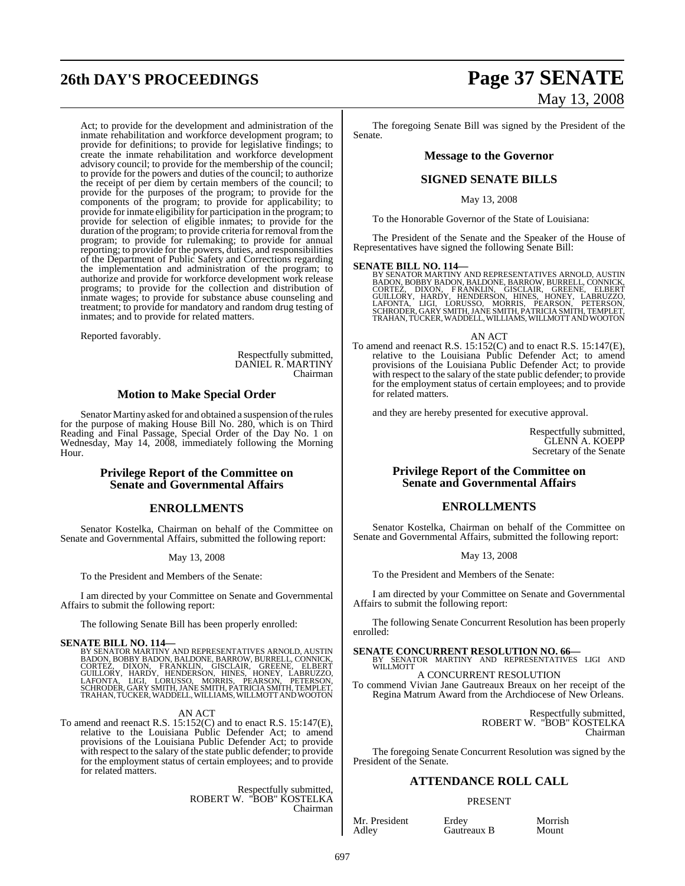Act; to provide for the development and administration of the inmate rehabilitation and workforce development program; to provide for definitions; to provide for legislative findings; to create the inmate rehabilitation and workforce development advisory council; to provide for the membership of the council; to provide for the powers and duties of the council; to authorize the receipt of per diem by certain members of the council; to provide for the purposes of the program; to provide for the components of the program; to provide for applicability; to provide for inmate eligibility for participation in the program; to provide for selection of eligible inmates; to provide for the duration of the program; to provide criteria for removal from the program; to provide for rulemaking; to provide for annual reporting; to provide for the powers, duties, and responsibilities of the Department of Public Safety and Corrections regarding the implementation and administration of the program; to authorize and provide for workforce development work release programs; to provide for the collection and distribution of inmate wages; to provide for substance abuse counseling and treatment; to provide for mandatory and random drug testing of inmates; and to provide for related matters.

Reported favorably.

Respectfully submitted,
DANIEL R. MARTINY
Chairman

## Motion to Make Special Order

Senator Martiny asked for and obtained a suspension of the rules for the purpose of making House Bill No. 280, which is on Third Reading and Final Passage, Special Order of the Day No. 1 on Wednesday, May 14, 2008, immediately following the Morning Hour.

## Privilege Report of the Committee on Senate and Governmental Affairs

## ENROLLMENTS

Senator Kostelka, Chairman on behalf of the Committee on Senate and Governmental Affairs, submitted the following report:

May 13, 2008

To the President and Members of the Senate:

I am directed by your Committee on Senate and Governmental Affairs to submit the following report:

The following Senate Bill has been properly enrolled:

**SENATE BILL NO. 114—**
BY SENATOR MARTINY AND REPRESENTATIVES ARNOLD, AUSTIN BADON, BOBBY BADON, BALDONE, BARROW, BURRELL, CONNICK, CORTEZ, DIXON, FRANKLIN, GISCLAIR, GREENE, ELBERT GUILLORY, HARDY, HENDERSON, HINES, HONEY, LABRUZZO, LAFONTA, LIGI, LORUSSO, MORRIS, PEARSON, PETERSON, SCHRODER, GARY SMITH, JANE SMITH, PATRICIA SMITH, TEMPLET, TRAHAN, TUCKER, WADDELL, WILLIAMS, WILLMOTT AND WOOTON

AN ACT

To amend and reenact R.S. 15:152(C) and to enact R.S. 15:147(E), relative to the Louisiana Public Defender Act; to amend provisions of the Louisiana Public Defender Act; to provide with respect to the salary of the state public defender; to provide for the employment status of certain employees; and to provide for related matters.

Respectfully submitted,
ROBERT W. "BOB" KOSTELKA
Chairman

The foregoing Senate Bill was signed by the President of the Senate.

## Message to the Governor

## SIGNED SENATE BILLS

May 13, 2008

To the Honorable Governor of the State of Louisiana:

The President of the Senate and the Speaker of the House of Representatives have signed the following Senate Bill:

**SENATE BILL NO. 114—**
BY SENATOR MARTINY AND REPRESENTATIVES ARNOLD, AUSTIN BADON, BOBBY BADON, BALDONE, BARROW, BURRELL, CONNICK, CORTEZ, DIXON, FRANKLIN, GISCLAIR, GREENE, ELBERT GUILLORY, HARDY, HENDERSON, HINES, HONEY, LABRUZZO, LAFONTA, LIGI, LORUSSO, MORRIS, PEARSON, PETERSON, SCHRODER, GARY SMITH, JANE SMITH, PATRICIA SMITH, TEMPLET, TRAHAN, TUCKER, WADDELL, WILLIAMS, WILLMOTT AND WOOTON

AN ACT

To amend and reenact R.S. 15:152(C) and to enact R.S. 15:147(E), relative to the Louisiana Public Defender Act; to amend provisions of the Louisiana Public Defender Act; to provide with respect to the salary of the state public defender; to provide for the employment status of certain employees; and to provide for related matters.

and they are hereby presented for executive approval.

Respectfully submitted,
GLENN A. KOEPP
Secretary of the Senate

## Privilege Report of the Committee on Senate and Governmental Affairs

## ENROLLMENTS

Senator Kostelka, Chairman on behalf of the Committee on Senate and Governmental Affairs, submitted the following report:

May 13, 2008

To the President and Members of the Senate:

I am directed by your Committee on Senate and Governmental Affairs to submit the following report:

The following Senate Concurrent Resolution has been properly enrolled:

**SENATE CONCURRENT RESOLUTION NO. 66—**
BY SENATOR MARTINY AND REPRESENTATIVES LIGI AND WILLMOTT

A CONCURRENT RESOLUTION

To commend Vivian Jane Gautreaux Breaux on her receipt of the Regina Matrum Award from the Archdiocese of New Orleans.

Respectfully submitted,
ROBERT W. "BOB" KOSTELKA
Chairman

The foregoing Senate Concurrent Resolution was signed by the President of the Senate.

## ATTENDANCE ROLL CALL

PRESENT

| | | |
|---|---|---|
| Mr. President | Erdey | Morrish |
| Adley | Gautreaux B | Mount |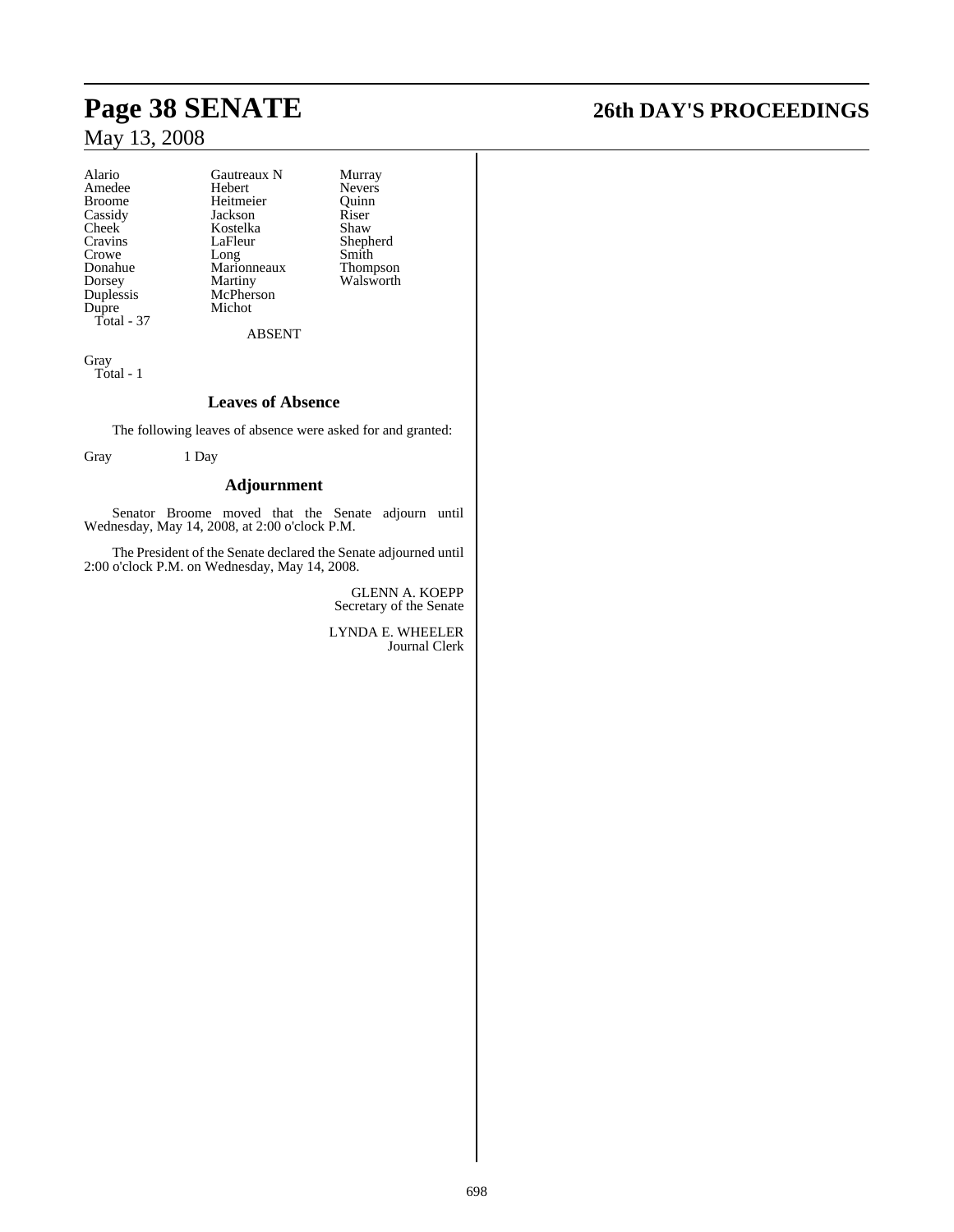| | | |
|---|---|---|
| Alario | Gautreaux N | Murray |
| Amedee | Hebert | Nevers |
| Broome | Heitmeier | Quinn |
| Cassidy | Jackson | Riser |
| Cheek | Kostelka | Shaw |
| Cravins | LaFleur | Shepherd |
| Crowe | Long | Smith |
| Donahue | Marionneaux | Thompson |
| Dorsey | Martiny | Walsworth |
| Duplessis | McPherson | |
| Dupre | Michot | |

Total - 37

ABSENT

Gray

Total - 1

## Leaves of Absence

The following leaves of absence were asked for and granted:

Gray 1 Day

## Adjournment

Senator Broome moved that the Senate adjourn until Wednesday, May 14, 2008, at 2:00 o'clock P.M.

The President of the Senate declared the Senate adjourned until 2:00 o'clock P.M. on Wednesday, May 14, 2008.

GLENN A. KOEPP
Secretary of the Senate

LYNDA E. WHEELER
Journal Clerk